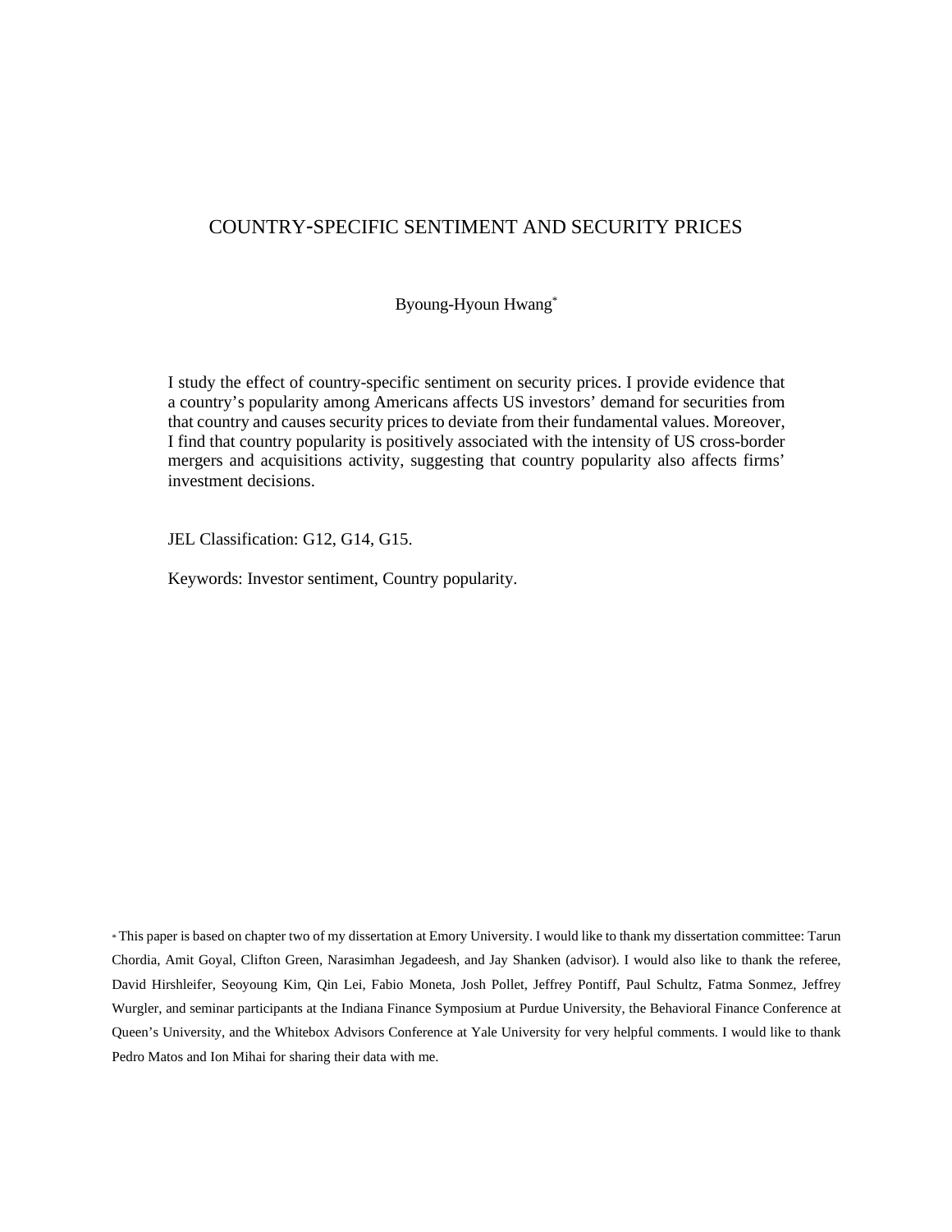# COUNTRY-SPECIFIC SENTIMENT AND SECURITY PRICES

Byoung-Hyoun Hwang*

I study the effect of country-specific sentiment on security prices. I provide evidence that a country's popularity among Americans affects US investors' demand for securities from that country and causes security prices to deviate from their fundamental values. Moreover, I find that country popularity is positively associated with the intensity of US cross-border mergers and acquisitions activity, suggesting that country popularity also affects firms' investment decisions.

JEL Classification: G12, G14, G15.

Keywords: Investor sentiment, Country popularity.

* This paper is based on chapter two of my dissertation at Emory University. I would like to thank my dissertation committee: Tarun Chordia, Amit Goyal, Clifton Green, Narasimhan Jegadeesh, and Jay Shanken (advisor). I would also like to thank the referee, David Hirshleifer, Seoyoung Kim, Qin Lei, Fabio Moneta, Josh Pollet, Jeffrey Pontiff, Paul Schultz, Fatma Sonmez, Jeffrey Wurgler, and seminar participants at the Indiana Finance Symposium at Purdue University, the Behavioral Finance Conference at Queen's University, and the Whitebox Advisors Conference at Yale University for very helpful comments. I would like to thank Pedro Matos and Ion Mihai for sharing their data with me.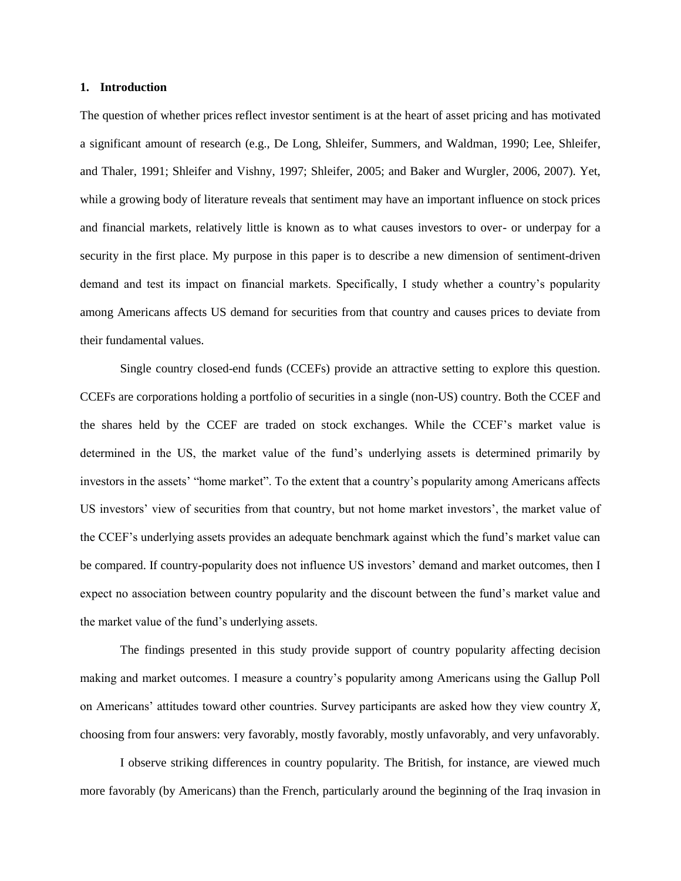## 1. Introduction

The question of whether prices reflect investor sentiment is at the heart of asset pricing and has motivated a significant amount of research (e.g., De Long, Shleifer, Summers, and Waldman, 1990; Lee, Shleifer, and Thaler, 1991; Shleifer and Vishny, 1997; Shleifer, 2005; and Baker and Wurgler, 2006, 2007). Yet, while a growing body of literature reveals that sentiment may have an important influence on stock prices and financial markets, relatively little is known as to what causes investors to over- or underpay for a security in the first place. My purpose in this paper is to describe a new dimension of sentiment-driven demand and test its impact on financial markets. Specifically, I study whether a country's popularity among Americans affects US demand for securities from that country and causes prices to deviate from their fundamental values.

Single country closed-end funds (CCEFs) provide an attractive setting to explore this question. CCEFs are corporations holding a portfolio of securities in a single (non-US) country. Both the CCEF and the shares held by the CCEF are traded on stock exchanges. While the CCEF's market value is determined in the US, the market value of the fund's underlying assets is determined primarily by investors in the assets' "home market". To the extent that a country's popularity among Americans affects US investors' view of securities from that country, but not home market investors', the market value of the CCEF's underlying assets provides an adequate benchmark against which the fund's market value can be compared. If country-popularity does not influence US investors' demand and market outcomes, then I expect no association between country popularity and the discount between the fund's market value and the market value of the fund's underlying assets.

The findings presented in this study provide support of country popularity affecting decision making and market outcomes. I measure a country's popularity among Americans using the Gallup Poll on Americans' attitudes toward other countries. Survey participants are asked how they view country *X*, choosing from four answers: very favorably, mostly favorably, mostly unfavorably, and very unfavorably.

I observe striking differences in country popularity. The British, for instance, are viewed much more favorably (by Americans) than the French, particularly around the beginning of the Iraq invasion in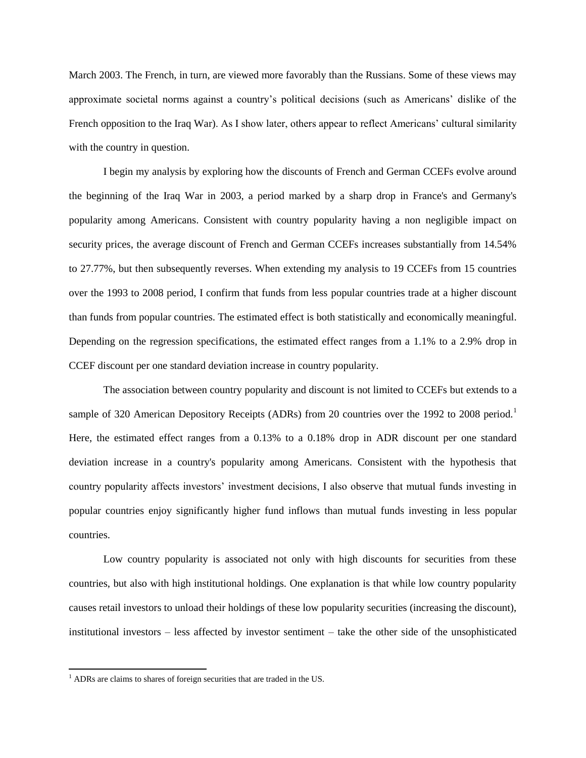March 2003. The French, in turn, are viewed more favorably than the Russians. Some of these views may approximate societal norms against a country's political decisions (such as Americans' dislike of the French opposition to the Iraq War). As I show later, others appear to reflect Americans' cultural similarity with the country in question.

I begin my analysis by exploring how the discounts of French and German CCEFs evolve around the beginning of the Iraq War in 2003, a period marked by a sharp drop in France's and Germany's popularity among Americans. Consistent with country popularity having a non negligible impact on security prices, the average discount of French and German CCEFs increases substantially from 14.54% to 27.77%, but then subsequently reverses. When extending my analysis to 19 CCEFs from 15 countries over the 1993 to 2008 period, I confirm that funds from less popular countries trade at a higher discount than funds from popular countries. The estimated effect is both statistically and economically meaningful. Depending on the regression specifications, the estimated effect ranges from a 1.1% to a 2.9% drop in CCEF discount per one standard deviation increase in country popularity.

The association between country popularity and discount is not limited to CCEFs but extends to a sample of 320 American Depository Receipts (ADRs) from 20 countries over the 1992 to 2008 period.[1] Here, the estimated effect ranges from a 0.13% to a 0.18% drop in ADR discount per one standard deviation increase in a country's popularity among Americans. Consistent with the hypothesis that country popularity affects investors' investment decisions, I also observe that mutual funds investing in popular countries enjoy significantly higher fund inflows than mutual funds investing in less popular countries.

Low country popularity is associated not only with high discounts for securities from these countries, but also with high institutional holdings. One explanation is that while low country popularity causes retail investors to unload their holdings of these low popularity securities (increasing the discount), institutional investors – less affected by investor sentiment – take the other side of the unsophisticated

[1] ADRs are claims to shares of foreign securities that are traded in the US.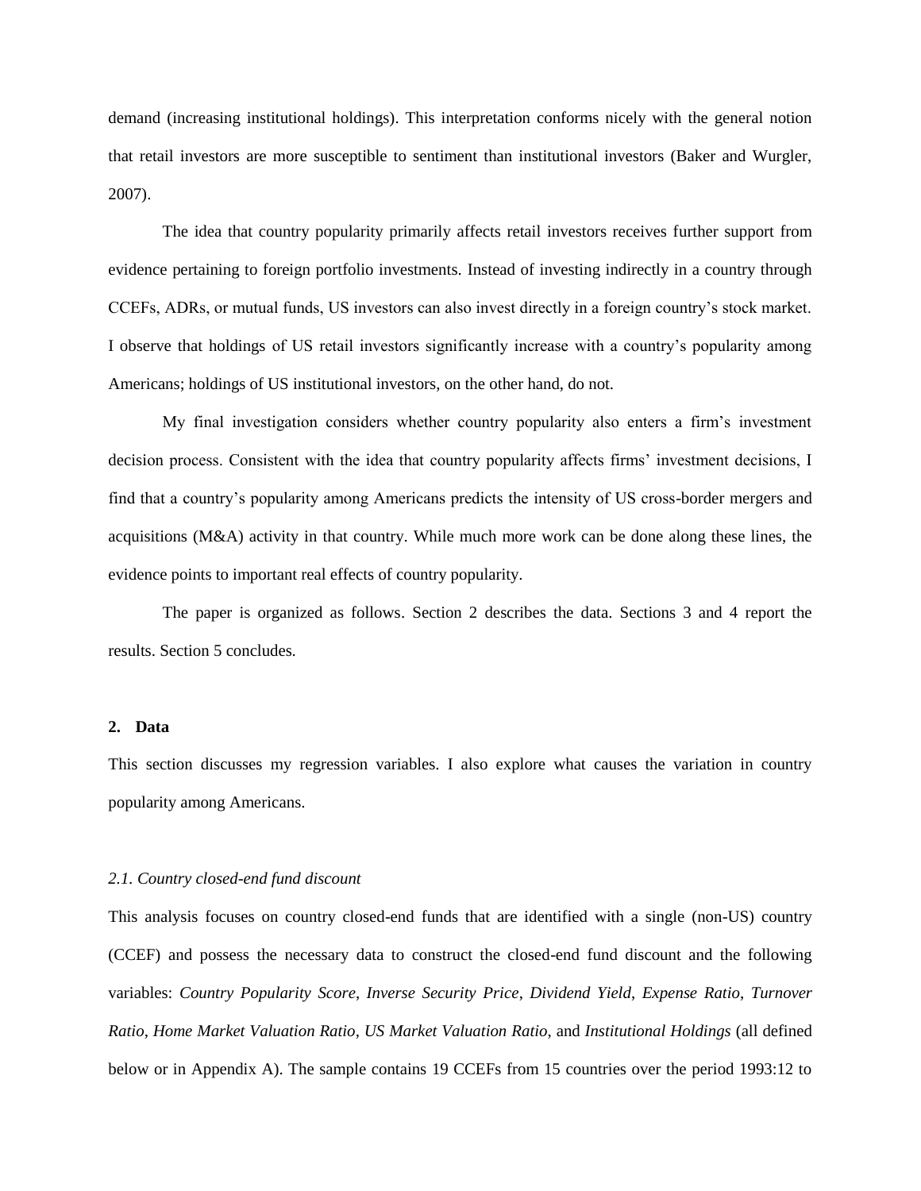demand (increasing institutional holdings). This interpretation conforms nicely with the general notion that retail investors are more susceptible to sentiment than institutional investors (Baker and Wurgler, 2007).

The idea that country popularity primarily affects retail investors receives further support from evidence pertaining to foreign portfolio investments. Instead of investing indirectly in a country through CCEFs, ADRs, or mutual funds, US investors can also invest directly in a foreign country's stock market. I observe that holdings of US retail investors significantly increase with a country's popularity among Americans; holdings of US institutional investors, on the other hand, do not.

My final investigation considers whether country popularity also enters a firm's investment decision process. Consistent with the idea that country popularity affects firms' investment decisions, I find that a country's popularity among Americans predicts the intensity of US cross-border mergers and acquisitions (M&A) activity in that country. While much more work can be done along these lines, the evidence points to important real effects of country popularity.

The paper is organized as follows. Section 2 describes the data. Sections 3 and 4 report the results. Section 5 concludes.

## 2. Data

This section discusses my regression variables. I also explore what causes the variation in country popularity among Americans.

### *2.1. Country closed-end fund discount*

This analysis focuses on country closed-end funds that are identified with a single (non-US) country (CCEF) and possess the necessary data to construct the closed-end fund discount and the following variables: *Country Popularity Score*, *Inverse Security Price*, *Dividend Yield*, *Expense Ratio*, *Turnover Ratio*, *Home Market Valuation Ratio*, *US Market Valuation Ratio,* and *Institutional Holdings* (all defined below or in Appendix A). The sample contains 19 CCEFs from 15 countries over the period 1993:12 to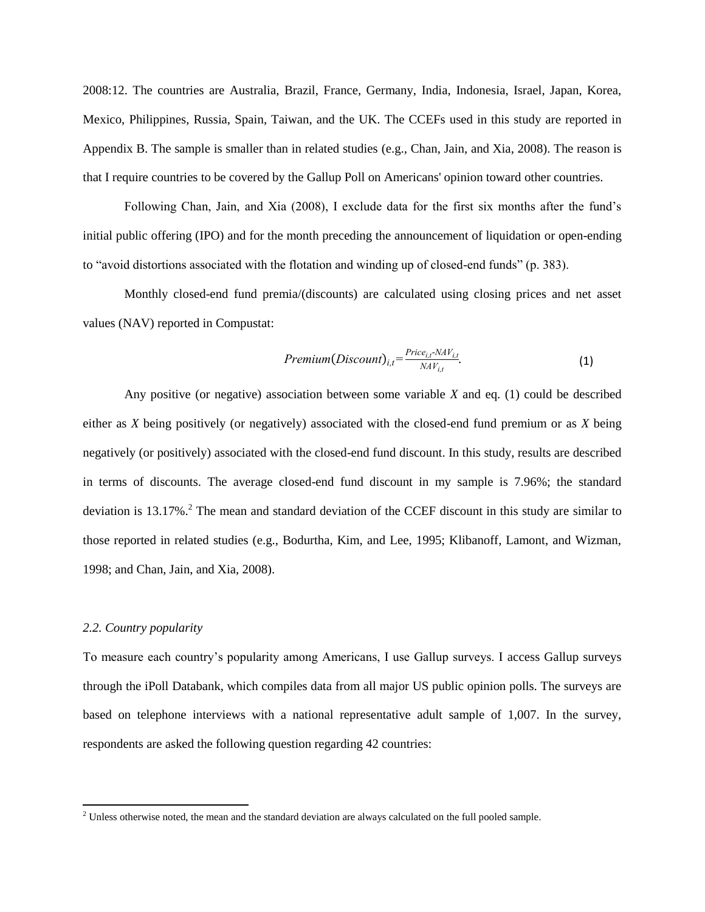2008:12. The countries are Australia, Brazil, France, Germany, India, Indonesia, Israel, Japan, Korea, Mexico, Philippines, Russia, Spain, Taiwan, and the UK. The CCEFs used in this study are reported in Appendix B. The sample is smaller than in related studies (e.g., Chan, Jain, and Xia, 2008). The reason is that I require countries to be covered by the Gallup Poll on Americans' opinion toward other countries.

Following Chan, Jain, and Xia (2008), I exclude data for the first six months after the fund's initial public offering (IPO) and for the month preceding the announcement of liquidation or open-ending to "avoid distortions associated with the flotation and winding up of closed-end funds" (p. 383).

Monthly closed-end fund premia/(discounts) are calculated using closing prices and net asset values (NAV) reported in Compustat:

$$Premium(Discount)_{i,t}=\frac{Price_{i,t}\text{-}NAV_{i,t}}{NAV_{i,t}}. \tag{1}$$

Any positive (or negative) association between some variable $X$ and eq. (1) could be described either as $X$ being positively (or negatively) associated with the closed-end fund premium or as $X$ being negatively (or positively) associated with the closed-end fund discount. In this study, results are described in terms of discounts. The average closed-end fund discount in my sample is 7.96%; the standard deviation is 13.17%.[2] The mean and standard deviation of the CCEF discount in this study are similar to those reported in related studies (e.g., Bodurtha, Kim, and Lee, 1995; Klibanoff, Lamont, and Wizman, 1998; and Chan, Jain, and Xia, 2008).

## *2.2. Country popularity*

To measure each country's popularity among Americans, I use Gallup surveys. I access Gallup surveys through the iPoll Databank, which compiles data from all major US public opinion polls. The surveys are based on telephone interviews with a national representative adult sample of 1,007. In the survey, respondents are asked the following question regarding 42 countries:

[2] Unless otherwise noted, the mean and the standard deviation are always calculated on the full pooled sample.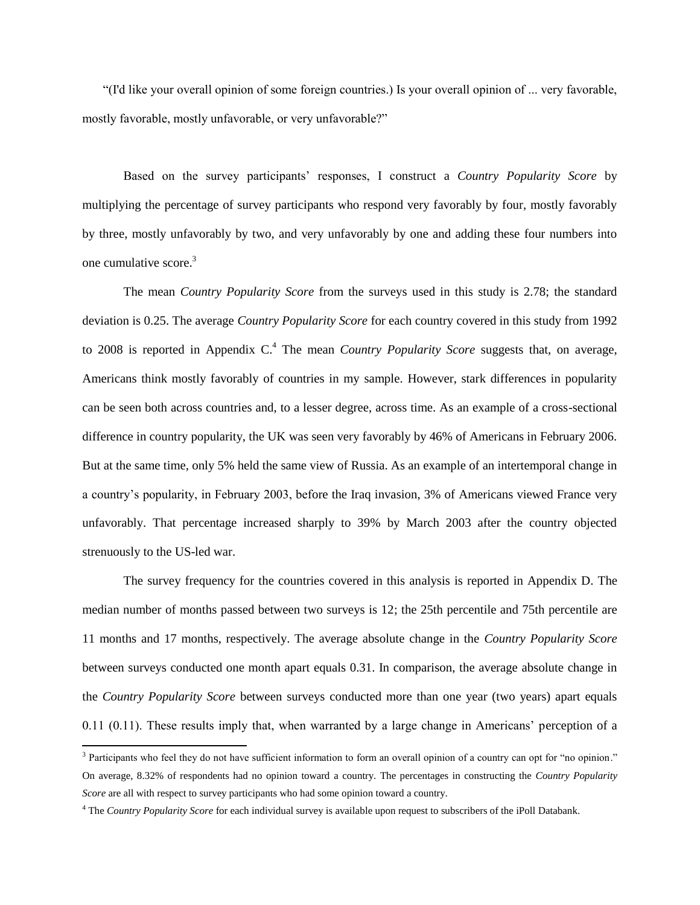"(I'd like your overall opinion of some foreign countries.) Is your overall opinion of ... very favorable, mostly favorable, mostly unfavorable, or very unfavorable?"

Based on the survey participants' responses, I construct a *Country Popularity Score* by multiplying the percentage of survey participants who respond very favorably by four, mostly favorably by three, mostly unfavorably by two, and very unfavorably by one and adding these four numbers into one cumulative score.[3]

The mean *Country Popularity Score* from the surveys used in this study is 2.78; the standard deviation is 0.25. The average *Country Popularity Score* for each country covered in this study from 1992 to 2008 is reported in Appendix C.[4] The mean *Country Popularity Score* suggests that, on average, Americans think mostly favorably of countries in my sample. However, stark differences in popularity can be seen both across countries and, to a lesser degree, across time. As an example of a cross-sectional difference in country popularity, the UK was seen very favorably by 46% of Americans in February 2006. But at the same time, only 5% held the same view of Russia. As an example of an intertemporal change in a country's popularity, in February 2003, before the Iraq invasion, 3% of Americans viewed France very unfavorably. That percentage increased sharply to 39% by March 2003 after the country objected strenuously to the US-led war.

The survey frequency for the countries covered in this analysis is reported in Appendix D. The median number of months passed between two surveys is 12; the 25th percentile and 75th percentile are 11 months and 17 months, respectively. The average absolute change in the *Country Popularity Score* between surveys conducted one month apart equals 0.31. In comparison, the average absolute change in the *Country Popularity Score* between surveys conducted more than one year (two years) apart equals 0.11 (0.11). These results imply that, when warranted by a large change in Americans' perception of a

---

[3] Participants who feel they do not have sufficient information to form an overall opinion of a country can opt for "no opinion." On average, 8.32% of respondents had no opinion toward a country. The percentages in constructing the *Country Popularity Score* are all with respect to survey participants who had some opinion toward a country.

[4] The *Country Popularity Score* for each individual survey is available upon request to subscribers of the iPoll Databank.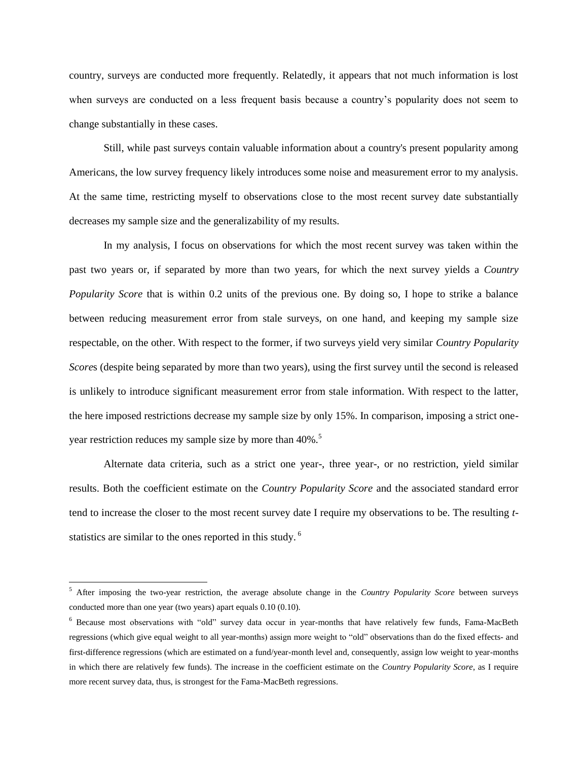country, surveys are conducted more frequently. Relatedly, it appears that not much information is lost when surveys are conducted on a less frequent basis because a country's popularity does not seem to change substantially in these cases.

Still, while past surveys contain valuable information about a country's present popularity among Americans, the low survey frequency likely introduces some noise and measurement error to my analysis. At the same time, restricting myself to observations close to the most recent survey date substantially decreases my sample size and the generalizability of my results.

In my analysis, I focus on observations for which the most recent survey was taken within the past two years or, if separated by more than two years, for which the next survey yields a *Country Popularity Score* that is within 0.2 units of the previous one. By doing so, I hope to strike a balance between reducing measurement error from stale surveys, on one hand, and keeping my sample size respectable, on the other. With respect to the former, if two surveys yield very similar *Country Popularity Score*s (despite being separated by more than two years), using the first survey until the second is released is unlikely to introduce significant measurement error from stale information. With respect to the latter, the here imposed restrictions decrease my sample size by only 15%. In comparison, imposing a strict one-year restriction reduces my sample size by more than 40%.[5]

Alternate data criteria, such as a strict one year-, three year-, or no restriction, yield similar results. Both the coefficient estimate on the *Country Popularity Score* and the associated standard error tend to increase the closer to the most recent survey date I require my observations to be. The resulting *t*-statistics are similar to the ones reported in this study.[6]

---

[5] After imposing the two-year restriction, the average absolute change in the *Country Popularity Score* between surveys conducted more than one year (two years) apart equals 0.10 (0.10).

[6] Because most observations with "old" survey data occur in year-months that have relatively few funds, Fama-MacBeth regressions (which give equal weight to all year-months) assign more weight to "old" observations than do the fixed effects- and first-difference regressions (which are estimated on a fund/year-month level and, consequently, assign low weight to year-months in which there are relatively few funds). The increase in the coefficient estimate on the *Country Popularity Score*, as I require more recent survey data, thus, is strongest for the Fama-MacBeth regressions.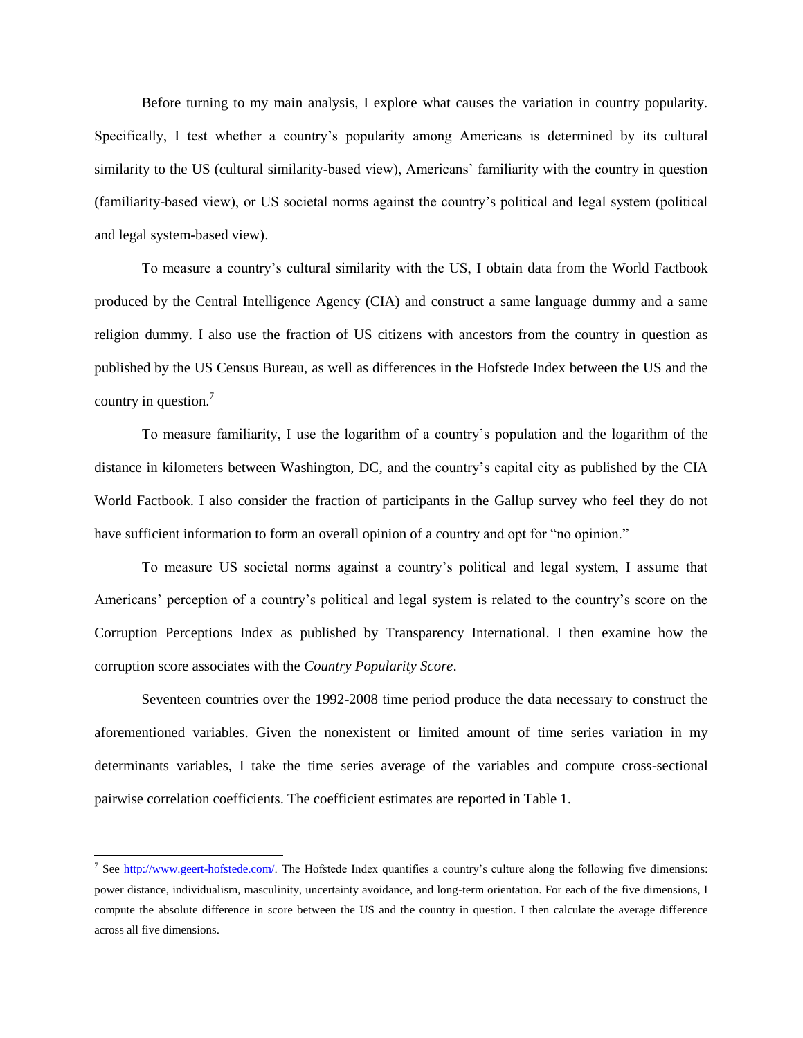Before turning to my main analysis, I explore what causes the variation in country popularity. Specifically, I test whether a country's popularity among Americans is determined by its cultural similarity to the US (cultural similarity-based view), Americans' familiarity with the country in question (familiarity-based view), or US societal norms against the country's political and legal system (political and legal system-based view).

To measure a country's cultural similarity with the US, I obtain data from the World Factbook produced by the Central Intelligence Agency (CIA) and construct a same language dummy and a same religion dummy. I also use the fraction of US citizens with ancestors from the country in question as published by the US Census Bureau, as well as differences in the Hofstede Index between the US and the country in question.[7]

To measure familiarity, I use the logarithm of a country's population and the logarithm of the distance in kilometers between Washington, DC, and the country's capital city as published by the CIA World Factbook. I also consider the fraction of participants in the Gallup survey who feel they do not have sufficient information to form an overall opinion of a country and opt for "no opinion."

To measure US societal norms against a country's political and legal system, I assume that Americans' perception of a country's political and legal system is related to the country's score on the Corruption Perceptions Index as published by Transparency International. I then examine how the corruption score associates with the *Country Popularity Score*.

Seventeen countries over the 1992-2008 time period produce the data necessary to construct the aforementioned variables. Given the nonexistent or limited amount of time series variation in my determinants variables, I take the time series average of the variables and compute cross-sectional pairwise correlation coefficients. The coefficient estimates are reported in Table 1.

---

[7] See http://www.geert-hofstede.com/. The Hofstede Index quantifies a country's culture along the following five dimensions: power distance, individualism, masculinity, uncertainty avoidance, and long-term orientation. For each of the five dimensions, I compute the absolute difference in score between the US and the country in question. I then calculate the average difference across all five dimensions.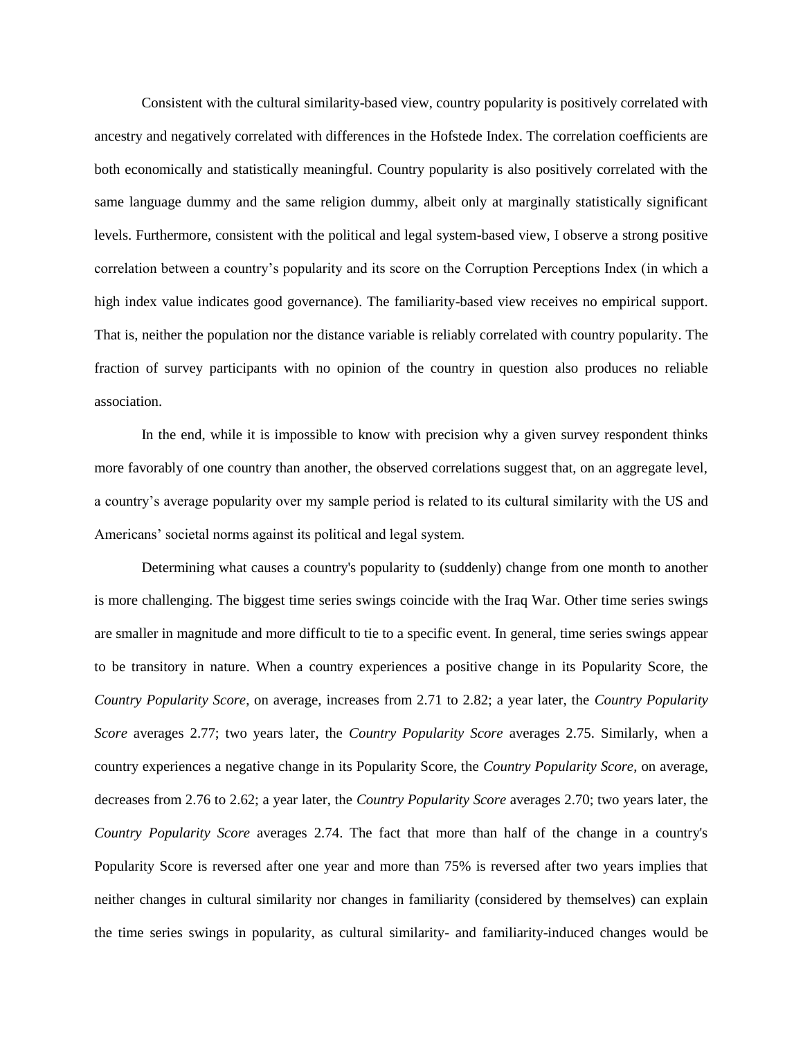Consistent with the cultural similarity-based view, country popularity is positively correlated with ancestry and negatively correlated with differences in the Hofstede Index. The correlation coefficients are both economically and statistically meaningful. Country popularity is also positively correlated with the same language dummy and the same religion dummy, albeit only at marginally statistically significant levels. Furthermore, consistent with the political and legal system-based view, I observe a strong positive correlation between a country's popularity and its score on the Corruption Perceptions Index (in which a high index value indicates good governance). The familiarity-based view receives no empirical support. That is, neither the population nor the distance variable is reliably correlated with country popularity. The fraction of survey participants with no opinion of the country in question also produces no reliable association.

In the end, while it is impossible to know with precision why a given survey respondent thinks more favorably of one country than another, the observed correlations suggest that, on an aggregate level, a country's average popularity over my sample period is related to its cultural similarity with the US and Americans' societal norms against its political and legal system.

Determining what causes a country's popularity to (suddenly) change from one month to another is more challenging. The biggest time series swings coincide with the Iraq War. Other time series swings are smaller in magnitude and more difficult to tie to a specific event. In general, time series swings appear to be transitory in nature. When a country experiences a positive change in its Popularity Score, the *Country Popularity Score*, on average, increases from 2.71 to 2.82; a year later, the *Country Popularity Score* averages 2.77; two years later, the *Country Popularity Score* averages 2.75. Similarly, when a country experiences a negative change in its Popularity Score, the *Country Popularity Score*, on average, decreases from 2.76 to 2.62; a year later, the *Country Popularity Score* averages 2.70; two years later, the *Country Popularity Score* averages 2.74. The fact that more than half of the change in a country's Popularity Score is reversed after one year and more than 75% is reversed after two years implies that neither changes in cultural similarity nor changes in familiarity (considered by themselves) can explain the time series swings in popularity, as cultural similarity- and familiarity-induced changes would be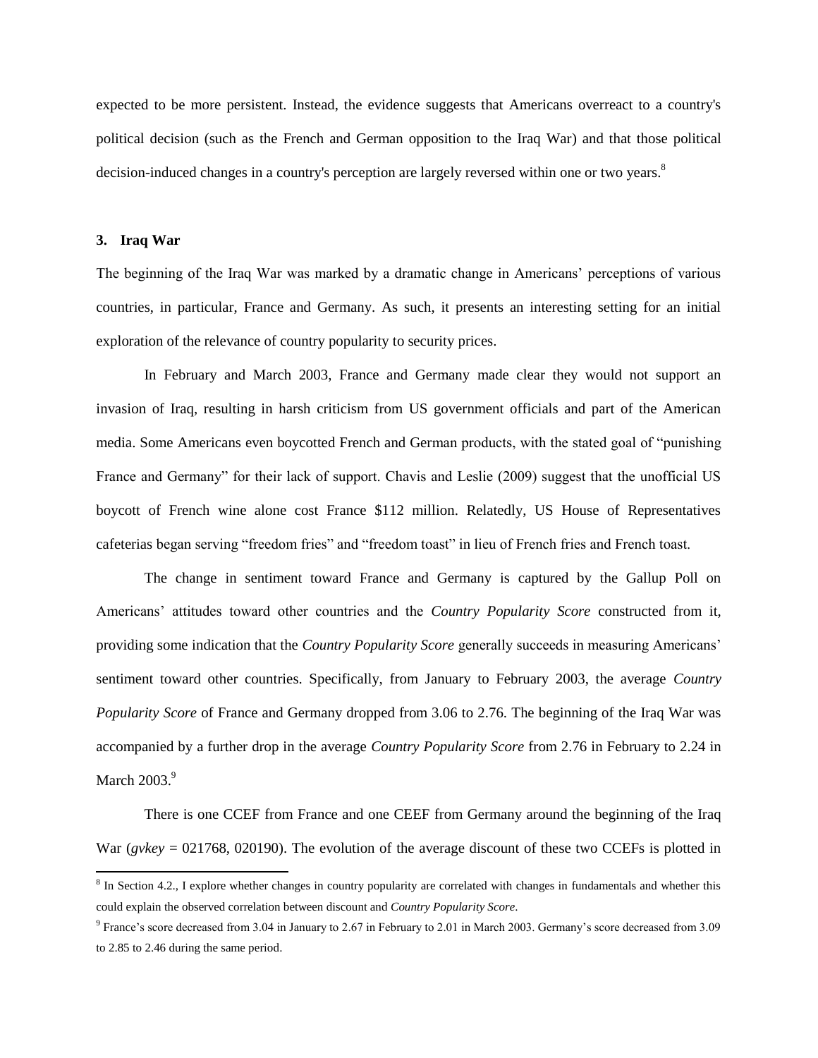expected to be more persistent. Instead, the evidence suggests that Americans overreact to a country's political decision (such as the French and German opposition to the Iraq War) and that those political decision-induced changes in a country's perception are largely reversed within one or two years.[8]

## 3. Iraq War

The beginning of the Iraq War was marked by a dramatic change in Americans' perceptions of various countries, in particular, France and Germany. As such, it presents an interesting setting for an initial exploration of the relevance of country popularity to security prices.

In February and March 2003, France and Germany made clear they would not support an invasion of Iraq, resulting in harsh criticism from US government officials and part of the American media. Some Americans even boycotted French and German products, with the stated goal of "punishing France and Germany" for their lack of support. Chavis and Leslie (2009) suggest that the unofficial US boycott of French wine alone cost France $112 million. Relatedly, US House of Representatives cafeterias began serving "freedom fries" and "freedom toast" in lieu of French fries and French toast.

The change in sentiment toward France and Germany is captured by the Gallup Poll on Americans' attitudes toward other countries and the *Country Popularity Score* constructed from it, providing some indication that the *Country Popularity Score* generally succeeds in measuring Americans' sentiment toward other countries. Specifically, from January to February 2003, the average *Country Popularity Score* of France and Germany dropped from 3.06 to 2.76. The beginning of the Iraq War was accompanied by a further drop in the average *Country Popularity Score* from 2.76 in February to 2.24 in March 2003.[9]

There is one CCEF from France and one CEEF from Germany around the beginning of the Iraq War (*gvkey* = 021768, 020190). The evolution of the average discount of these two CCEFs is plotted in

---

[8] In Section 4.2., I explore whether changes in country popularity are correlated with changes in fundamentals and whether this could explain the observed correlation between discount and *Country Popularity Score*.

[9] France's score decreased from 3.04 in January to 2.67 in February to 2.01 in March 2003. Germany's score decreased from 3.09 to 2.85 to 2.46 during the same period.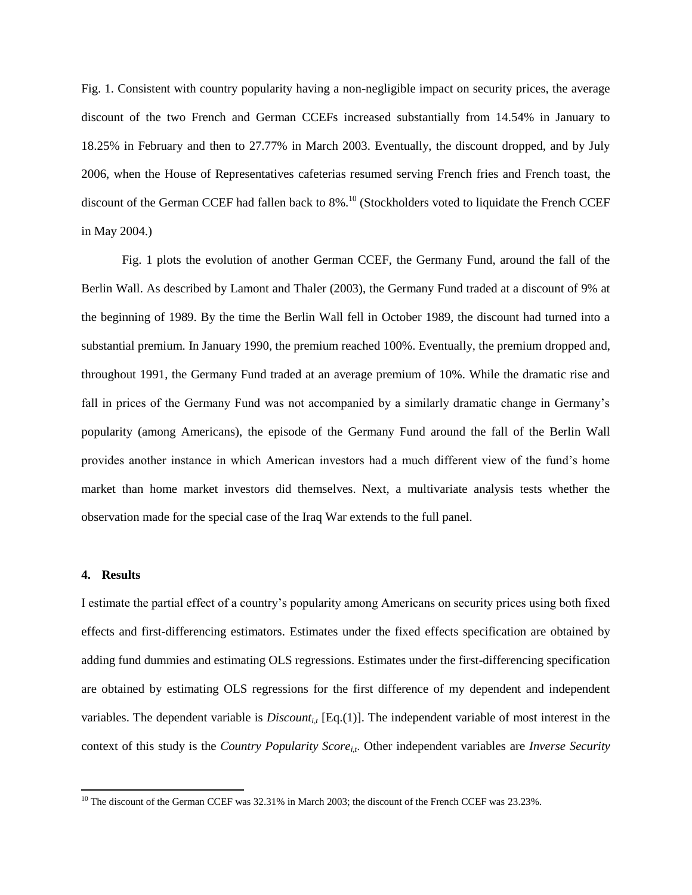Fig. 1. Consistent with country popularity having a non-negligible impact on security prices, the average discount of the two French and German CCEFs increased substantially from 14.54% in January to 18.25% in February and then to 27.77% in March 2003. Eventually, the discount dropped, and by July 2006, when the House of Representatives cafeterias resumed serving French fries and French toast, the discount of the German CCEF had fallen back to 8%.[10] (Stockholders voted to liquidate the French CCEF in May 2004.)

Fig. 1 plots the evolution of another German CCEF, the Germany Fund, around the fall of the Berlin Wall. As described by Lamont and Thaler (2003), the Germany Fund traded at a discount of 9% at the beginning of 1989. By the time the Berlin Wall fell in October 1989, the discount had turned into a substantial premium. In January 1990, the premium reached 100%. Eventually, the premium dropped and, throughout 1991, the Germany Fund traded at an average premium of 10%. While the dramatic rise and fall in prices of the Germany Fund was not accompanied by a similarly dramatic change in Germany's popularity (among Americans), the episode of the Germany Fund around the fall of the Berlin Wall provides another instance in which American investors had a much different view of the fund's home market than home market investors did themselves. Next, a multivariate analysis tests whether the observation made for the special case of the Iraq War extends to the full panel.

#### 4. Results

I estimate the partial effect of a country's popularity among Americans on security prices using both fixed effects and first-differencing estimators. Estimates under the fixed effects specification are obtained by adding fund dummies and estimating OLS regressions. Estimates under the first-differencing specification are obtained by estimating OLS regressions for the first difference of my dependent and independent variables. The dependent variable is $Discount_{i,t}$ [Eq.(1)]. The independent variable of most interest in the context of this study is the $Country\ Popularity\ Score_{i,t}$. Other independent variables are *Inverse Security*

[10] The discount of the German CCEF was 32.31% in March 2003; the discount of the French CCEF was 23.23%.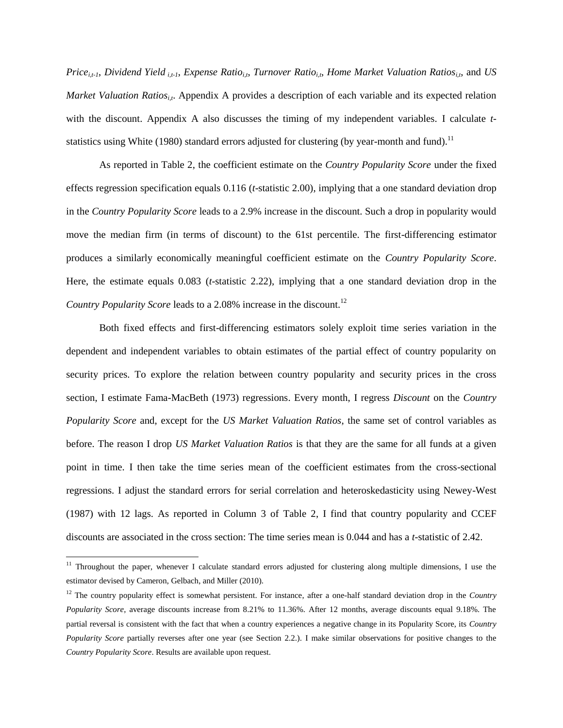*$Price_{i,t-1}$*, *$Dividend\ Yield_{i,t-1}$*, *$Expense\ Ratio_{i,t}$*, *$Turnover\ Ratio_{i,t}$*, *$Home\ Market\ Valuation\ Ratios_{i,t}$*, and *$US\ Market\ Valuation\ Ratios_{i,t}$*. Appendix A provides a description of each variable and its expected relation with the discount. Appendix A also discusses the timing of my independent variables. I calculate *t*-statistics using White (1980) standard errors adjusted for clustering (by year-month and fund).[11]

As reported in Table 2, the coefficient estimate on the *Country Popularity Score* under the fixed effects regression specification equals 0.116 (*t*-statistic 2.00), implying that a one standard deviation drop in the *Country Popularity Score* leads to a 2.9% increase in the discount. Such a drop in popularity would move the median firm (in terms of discount) to the 61st percentile. The first-differencing estimator produces a similarly economically meaningful coefficient estimate on the *Country Popularity Score*. Here, the estimate equals 0.083 (*t*-statistic 2.22), implying that a one standard deviation drop in the *Country Popularity Score* leads to a 2.08% increase in the discount.[12]

Both fixed effects and first-differencing estimators solely exploit time series variation in the dependent and independent variables to obtain estimates of the partial effect of country popularity on security prices. To explore the relation between country popularity and security prices in the cross section, I estimate Fama-MacBeth (1973) regressions. Every month, I regress *Discount* on the *Country Popularity Score* and, except for the *US Market Valuation Ratios*, the same set of control variables as before. The reason I drop *US Market Valuation Ratios* is that they are the same for all funds at a given point in time. I then take the time series mean of the coefficient estimates from the cross-sectional regressions. I adjust the standard errors for serial correlation and heteroskedasticity using Newey-West (1987) with 12 lags. As reported in Column 3 of Table 2, I find that country popularity and CCEF discounts are associated in the cross section: The time series mean is 0.044 and has a *t*-statistic of 2.42.

---

[11] Throughout the paper, whenever I calculate standard errors adjusted for clustering along multiple dimensions, I use the estimator devised by Cameron, Gelbach, and Miller (2010).

[12] The country popularity effect is somewhat persistent. For instance, after a one-half standard deviation drop in the *Country Popularity Score*, average discounts increase from 8.21% to 11.36%. After 12 months, average discounts equal 9.18%. The partial reversal is consistent with the fact that when a country experiences a negative change in its Popularity Score, its *Country Popularity Score* partially reverses after one year (see Section 2.2.). I make similar observations for positive changes to the *Country Popularity Score*. Results are available upon request.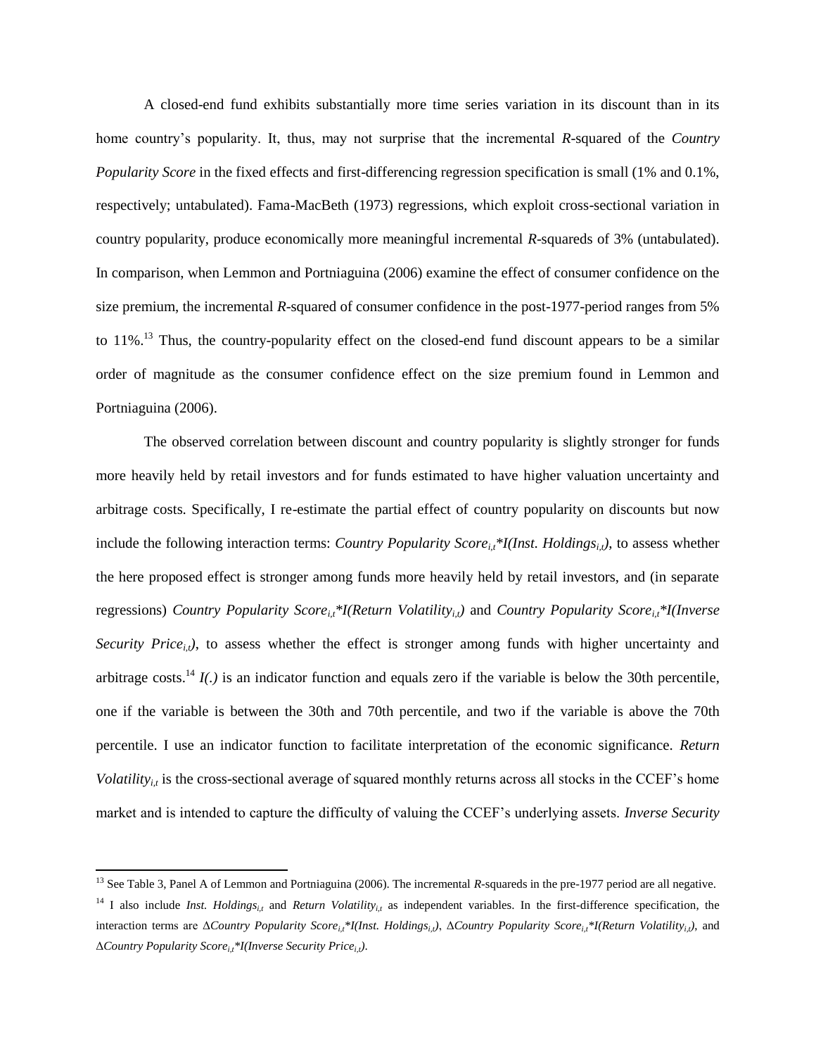A closed-end fund exhibits substantially more time series variation in its discount than in its home country's popularity. It, thus, may not surprise that the incremental $R$-squared of the *Country Popularity Score* in the fixed effects and first-differencing regression specification is small (1% and 0.1%, respectively; untabulated). Fama-MacBeth (1973) regressions, which exploit cross-sectional variation in country popularity, produce economically more meaningful incremental $R$-squareds of 3% (untabulated). In comparison, when Lemmon and Portniaguina (2006) examine the effect of consumer confidence on the size premium, the incremental $R$-squared of consumer confidence in the post-1977-period ranges from 5% to 11%.[13] Thus, the country-popularity effect on the closed-end fund discount appears to be a similar order of magnitude as the consumer confidence effect on the size premium found in Lemmon and Portniaguina (2006).

The observed correlation between discount and country popularity is slightly stronger for funds more heavily held by retail investors and for funds estimated to have higher valuation uncertainty and arbitrage costs. Specifically, I re-estimate the partial effect of country popularity on discounts but now include the following interaction terms: $\textit{Country Popularity Score}_{i,t}$*$I(\textit{Inst. Holdings}_{i,t})$, to assess whether the here proposed effect is stronger among funds more heavily held by retail investors, and (in separate regressions) $\textit{Country Popularity Score}_{i,t}$*$I(\textit{Return Volatility}_{i,t})$ and $\textit{Country Popularity Score}_{i,t}$*$I(\textit{Inverse Security Price}_{i,t})$, to assess whether the effect is stronger among funds with higher uncertainty and arbitrage costs.[14] $I(.)$ is an indicator function and equals zero if the variable is below the 30th percentile, one if the variable is between the 30th and 70th percentile, and two if the variable is above the 70th percentile. I use an indicator function to facilitate interpretation of the economic significance. $\textit{Return Volatility}_{i,t}$ is the cross-sectional average of squared monthly returns across all stocks in the CCEF's home market and is intended to capture the difficulty of valuing the CCEF's underlying assets. *Inverse Security*

---

[13] See Table 3, Panel A of Lemmon and Portniaguina (2006). The incremental $R$-squareds in the pre-1977 period are all negative.

[14] I also include $\textit{Inst. Holdings}_{i,t}$ and $\textit{Return Volatility}_{i,t}$ as independent variables. In the first-difference specification, the interaction terms are $\Delta\textit{Country Popularity Score}_{i,t}$*$I(\textit{Inst. Holdings}_{i,t})$, $\Delta\textit{Country Popularity Score}_{i,t}$*$I(\textit{Return Volatility}_{i,t})$, and $\Delta\textit{Country Popularity Score}_{i,t}$*$I(\textit{Inverse Security Price}_{i,t})$.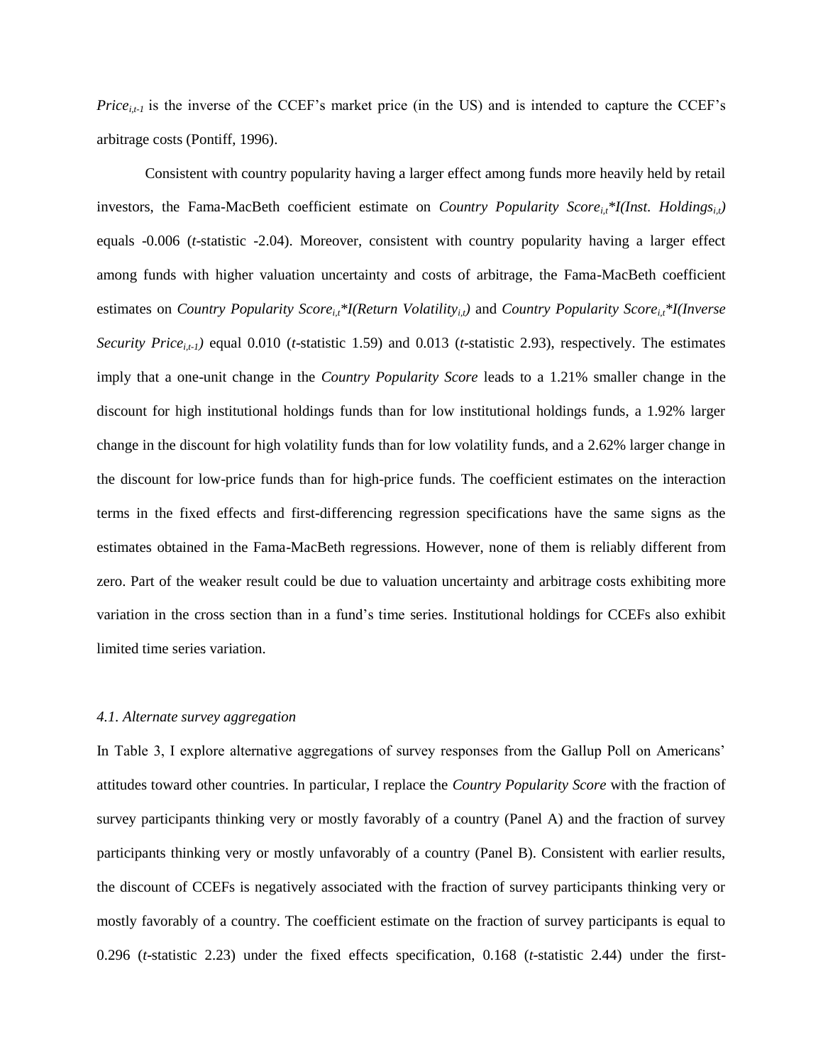$Price_{i,t-1}$ is the inverse of the CCEF's market price (in the US) and is intended to capture the CCEF's arbitrage costs (Pontiff, 1996).

Consistent with country popularity having a larger effect among funds more heavily held by retail investors, the Fama-MacBeth coefficient estimate on *Country Popularity Score*$_{i,t}$*\*I(Inst. Holdings*$_{i,t}$*)* equals -0.006 (*t*-statistic -2.04). Moreover, consistent with country popularity having a larger effect among funds with higher valuation uncertainty and costs of arbitrage, the Fama-MacBeth coefficient estimates on *Country Popularity Score*$_{i,t}$*\*I(Return Volatility*$_{i,t}$*)* and *Country Popularity Score*$_{i,t}$*\*I(Inverse Security Price*$_{i,t-1}$*)* equal 0.010 (*t*-statistic 1.59) and 0.013 (*t*-statistic 2.93), respectively. The estimates imply that a one-unit change in the *Country Popularity Score* leads to a 1.21% smaller change in the discount for high institutional holdings funds than for low institutional holdings funds, a 1.92% larger change in the discount for high volatility funds than for low volatility funds, and a 2.62% larger change in the discount for low-price funds than for high-price funds. The coefficient estimates on the interaction terms in the fixed effects and first-differencing regression specifications have the same signs as the estimates obtained in the Fama-MacBeth regressions. However, none of them is reliably different from zero. Part of the weaker result could be due to valuation uncertainty and arbitrage costs exhibiting more variation in the cross section than in a fund's time series. Institutional holdings for CCEFs also exhibit limited time series variation.

### *4.1. Alternate survey aggregation*

In Table 3, I explore alternative aggregations of survey responses from the Gallup Poll on Americans' attitudes toward other countries. In particular, I replace the *Country Popularity Score* with the fraction of survey participants thinking very or mostly favorably of a country (Panel A) and the fraction of survey participants thinking very or mostly unfavorably of a country (Panel B). Consistent with earlier results, the discount of CCEFs is negatively associated with the fraction of survey participants thinking very or mostly favorably of a country. The coefficient estimate on the fraction of survey participants is equal to 0.296 (*t*-statistic 2.23) under the fixed effects specification, 0.168 (*t*-statistic 2.44) under the first-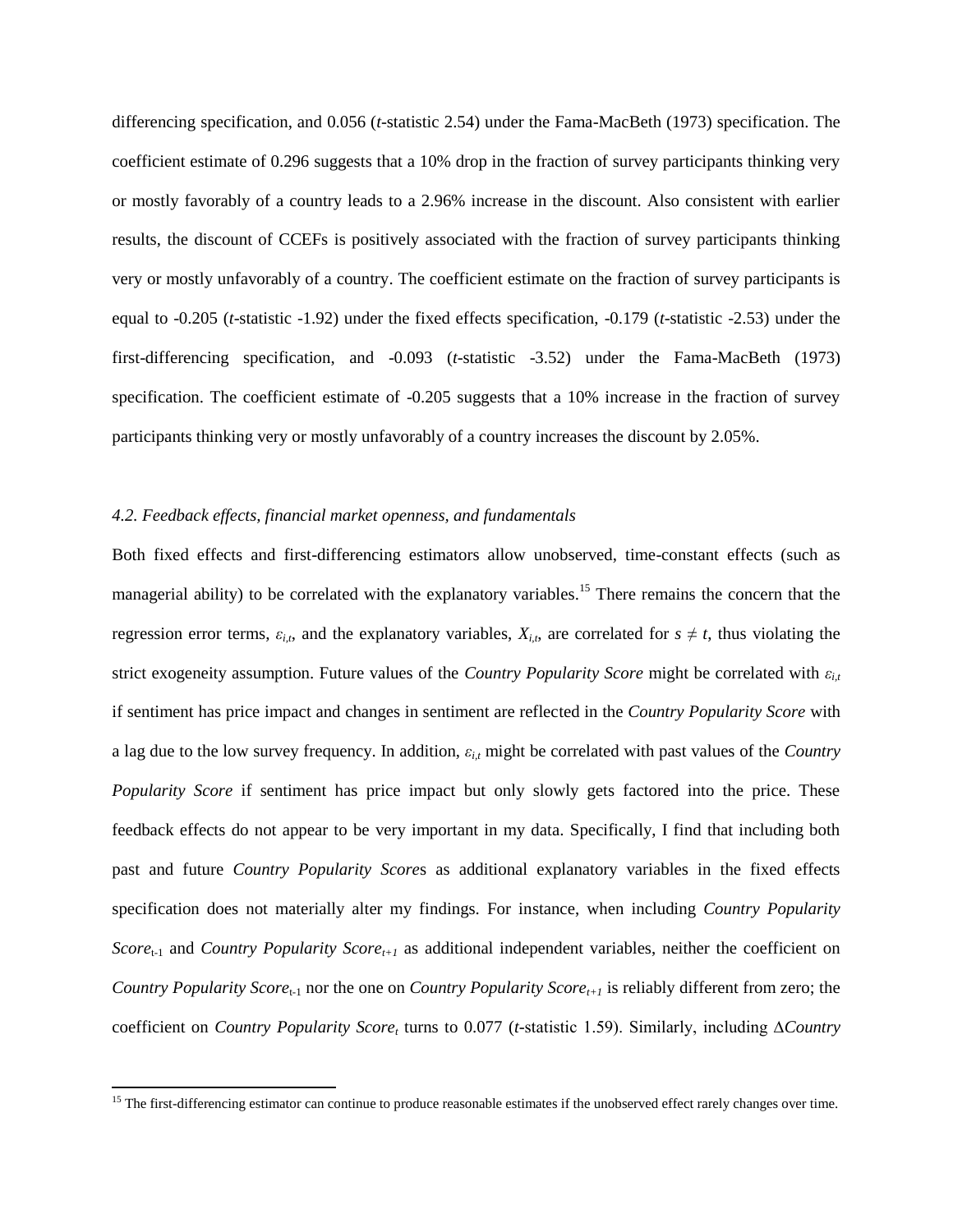differencing specification, and 0.056 (*t*-statistic 2.54) under the Fama-MacBeth (1973) specification. The coefficient estimate of 0.296 suggests that a 10% drop in the fraction of survey participants thinking very or mostly favorably of a country leads to a 2.96% increase in the discount. Also consistent with earlier results, the discount of CCEFs is positively associated with the fraction of survey participants thinking very or mostly unfavorably of a country. The coefficient estimate on the fraction of survey participants is equal to -0.205 (*t*-statistic -1.92) under the fixed effects specification, -0.179 (*t*-statistic -2.53) under the first-differencing specification, and -0.093 (*t*-statistic -3.52) under the Fama-MacBeth (1973) specification. The coefficient estimate of -0.205 suggests that a 10% increase in the fraction of survey participants thinking very or mostly unfavorably of a country increases the discount by 2.05%.

### *4.2. Feedback effects, financial market openness, and fundamentals*

Both fixed effects and first-differencing estimators allow unobserved, time-constant effects (such as managerial ability) to be correlated with the explanatory variables.[15] There remains the concern that the regression error terms, $\varepsilon_{i,t}$, and the explanatory variables, $X_{i,t}$, are correlated for $s \neq t$, thus violating the strict exogeneity assumption. Future values of the *Country Popularity Score* might be correlated with $\varepsilon_{i,t}$ if sentiment has price impact and changes in sentiment are reflected in the *Country Popularity Score* with a lag due to the low survey frequency. In addition, $\varepsilon_{i,t}$ might be correlated with past values of the *Country Popularity Score* if sentiment has price impact but only slowly gets factored into the price. These feedback effects do not appear to be very important in my data. Specifically, I find that including both past and future *Country Popularity Score*s as additional explanatory variables in the fixed effects specification does not materially alter my findings. For instance, when including *Country Popularity Score*$_{t-1}$ and *Country Popularity Score*$_{t+1}$ as additional independent variables, neither the coefficient on *Country Popularity Score*$_{t-1}$ nor the one on *Country Popularity Score*$_{t+1}$ is reliably different from zero; the coefficient on *Country Popularity Score*$_{t}$ turns to 0.077 (*t*-statistic 1.59). Similarly, including $\Delta$*Country*

[15] The first-differencing estimator can continue to produce reasonable estimates if the unobserved effect rarely changes over time.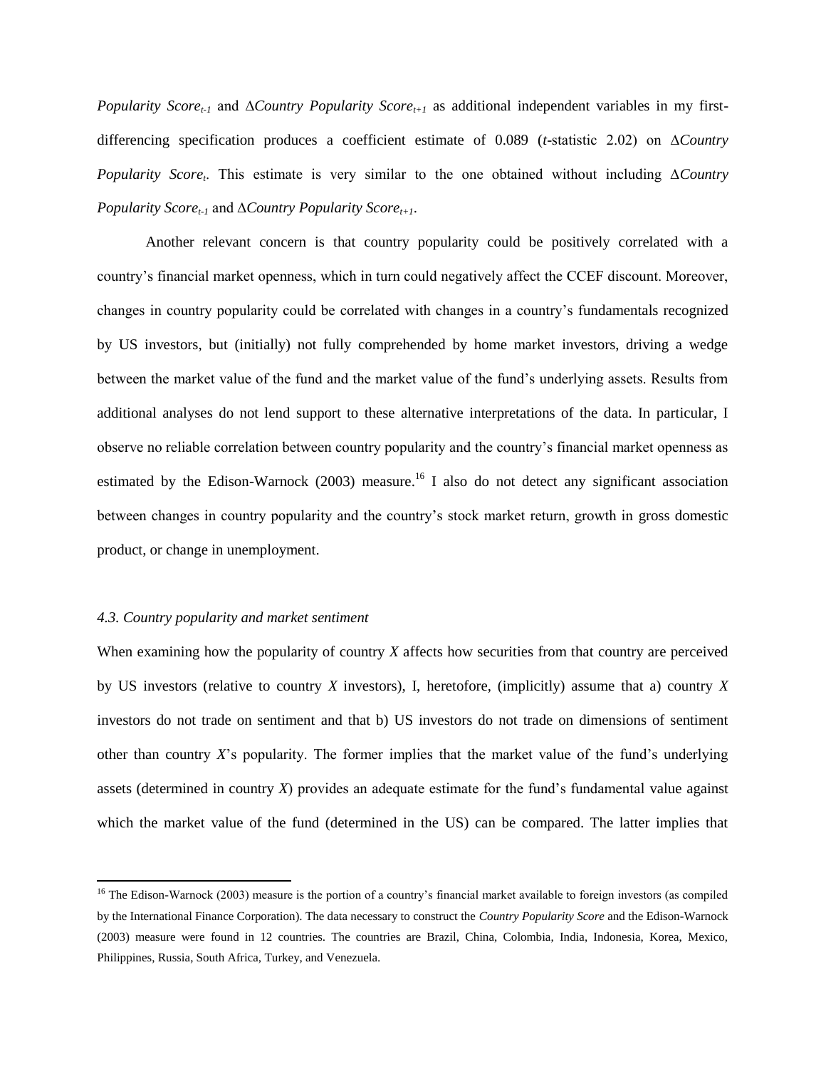*Popularity Score*$_{t-1}$ and $\Delta$*Country Popularity Score*$_{t+1}$ as additional independent variables in my first-differencing specification produces a coefficient estimate of 0.089 (*t*-statistic 2.02) on $\Delta$*Country Popularity Score*$_{t}$. This estimate is very similar to the one obtained without including $\Delta$*Country Popularity Score*$_{t-1}$ and $\Delta$*Country Popularity Score*$_{t+1}$.

Another relevant concern is that country popularity could be positively correlated with a country's financial market openness, which in turn could negatively affect the CCEF discount. Moreover, changes in country popularity could be correlated with changes in a country's fundamentals recognized by US investors, but (initially) not fully comprehended by home market investors, driving a wedge between the market value of the fund and the market value of the fund's underlying assets. Results from additional analyses do not lend support to these alternative interpretations of the data. In particular, I observe no reliable correlation between country popularity and the country's financial market openness as estimated by the Edison-Warnock (2003) measure.[16] I also do not detect any significant association between changes in country popularity and the country's stock market return, growth in gross domestic product, or change in unemployment.

### *4.3. Country popularity and market sentiment*

When examining how the popularity of country *X* affects how securities from that country are perceived by US investors (relative to country *X* investors), I, heretofore, (implicitly) assume that a) country *X* investors do not trade on sentiment and that b) US investors do not trade on dimensions of sentiment other than country *X*'s popularity. The former implies that the market value of the fund's underlying assets (determined in country *X*) provides an adequate estimate for the fund's fundamental value against which the market value of the fund (determined in the US) can be compared. The latter implies that

[16] The Edison-Warnock (2003) measure is the portion of a country's financial market available to foreign investors (as compiled by the International Finance Corporation). The data necessary to construct the *Country Popularity Score* and the Edison-Warnock (2003) measure were found in 12 countries. The countries are Brazil, China, Colombia, India, Indonesia, Korea, Mexico, Philippines, Russia, South Africa, Turkey, and Venezuela.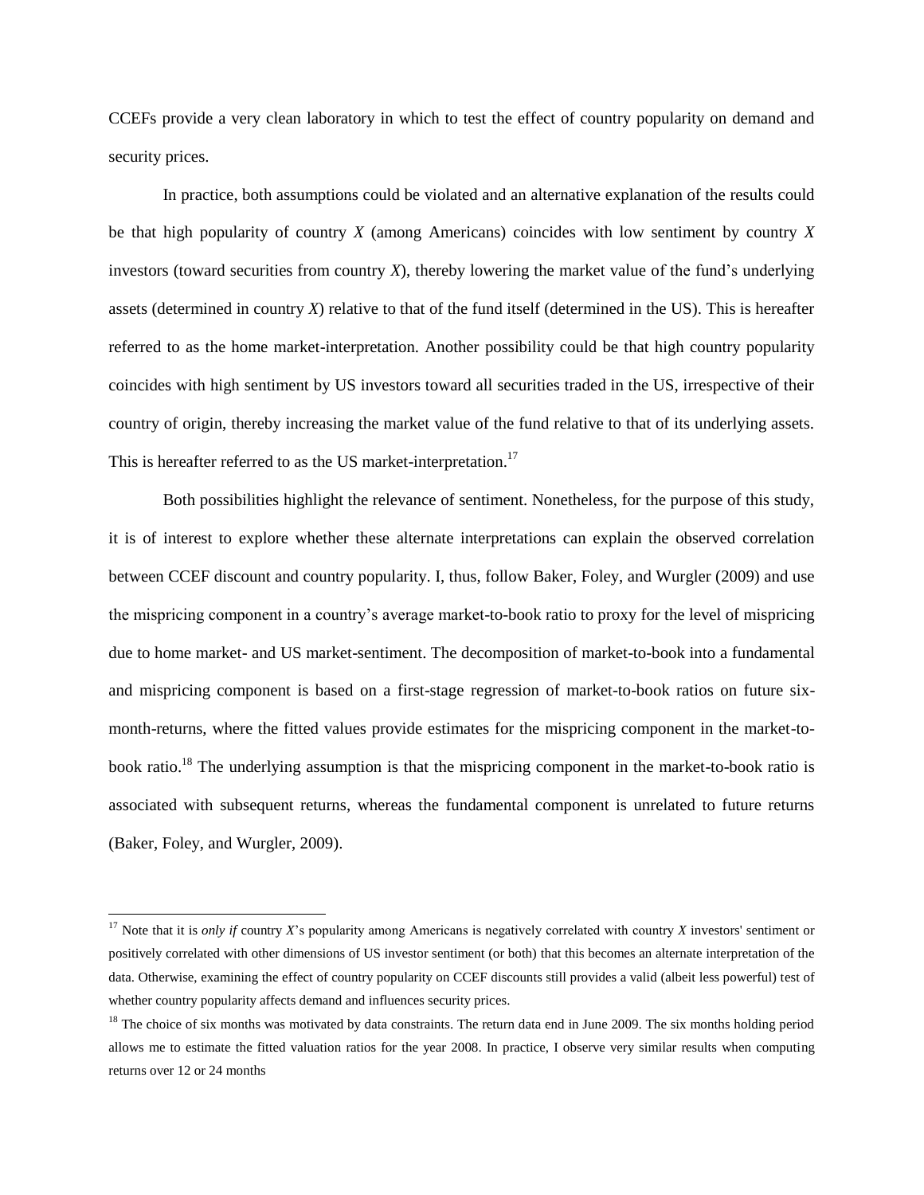CCEFs provide a very clean laboratory in which to test the effect of country popularity on demand and security prices.

In practice, both assumptions could be violated and an alternative explanation of the results could be that high popularity of country *X* (among Americans) coincides with low sentiment by country *X* investors (toward securities from country *X*), thereby lowering the market value of the fund's underlying assets (determined in country *X*) relative to that of the fund itself (determined in the US). This is hereafter referred to as the home market-interpretation. Another possibility could be that high country popularity coincides with high sentiment by US investors toward all securities traded in the US, irrespective of their country of origin, thereby increasing the market value of the fund relative to that of its underlying assets. This is hereafter referred to as the US market-interpretation.[17]

Both possibilities highlight the relevance of sentiment. Nonetheless, for the purpose of this study, it is of interest to explore whether these alternate interpretations can explain the observed correlation between CCEF discount and country popularity. I, thus, follow Baker, Foley, and Wurgler (2009) and use the mispricing component in a country's average market-to-book ratio to proxy for the level of mispricing due to home market- and US market-sentiment. The decomposition of market-to-book into a fundamental and mispricing component is based on a first-stage regression of market-to-book ratios on future six-month-returns, where the fitted values provide estimates for the mispricing component in the market-to-book ratio.[18] The underlying assumption is that the mispricing component in the market-to-book ratio is associated with subsequent returns, whereas the fundamental component is unrelated to future returns (Baker, Foley, and Wurgler, 2009).

---

[17] Note that it is *only if* country *X*'s popularity among Americans is negatively correlated with country *X* investors' sentiment or positively correlated with other dimensions of US investor sentiment (or both) that this becomes an alternate interpretation of the data. Otherwise, examining the effect of country popularity on CCEF discounts still provides a valid (albeit less powerful) test of whether country popularity affects demand and influences security prices.

[18] The choice of six months was motivated by data constraints. The return data end in June 2009. The six months holding period allows me to estimate the fitted valuation ratios for the year 2008. In practice, I observe very similar results when computing returns over 12 or 24 months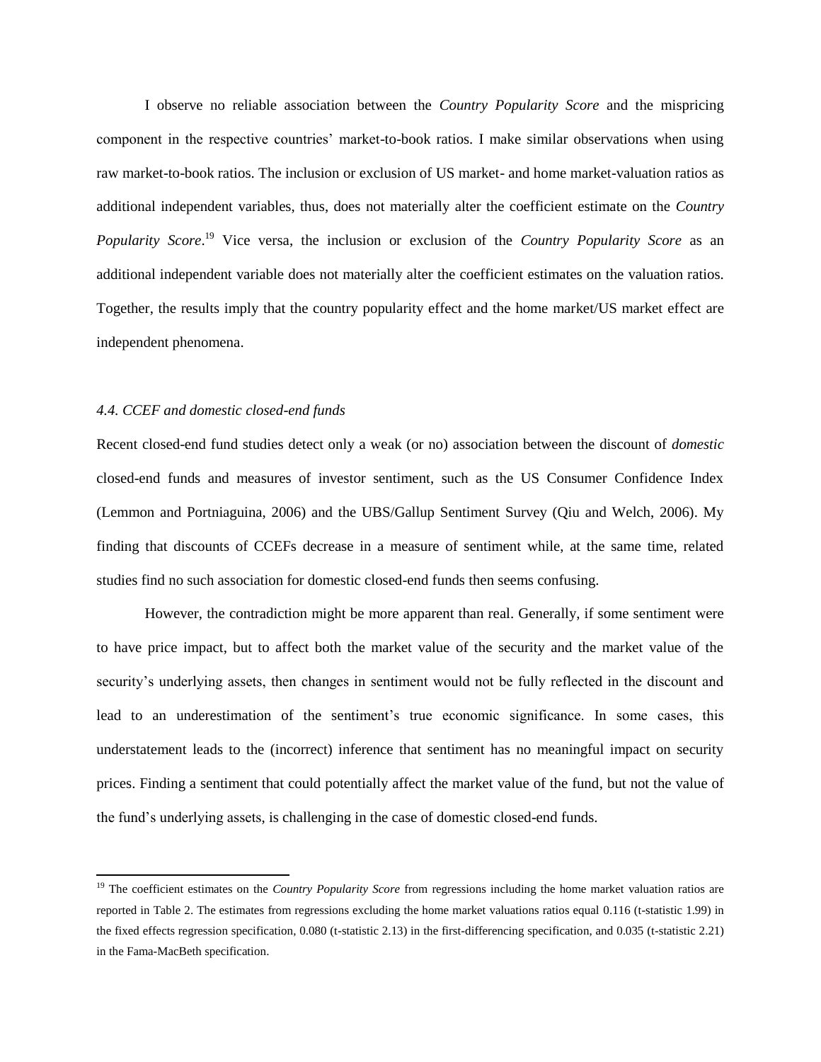I observe no reliable association between the *Country Popularity Score* and the mispricing component in the respective countries' market-to-book ratios. I make similar observations when using raw market-to-book ratios. The inclusion or exclusion of US market- and home market-valuation ratios as additional independent variables, thus, does not materially alter the coefficient estimate on the *Country Popularity Score*.[19] Vice versa, the inclusion or exclusion of the *Country Popularity Score* as an additional independent variable does not materially alter the coefficient estimates on the valuation ratios. Together, the results imply that the country popularity effect and the home market/US market effect are independent phenomena.

### *4.4. CCEF and domestic closed-end funds*

Recent closed-end fund studies detect only a weak (or no) association between the discount of *domestic* closed-end funds and measures of investor sentiment, such as the US Consumer Confidence Index (Lemmon and Portniaguina, 2006) and the UBS/Gallup Sentiment Survey (Qiu and Welch, 2006). My finding that discounts of CCEFs decrease in a measure of sentiment while, at the same time, related studies find no such association for domestic closed-end funds then seems confusing.

However, the contradiction might be more apparent than real. Generally, if some sentiment were to have price impact, but to affect both the market value of the security and the market value of the security's underlying assets, then changes in sentiment would not be fully reflected in the discount and lead to an underestimation of the sentiment's true economic significance. In some cases, this understatement leads to the (incorrect) inference that sentiment has no meaningful impact on security prices. Finding a sentiment that could potentially affect the market value of the fund, but not the value of the fund's underlying assets, is challenging in the case of domestic closed-end funds.

[19] The coefficient estimates on the *Country Popularity Score* from regressions including the home market valuation ratios are reported in Table 2. The estimates from regressions excluding the home market valuations ratios equal 0.116 (t-statistic 1.99) in the fixed effects regression specification, 0.080 (t-statistic 2.13) in the first-differencing specification, and 0.035 (t-statistic 2.21) in the Fama-MacBeth specification.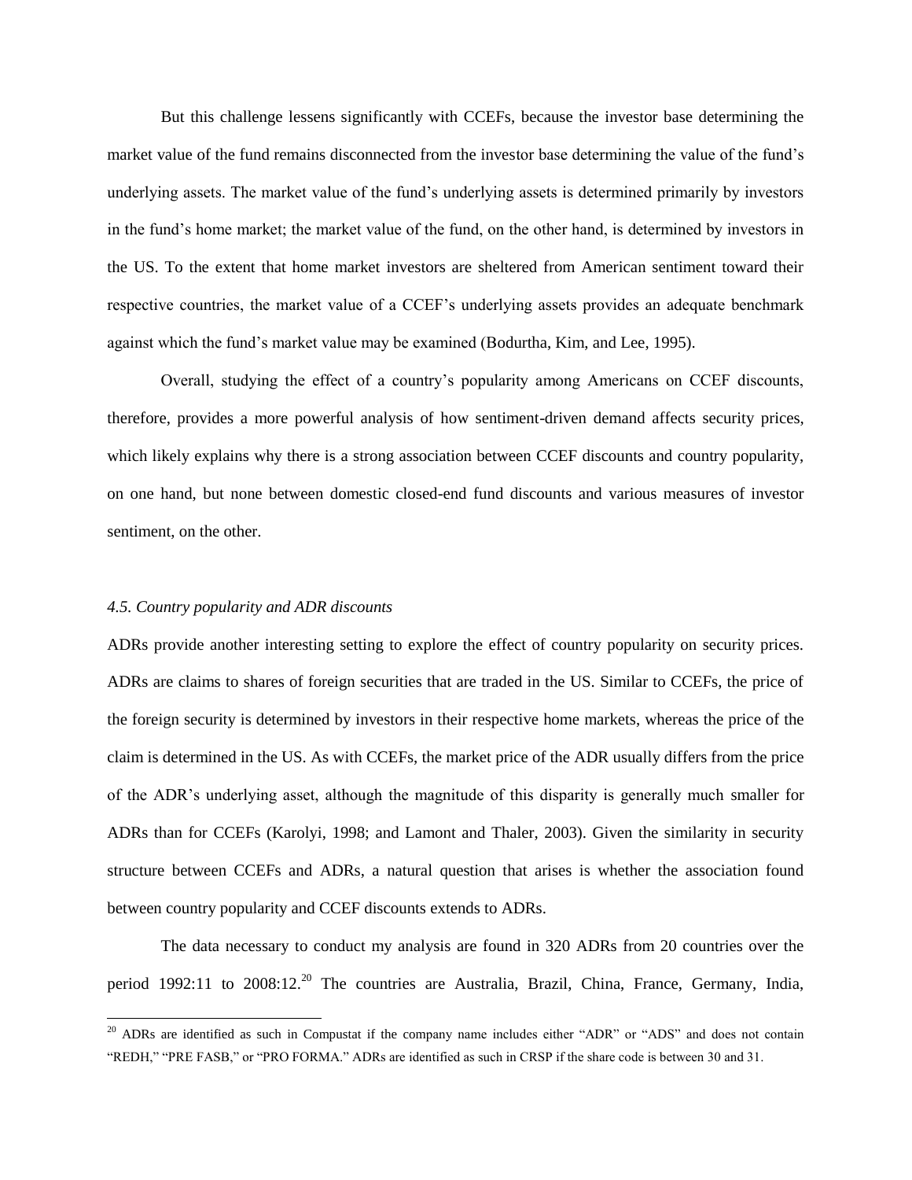But this challenge lessens significantly with CCEFs, because the investor base determining the market value of the fund remains disconnected from the investor base determining the value of the fund's underlying assets. The market value of the fund's underlying assets is determined primarily by investors in the fund's home market; the market value of the fund, on the other hand, is determined by investors in the US. To the extent that home market investors are sheltered from American sentiment toward their respective countries, the market value of a CCEF's underlying assets provides an adequate benchmark against which the fund's market value may be examined (Bodurtha, Kim, and Lee, 1995).

Overall, studying the effect of a country's popularity among Americans on CCEF discounts, therefore, provides a more powerful analysis of how sentiment-driven demand affects security prices, which likely explains why there is a strong association between CCEF discounts and country popularity, on one hand, but none between domestic closed-end fund discounts and various measures of investor sentiment, on the other.

### *4.5. Country popularity and ADR discounts*

ADRs provide another interesting setting to explore the effect of country popularity on security prices. ADRs are claims to shares of foreign securities that are traded in the US. Similar to CCEFs, the price of the foreign security is determined by investors in their respective home markets, whereas the price of the claim is determined in the US. As with CCEFs, the market price of the ADR usually differs from the price of the ADR's underlying asset, although the magnitude of this disparity is generally much smaller for ADRs than for CCEFs (Karolyi, 1998; and Lamont and Thaler, 2003). Given the similarity in security structure between CCEFs and ADRs, a natural question that arises is whether the association found between country popularity and CCEF discounts extends to ADRs.

The data necessary to conduct my analysis are found in 320 ADRs from 20 countries over the period 1992:11 to 2008:12.[20] The countries are Australia, Brazil, China, France, Germany, India,

[20] ADRs are identified as such in Compustat if the company name includes either "ADR" or "ADS" and does not contain "REDH," "PRE FASB," or "PRO FORMA." ADRs are identified as such in CRSP if the share code is between 30 and 31.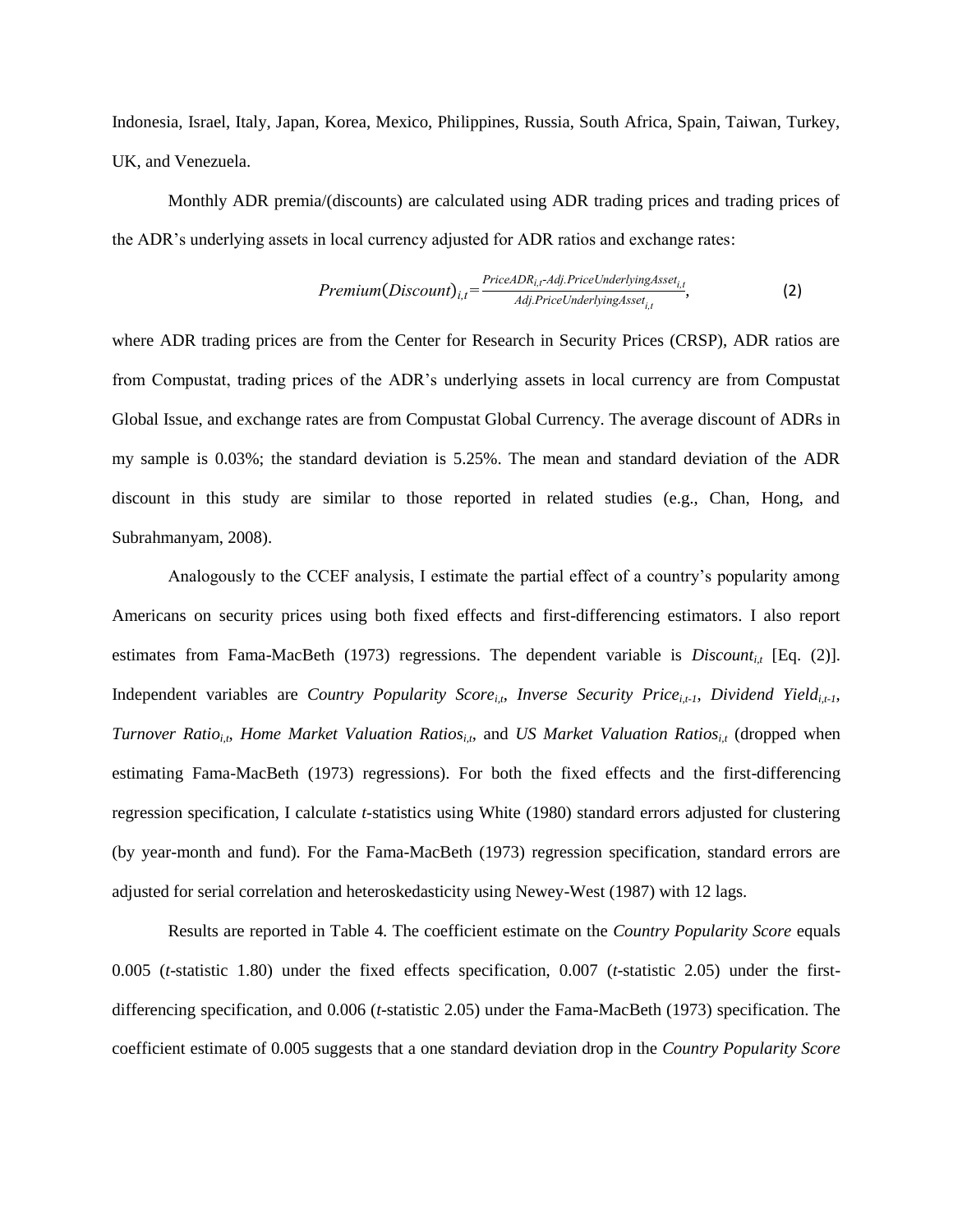Indonesia, Israel, Italy, Japan, Korea, Mexico, Philippines, Russia, South Africa, Spain, Taiwan, Turkey, UK, and Venezuela.

Monthly ADR premia/(discounts) are calculated using ADR trading prices and trading prices of the ADR's underlying assets in local currency adjusted for ADR ratios and exchange rates:

$$Premium(Discount)_{i,t}=\frac{PriceADR_{i,t}\text{-}Adj.PriceUnderlyingAsset_{i,t}}{Adj.PriceUnderlyingAsset_{i,t}}, \quad (2)$$

where ADR trading prices are from the Center for Research in Security Prices (CRSP), ADR ratios are from Compustat, trading prices of the ADR's underlying assets in local currency are from Compustat Global Issue, and exchange rates are from Compustat Global Currency. The average discount of ADRs in my sample is 0.03%; the standard deviation is 5.25%. The mean and standard deviation of the ADR discount in this study are similar to those reported in related studies (e.g., Chan, Hong, and Subrahmanyam, 2008).

Analogously to the CCEF analysis, I estimate the partial effect of a country's popularity among Americans on security prices using both fixed effects and first-differencing estimators. I also report estimates from Fama-MacBeth (1973) regressions. The dependent variable is $Discount_{i,t}$ [Eq. (2)]. Independent variables are $Country\ Popularity\ Score_{i,t}$, $Inverse\ Security\ Price_{i,t-1}$, $Dividend\ Yield_{i,t-1}$, $Turnover\ Ratio_{i,t}$, $Home\ Market\ Valuation\ Ratios_{i,t}$, and $US\ Market\ Valuation\ Ratios_{i,t}$ (dropped when estimating Fama-MacBeth (1973) regressions). For both the fixed effects and the first-differencing regression specification, I calculate *t*-statistics using White (1980) standard errors adjusted for clustering (by year-month and fund). For the Fama-MacBeth (1973) regression specification, standard errors are adjusted for serial correlation and heteroskedasticity using Newey-West (1987) with 12 lags.

Results are reported in Table 4. The coefficient estimate on the *Country Popularity Score* equals 0.005 (*t*-statistic 1.80) under the fixed effects specification, 0.007 (*t*-statistic 2.05) under the first-differencing specification, and 0.006 (*t*-statistic 2.05) under the Fama-MacBeth (1973) specification. The coefficient estimate of 0.005 suggests that a one standard deviation drop in the *Country Popularity Score*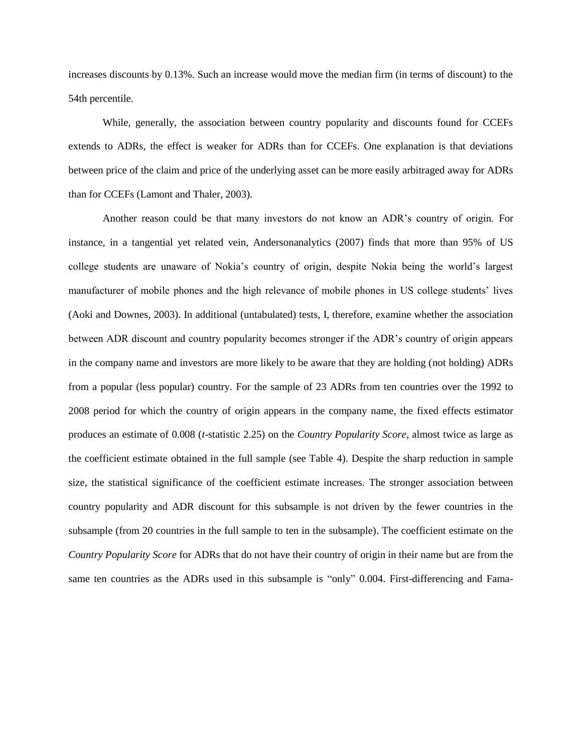increases discounts by 0.13%. Such an increase would move the median firm (in terms of discount) to the 54th percentile.

While, generally, the association between country popularity and discounts found for CCEFs extends to ADRs, the effect is weaker for ADRs than for CCEFs. One explanation is that deviations between price of the claim and price of the underlying asset can be more easily arbitraged away for ADRs than for CCEFs (Lamont and Thaler, 2003).

Another reason could be that many investors do not know an ADR's country of origin. For instance, in a tangential yet related vein, Andersonanalytics (2007) finds that more than 95% of US college students are unaware of Nokia's country of origin, despite Nokia being the world's largest manufacturer of mobile phones and the high relevance of mobile phones in US college students' lives (Aoki and Downes, 2003). In additional (untabulated) tests, I, therefore, examine whether the association between ADR discount and country popularity becomes stronger if the ADR's country of origin appears in the company name and investors are more likely to be aware that they are holding (not holding) ADRs from a popular (less popular) country. For the sample of 23 ADRs from ten countries over the 1992 to 2008 period for which the country of origin appears in the company name, the fixed effects estimator produces an estimate of 0.008 (*t*-statistic 2.25) on the *Country Popularity Score*, almost twice as large as the coefficient estimate obtained in the full sample (see Table 4). Despite the sharp reduction in sample size, the statistical significance of the coefficient estimate increases. The stronger association between country popularity and ADR discount for this subsample is not driven by the fewer countries in the subsample (from 20 countries in the full sample to ten in the subsample). The coefficient estimate on the *Country Popularity Score* for ADRs that do not have their country of origin in their name but are from the same ten countries as the ADRs used in this subsample is "only" 0.004. First-differencing and Fama-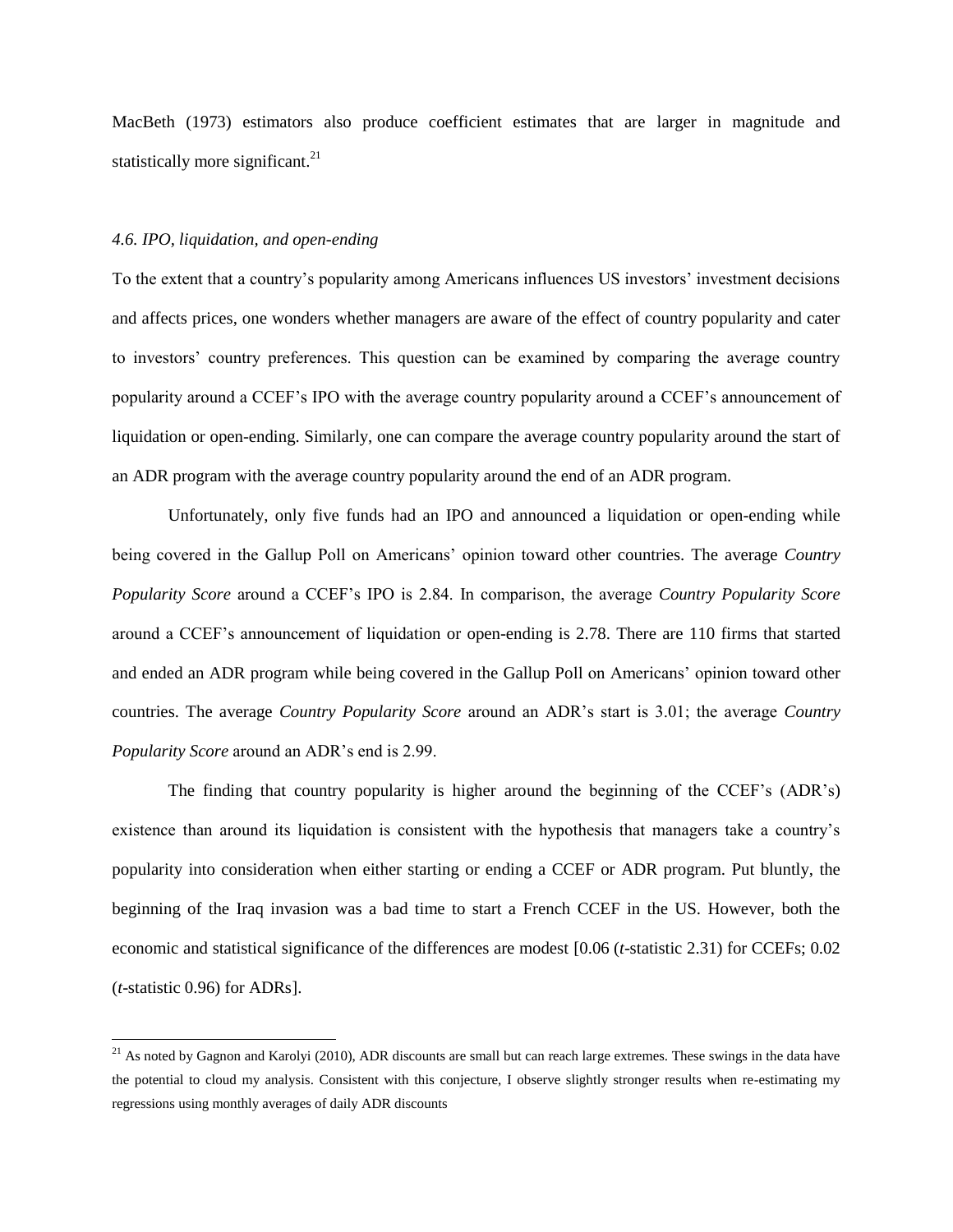MacBeth (1973) estimators also produce coefficient estimates that are larger in magnitude and statistically more significant.[21]

### *4.6. IPO, liquidation, and open-ending*

To the extent that a country's popularity among Americans influences US investors' investment decisions and affects prices, one wonders whether managers are aware of the effect of country popularity and cater to investors' country preferences. This question can be examined by comparing the average country popularity around a CCEF's IPO with the average country popularity around a CCEF's announcement of liquidation or open-ending. Similarly, one can compare the average country popularity around the start of an ADR program with the average country popularity around the end of an ADR program.

Unfortunately, only five funds had an IPO and announced a liquidation or open-ending while being covered in the Gallup Poll on Americans' opinion toward other countries. The average *Country Popularity Score* around a CCEF's IPO is 2.84. In comparison, the average *Country Popularity Score* around a CCEF's announcement of liquidation or open-ending is 2.78. There are 110 firms that started and ended an ADR program while being covered in the Gallup Poll on Americans' opinion toward other countries. The average *Country Popularity Score* around an ADR's start is 3.01; the average *Country Popularity Score* around an ADR's end is 2.99.

The finding that country popularity is higher around the beginning of the CCEF's (ADR's) existence than around its liquidation is consistent with the hypothesis that managers take a country's popularity into consideration when either starting or ending a CCEF or ADR program. Put bluntly, the beginning of the Iraq invasion was a bad time to start a French CCEF in the US. However, both the economic and statistical significance of the differences are modest [0.06 (*t*-statistic 2.31) for CCEFs; 0.02 (*t*-statistic 0.96) for ADRs].

[21] As noted by Gagnon and Karolyi (2010), ADR discounts are small but can reach large extremes. These swings in the data have the potential to cloud my analysis. Consistent with this conjecture, I observe slightly stronger results when re-estimating my regressions using monthly averages of daily ADR discounts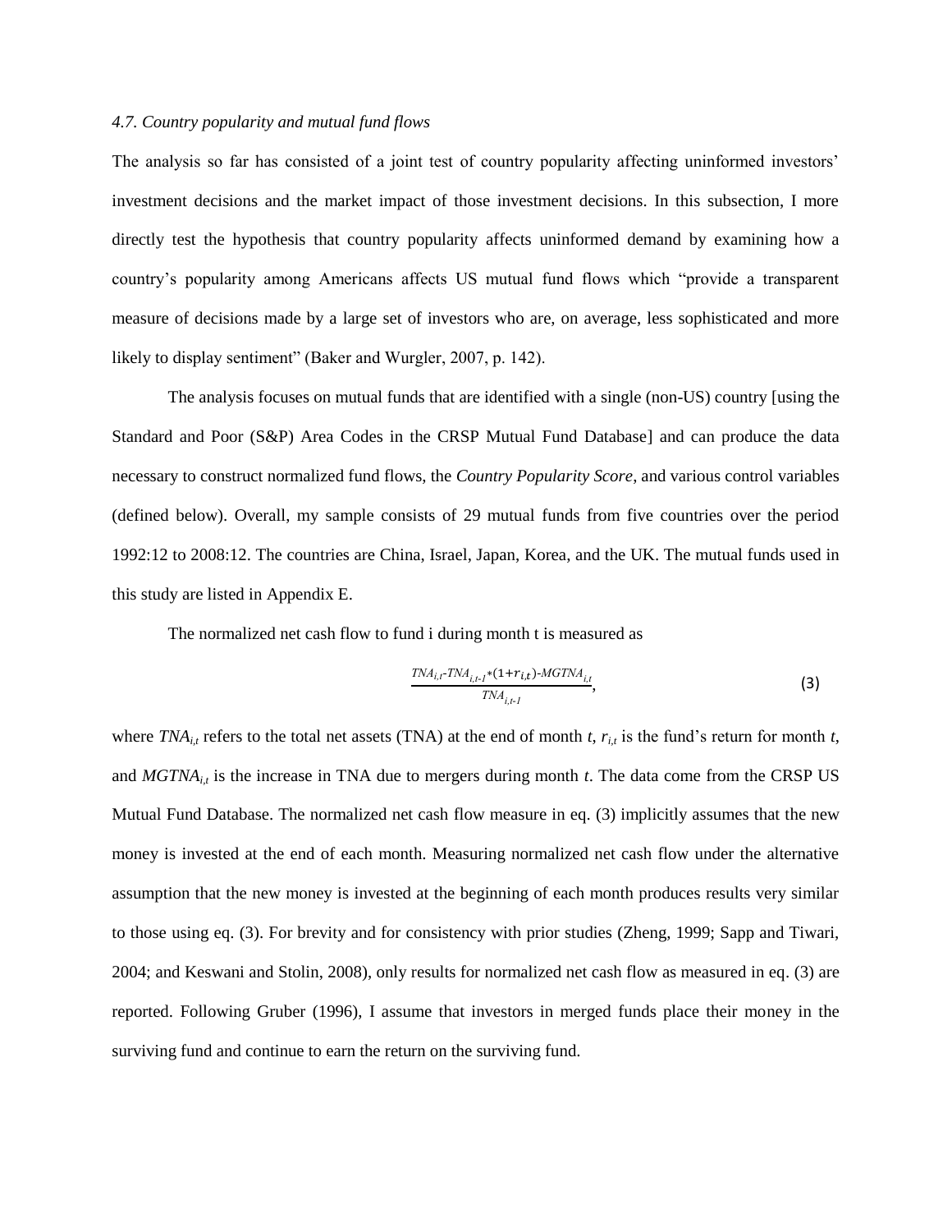*4.7. Country popularity and mutual fund flows*

The analysis so far has consisted of a joint test of country popularity affecting uninformed investors' investment decisions and the market impact of those investment decisions. In this subsection, I more directly test the hypothesis that country popularity affects uninformed demand by examining how a country's popularity among Americans affects US mutual fund flows which "provide a transparent measure of decisions made by a large set of investors who are, on average, less sophisticated and more likely to display sentiment" (Baker and Wurgler, 2007, p. 142).

The analysis focuses on mutual funds that are identified with a single (non-US) country [using the Standard and Poor (S&P) Area Codes in the CRSP Mutual Fund Database] and can produce the data necessary to construct normalized fund flows, the *Country Popularity Score*, and various control variables (defined below). Overall, my sample consists of 29 mutual funds from five countries over the period 1992:12 to 2008:12. The countries are China, Israel, Japan, Korea, and the UK. The mutual funds used in this study are listed in Appendix E.

The normalized net cash flow to fund i during month t is measured as

$$\frac{TNA_{i,t} - TNA_{i,t-1} * (1 + r_{i,t}) - MGTNA_{i,t}}{TNA_{i,t-1}}, \tag{3}$$

where $TNA_{i,t}$ refers to the total net assets (TNA) at the end of month $t$, $r_{i,t}$ is the fund's return for month $t$, and $MGTNA_{i,t}$ is the increase in TNA due to mergers during month $t$. The data come from the CRSP US Mutual Fund Database. The normalized net cash flow measure in eq. (3) implicitly assumes that the new money is invested at the end of each month. Measuring normalized net cash flow under the alternative assumption that the new money is invested at the beginning of each month produces results very similar to those using eq. (3). For brevity and for consistency with prior studies (Zheng, 1999; Sapp and Tiwari, 2004; and Keswani and Stolin, 2008), only results for normalized net cash flow as measured in eq. (3) are reported. Following Gruber (1996), I assume that investors in merged funds place their money in the surviving fund and continue to earn the return on the surviving fund.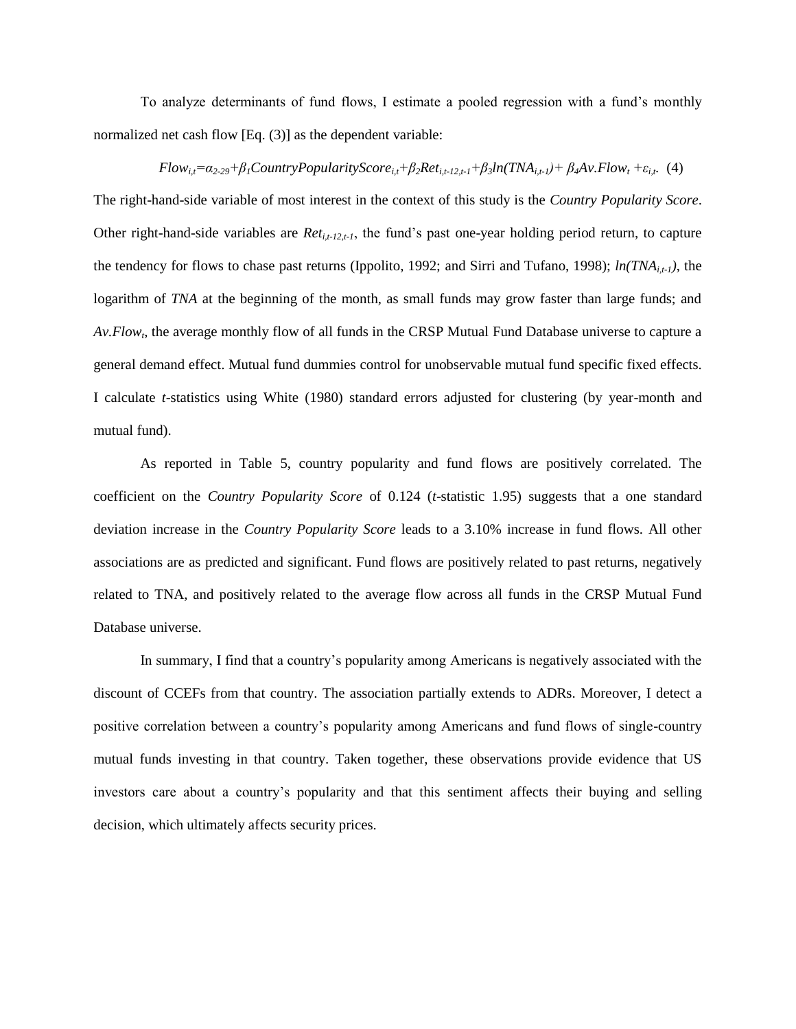To analyze determinants of fund flows, I estimate a pooled regression with a fund's monthly normalized net cash flow [Eq. (3)] as the dependent variable:

$$Flow_{i,t}=\alpha_{2\text{-}29}+\beta_1 CountryPopularityScore_{i,t}+\beta_2 Ret_{i,t-12,t-1}+\beta_3 ln(TNA_{i,t-1})+\beta_4 Av.Flow_t+\varepsilon_{i,t}. \quad (4)$$

The right-hand-side variable of most interest in the context of this study is the *Country Popularity Score*. Other right-hand-side variables are $Ret_{i,t-12,t-1}$, the fund's past one-year holding period return, to capture the tendency for flows to chase past returns (Ippolito, 1992; and Sirri and Tufano, 1998); $ln(TNA_{i,t-1})$, the logarithm of *TNA* at the beginning of the month, as small funds may grow faster than large funds; and $Av.Flow_t$, the average monthly flow of all funds in the CRSP Mutual Fund Database universe to capture a general demand effect. Mutual fund dummies control for unobservable mutual fund specific fixed effects. I calculate *t*-statistics using White (1980) standard errors adjusted for clustering (by year-month and mutual fund).

As reported in Table 5, country popularity and fund flows are positively correlated. The coefficient on the *Country Popularity Score* of 0.124 (*t*-statistic 1.95) suggests that a one standard deviation increase in the *Country Popularity Score* leads to a 3.10% increase in fund flows. All other associations are as predicted and significant. Fund flows are positively related to past returns, negatively related to TNA, and positively related to the average flow across all funds in the CRSP Mutual Fund Database universe.

In summary, I find that a country's popularity among Americans is negatively associated with the discount of CCEFs from that country. The association partially extends to ADRs. Moreover, I detect a positive correlation between a country's popularity among Americans and fund flows of single-country mutual funds investing in that country. Taken together, these observations provide evidence that US investors care about a country's popularity and that this sentiment affects their buying and selling decision, which ultimately affects security prices.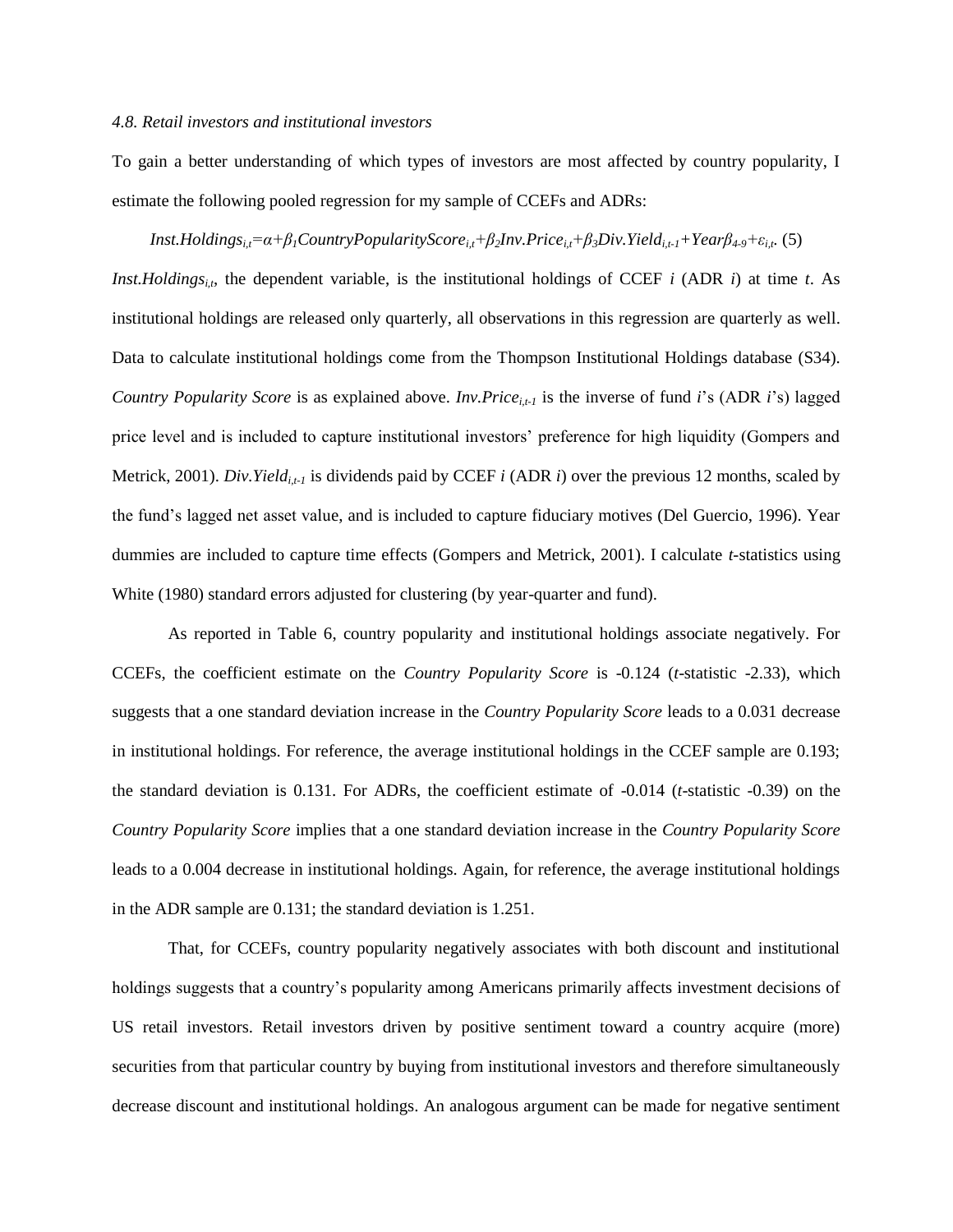### *4.8. Retail investors and institutional investors*

To gain a better understanding of which types of investors are most affected by country popularity, I estimate the following pooled regression for my sample of CCEFs and ADRs:

$$Inst.Holdings_{i,t}=\alpha+\beta_1 CountryPopularityScore_{i,t}+\beta_2 Inv.Price_{i,t}+\beta_3 Div.Yield_{i,t-1}+Year\beta_{4\text{-}9}+\varepsilon_{i,t}. \quad (5)$$

$Inst.Holdings_{i,t}$, the dependent variable, is the institutional holdings of CCEF *i* (ADR *i*) at time *t*. As institutional holdings are released only quarterly, all observations in this regression are quarterly as well. Data to calculate institutional holdings come from the Thompson Institutional Holdings database (S34). *Country Popularity Score* is as explained above. $Inv.Price_{i,t-1}$ is the inverse of fund *i*'s (ADR *i*'s) lagged price level and is included to capture institutional investors' preference for high liquidity (Gompers and Metrick, 2001). $Div.Yield_{i,t-1}$ is dividends paid by CCEF *i* (ADR *i*) over the previous 12 months, scaled by the fund's lagged net asset value, and is included to capture fiduciary motives (Del Guercio, 1996). Year dummies are included to capture time effects (Gompers and Metrick, 2001). I calculate *t*-statistics using White (1980) standard errors adjusted for clustering (by year-quarter and fund).

As reported in Table 6, country popularity and institutional holdings associate negatively. For CCEFs, the coefficient estimate on the *Country Popularity Score* is -0.124 (*t*-statistic -2.33), which suggests that a one standard deviation increase in the *Country Popularity Score* leads to a 0.031 decrease in institutional holdings. For reference, the average institutional holdings in the CCEF sample are 0.193; the standard deviation is 0.131. For ADRs, the coefficient estimate of -0.014 (*t*-statistic -0.39) on the *Country Popularity Score* implies that a one standard deviation increase in the *Country Popularity Score* leads to a 0.004 decrease in institutional holdings. Again, for reference, the average institutional holdings in the ADR sample are 0.131; the standard deviation is 1.251.

That, for CCEFs, country popularity negatively associates with both discount and institutional holdings suggests that a country's popularity among Americans primarily affects investment decisions of US retail investors. Retail investors driven by positive sentiment toward a country acquire (more) securities from that particular country by buying from institutional investors and therefore simultaneously decrease discount and institutional holdings. An analogous argument can be made for negative sentiment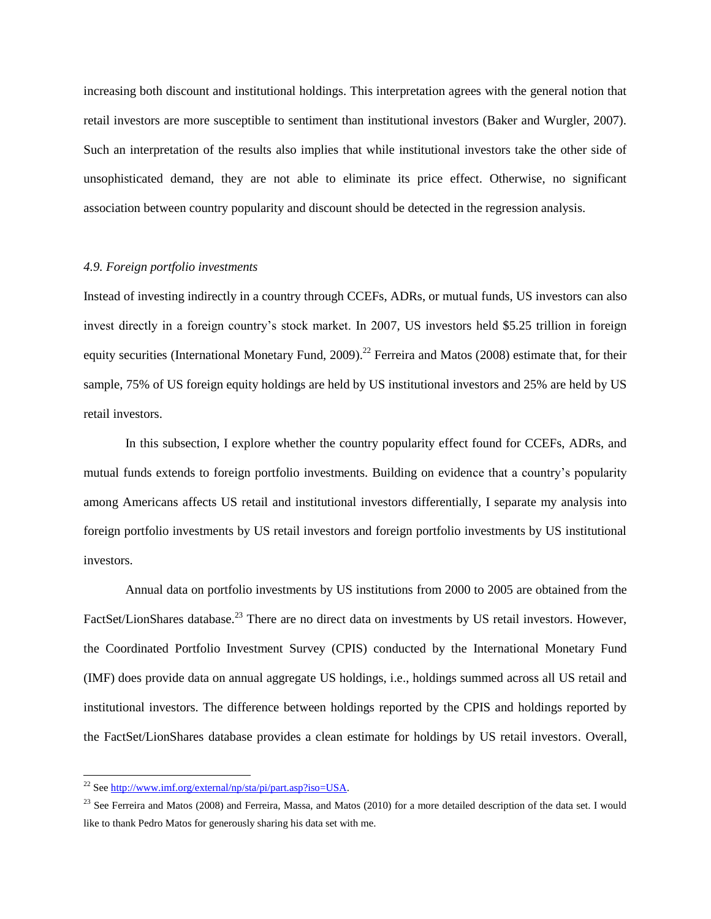increasing both discount and institutional holdings. This interpretation agrees with the general notion that retail investors are more susceptible to sentiment than institutional investors (Baker and Wurgler, 2007). Such an interpretation of the results also implies that while institutional investors take the other side of unsophisticated demand, they are not able to eliminate its price effect. Otherwise, no significant association between country popularity and discount should be detected in the regression analysis.

### *4.9. Foreign portfolio investments*

Instead of investing indirectly in a country through CCEFs, ADRs, or mutual funds, US investors can also invest directly in a foreign country's stock market. In 2007, US investors held \$5.25 trillion in foreign equity securities (International Monetary Fund, 2009).[22] Ferreira and Matos (2008) estimate that, for their sample, 75% of US foreign equity holdings are held by US institutional investors and 25% are held by US retail investors.

In this subsection, I explore whether the country popularity effect found for CCEFs, ADRs, and mutual funds extends to foreign portfolio investments. Building on evidence that a country's popularity among Americans affects US retail and institutional investors differentially, I separate my analysis into foreign portfolio investments by US retail investors and foreign portfolio investments by US institutional investors.

Annual data on portfolio investments by US institutions from 2000 to 2005 are obtained from the FactSet/LionShares database.[23] There are no direct data on investments by US retail investors. However, the Coordinated Portfolio Investment Survey (CPIS) conducted by the International Monetary Fund (IMF) does provide data on annual aggregate US holdings, i.e., holdings summed across all US retail and institutional investors. The difference between holdings reported by the CPIS and holdings reported by the FactSet/LionShares database provides a clean estimate for holdings by US retail investors. Overall,

---

[22] See http://www.imf.org/external/np/sta/pi/part.asp?iso=USA.

[23] See Ferreira and Matos (2008) and Ferreira, Massa, and Matos (2010) for a more detailed description of the data set. I would like to thank Pedro Matos for generously sharing his data set with me.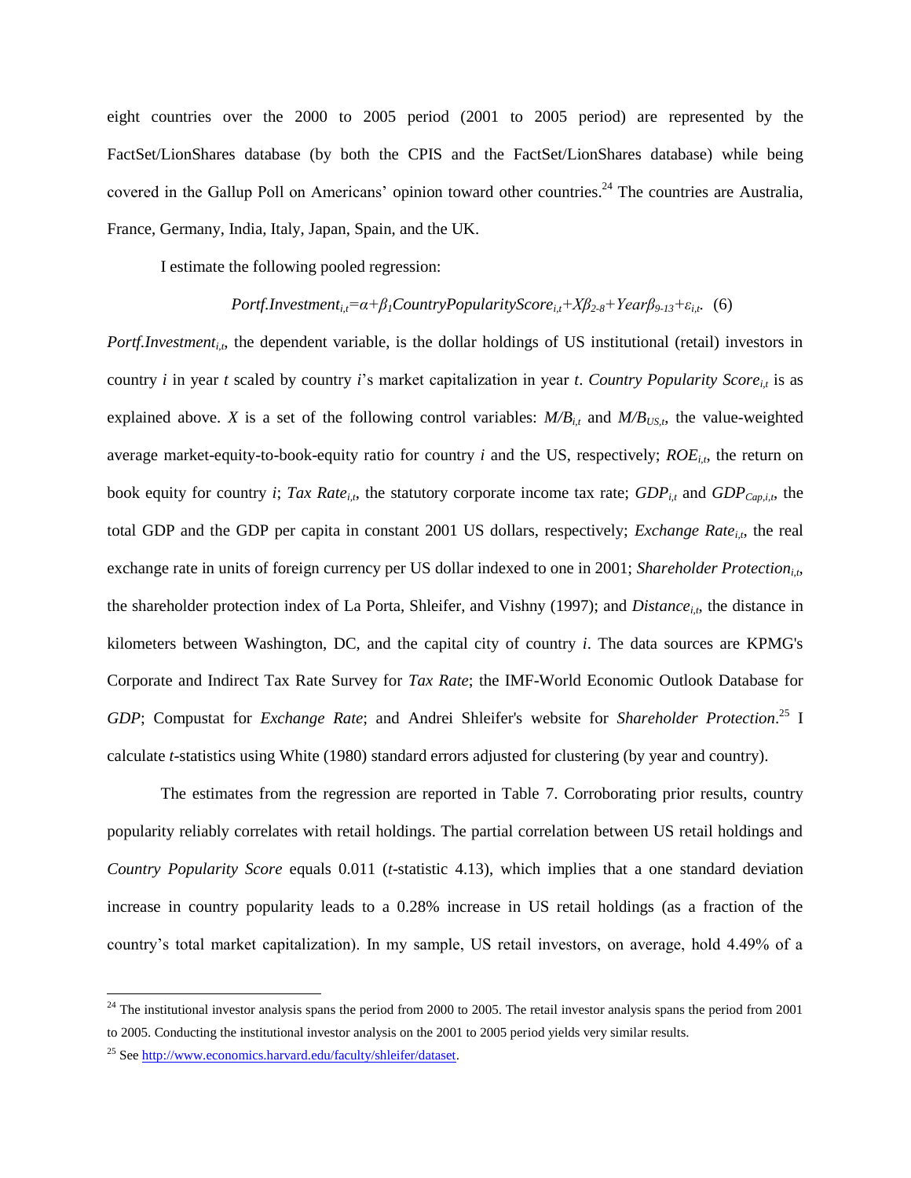eight countries over the 2000 to 2005 period (2001 to 2005 period) are represented by the FactSet/LionShares database (by both the CPIS and the FactSet/LionShares database) while being covered in the Gallup Poll on Americans' opinion toward other countries.[24] The countries are Australia, France, Germany, India, Italy, Japan, Spain, and the UK.

I estimate the following pooled regression:

$$Portf.Investment_{i,t}=\alpha+\beta_1 CountryPopularityScore_{i,t}+X\beta_{2\text{-}8}+Year\beta_{9\text{-}13}+\varepsilon_{i,t}. \quad (6)$$

$Portf.Investment_{i,t}$, the dependent variable, is the dollar holdings of US institutional (retail) investors in country *i* in year *t* scaled by country *i*'s market capitalization in year *t*. *Country Popularity Score*$_{i,t}$ is as explained above. *X* is a set of the following control variables: $M/B_{i,t}$ and $M/B_{US,t}$, the value-weighted average market-equity-to-book-equity ratio for country *i* and the US, respectively; $ROE_{i,t}$, the return on book equity for country *i*; $Tax\ Rate_{i,t}$, the statutory corporate income tax rate; $GDP_{i,t}$ and $GDP_{Cap,i,t}$, the total GDP and the GDP per capita in constant 2001 US dollars, respectively; $Exchange\ Rate_{i,t}$, the real exchange rate in units of foreign currency per US dollar indexed to one in 2001; $Shareholder\ Protection_{i,t}$, the shareholder protection index of La Porta, Shleifer, and Vishny (1997); and $Distance_{i,t}$, the distance in kilometers between Washington, DC, and the capital city of country *i*. The data sources are KPMG's Corporate and Indirect Tax Rate Survey for *Tax Rate*; the IMF-World Economic Outlook Database for *GDP*; Compustat for *Exchange Rate*; and Andrei Shleifer's website for *Shareholder Protection*.[25] I calculate *t*-statistics using White (1980) standard errors adjusted for clustering (by year and country).

The estimates from the regression are reported in Table 7. Corroborating prior results, country popularity reliably correlates with retail holdings. The partial correlation between US retail holdings and *Country Popularity Score* equals 0.011 (*t*-statistic 4.13), which implies that a one standard deviation increase in country popularity leads to a 0.28% increase in US retail holdings (as a fraction of the country's total market capitalization). In my sample, US retail investors, on average, hold 4.49% of a

[24] The institutional investor analysis spans the period from 2000 to 2005. The retail investor analysis spans the period from 2001 to 2005. Conducting the institutional investor analysis on the 2001 to 2005 period yields very similar results.

[25] See http://www.economics.harvard.edu/faculty/shleifer/dataset.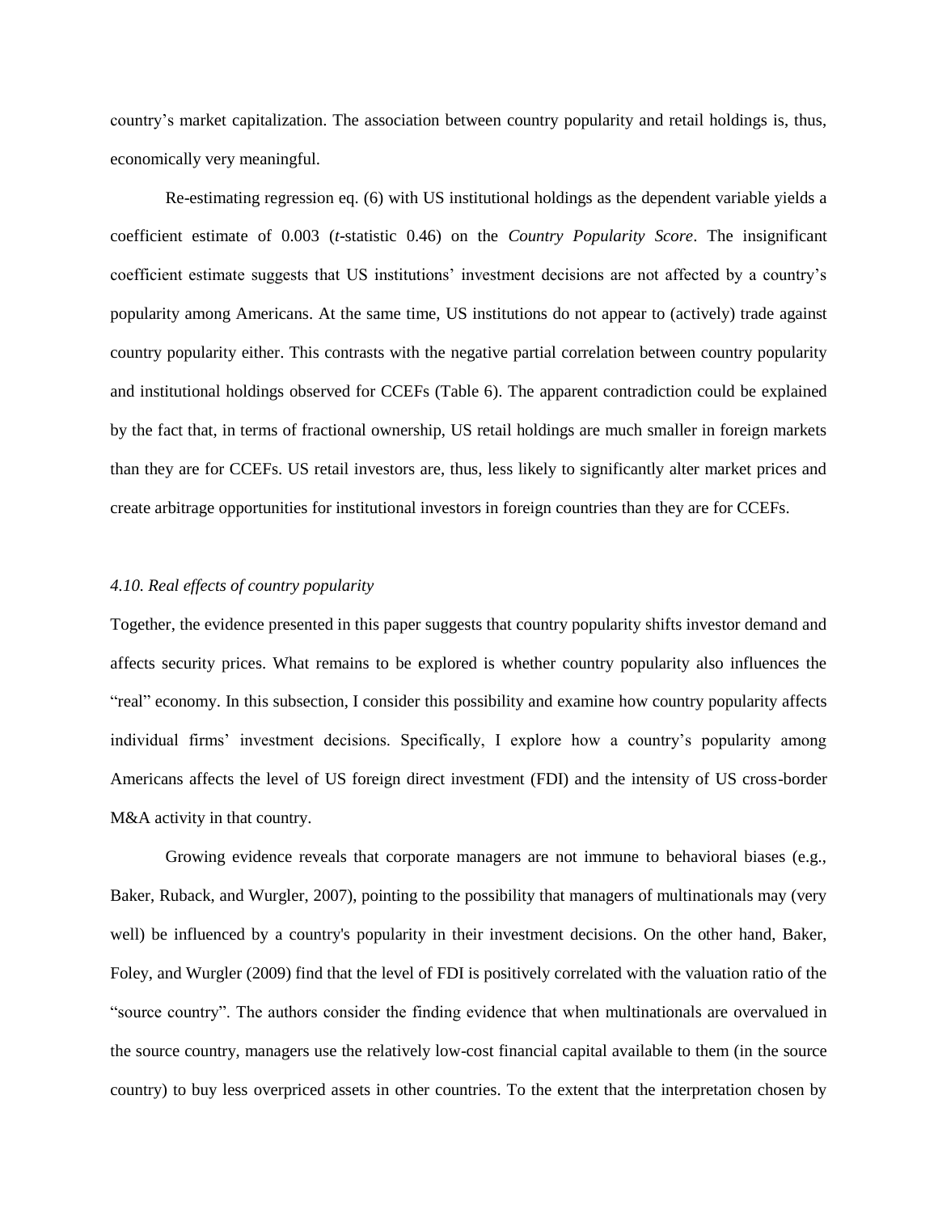country's market capitalization. The association between country popularity and retail holdings is, thus, economically very meaningful.

Re-estimating regression eq. (6) with US institutional holdings as the dependent variable yields a coefficient estimate of 0.003 (*t*-statistic 0.46) on the *Country Popularity Score*. The insignificant coefficient estimate suggests that US institutions' investment decisions are not affected by a country's popularity among Americans. At the same time, US institutions do not appear to (actively) trade against country popularity either. This contrasts with the negative partial correlation between country popularity and institutional holdings observed for CCEFs (Table 6). The apparent contradiction could be explained by the fact that, in terms of fractional ownership, US retail holdings are much smaller in foreign markets than they are for CCEFs. US retail investors are, thus, less likely to significantly alter market prices and create arbitrage opportunities for institutional investors in foreign countries than they are for CCEFs.

### *4.10. Real effects of country popularity*

Together, the evidence presented in this paper suggests that country popularity shifts investor demand and affects security prices. What remains to be explored is whether country popularity also influences the "real" economy. In this subsection, I consider this possibility and examine how country popularity affects individual firms' investment decisions. Specifically, I explore how a country's popularity among Americans affects the level of US foreign direct investment (FDI) and the intensity of US cross-border M&A activity in that country.

Growing evidence reveals that corporate managers are not immune to behavioral biases (e.g., Baker, Ruback, and Wurgler, 2007), pointing to the possibility that managers of multinationals may (very well) be influenced by a country's popularity in their investment decisions. On the other hand, Baker, Foley, and Wurgler (2009) find that the level of FDI is positively correlated with the valuation ratio of the "source country". The authors consider the finding evidence that when multinationals are overvalued in the source country, managers use the relatively low-cost financial capital available to them (in the source country) to buy less overpriced assets in other countries. To the extent that the interpretation chosen by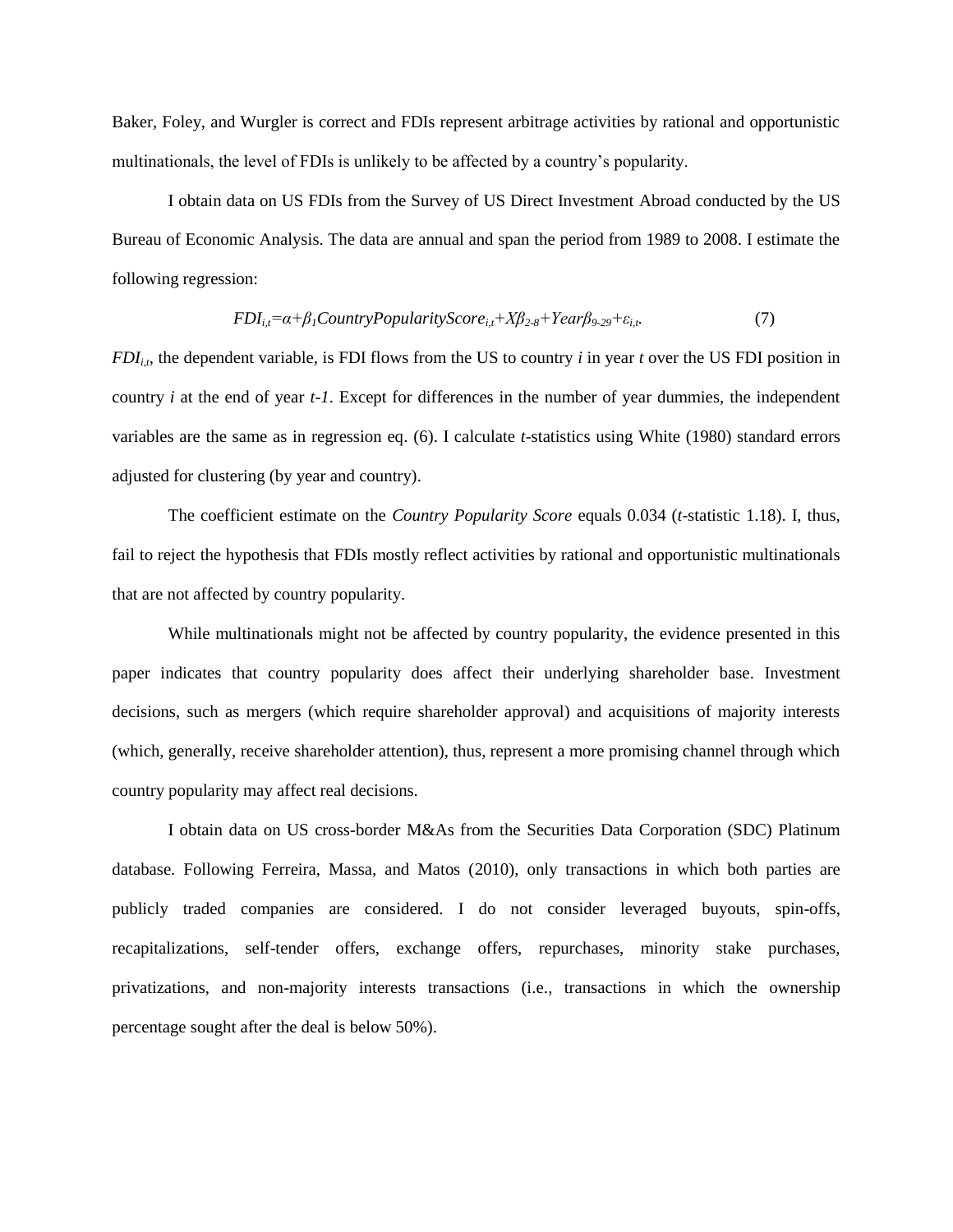Baker, Foley, and Wurgler is correct and FDIs represent arbitrage activities by rational and opportunistic multinationals, the level of FDIs is unlikely to be affected by a country's popularity.

I obtain data on US FDIs from the Survey of US Direct Investment Abroad conducted by the US Bureau of Economic Analysis. The data are annual and span the period from 1989 to 2008. I estimate the following regression:

$$FDI_{i,t}=\alpha+\beta_1 CountryPopularityScore_{i,t}+X\beta_{2\text{-}8}+Year\beta_{9\text{-}29}+\varepsilon_{i,t}. \qquad (7)$$

$FDI_{i,t}$, the dependent variable, is FDI flows from the US to country $i$ in year $t$ over the US FDI position in country $i$ at the end of year $t$-$1$. Except for differences in the number of year dummies, the independent variables are the same as in regression eq. (6). I calculate $t$-statistics using White (1980) standard errors adjusted for clustering (by year and country).

The coefficient estimate on the *Country Popularity Score* equals 0.034 ($t$-statistic 1.18). I, thus, fail to reject the hypothesis that FDIs mostly reflect activities by rational and opportunistic multinationals that are not affected by country popularity.

While multinationals might not be affected by country popularity, the evidence presented in this paper indicates that country popularity does affect their underlying shareholder base. Investment decisions, such as mergers (which require shareholder approval) and acquisitions of majority interests (which, generally, receive shareholder attention), thus, represent a more promising channel through which country popularity may affect real decisions.

I obtain data on US cross-border M&As from the Securities Data Corporation (SDC) Platinum database. Following Ferreira, Massa, and Matos (2010), only transactions in which both parties are publicly traded companies are considered. I do not consider leveraged buyouts, spin-offs, recapitalizations, self-tender offers, exchange offers, repurchases, minority stake purchases, privatizations, and non-majority interests transactions (i.e., transactions in which the ownership percentage sought after the deal is below 50%).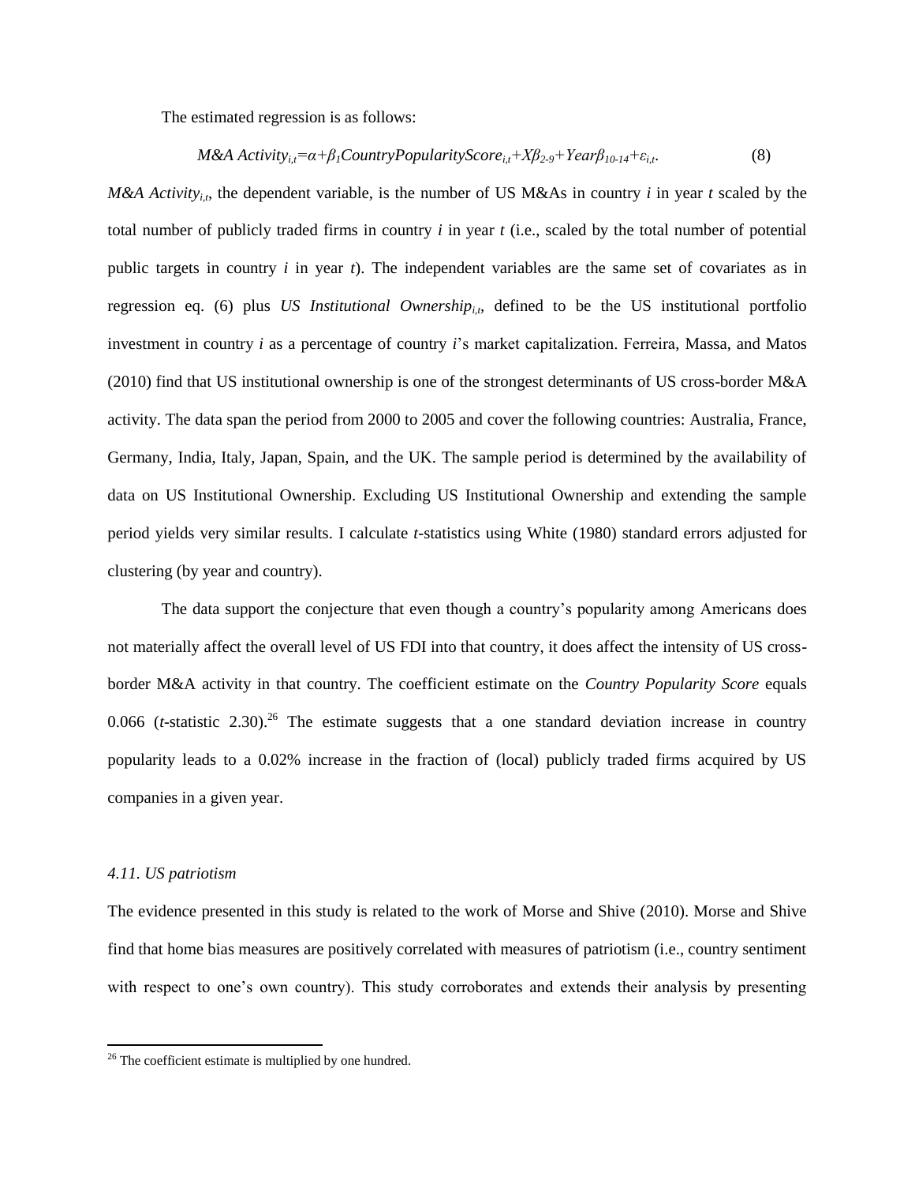The estimated regression is as follows:

$$M\&A\ Activity_{i,t}=\alpha+\beta_1 CountryPopularityScore_{i,t}+X\beta_{2\text{-}9}+Year\beta_{10\text{-}14}+\varepsilon_{i,t}. \quad (8)$$

*M&A Activity*$_{i,t}$, the dependent variable, is the number of US M&As in country $i$ in year $t$ scaled by the total number of publicly traded firms in country $i$ in year $t$ (i.e., scaled by the total number of potential public targets in country $i$ in year $t$). The independent variables are the same set of covariates as in regression eq. (6) plus *US Institutional Ownership*$_{i,t}$, defined to be the US institutional portfolio investment in country $i$ as a percentage of country $i$'s market capitalization. Ferreira, Massa, and Matos (2010) find that US institutional ownership is one of the strongest determinants of US cross-border M&A activity. The data span the period from 2000 to 2005 and cover the following countries: Australia, France, Germany, India, Italy, Japan, Spain, and the UK. The sample period is determined by the availability of data on US Institutional Ownership. Excluding US Institutional Ownership and extending the sample period yields very similar results. I calculate $t$-statistics using White (1980) standard errors adjusted for clustering (by year and country).

The data support the conjecture that even though a country's popularity among Americans does not materially affect the overall level of US FDI into that country, it does affect the intensity of US cross-border M&A activity in that country. The coefficient estimate on the *Country Popularity Score* equals 0.066 ($t$-statistic 2.30).[26] The estimate suggests that a one standard deviation increase in country popularity leads to a 0.02% increase in the fraction of (local) publicly traded firms acquired by US companies in a given year.

### *4.11. US patriotism*

The evidence presented in this study is related to the work of Morse and Shive (2010). Morse and Shive find that home bias measures are positively correlated with measures of patriotism (i.e., country sentiment with respect to one's own country). This study corroborates and extends their analysis by presenting

[26] The coefficient estimate is multiplied by one hundred.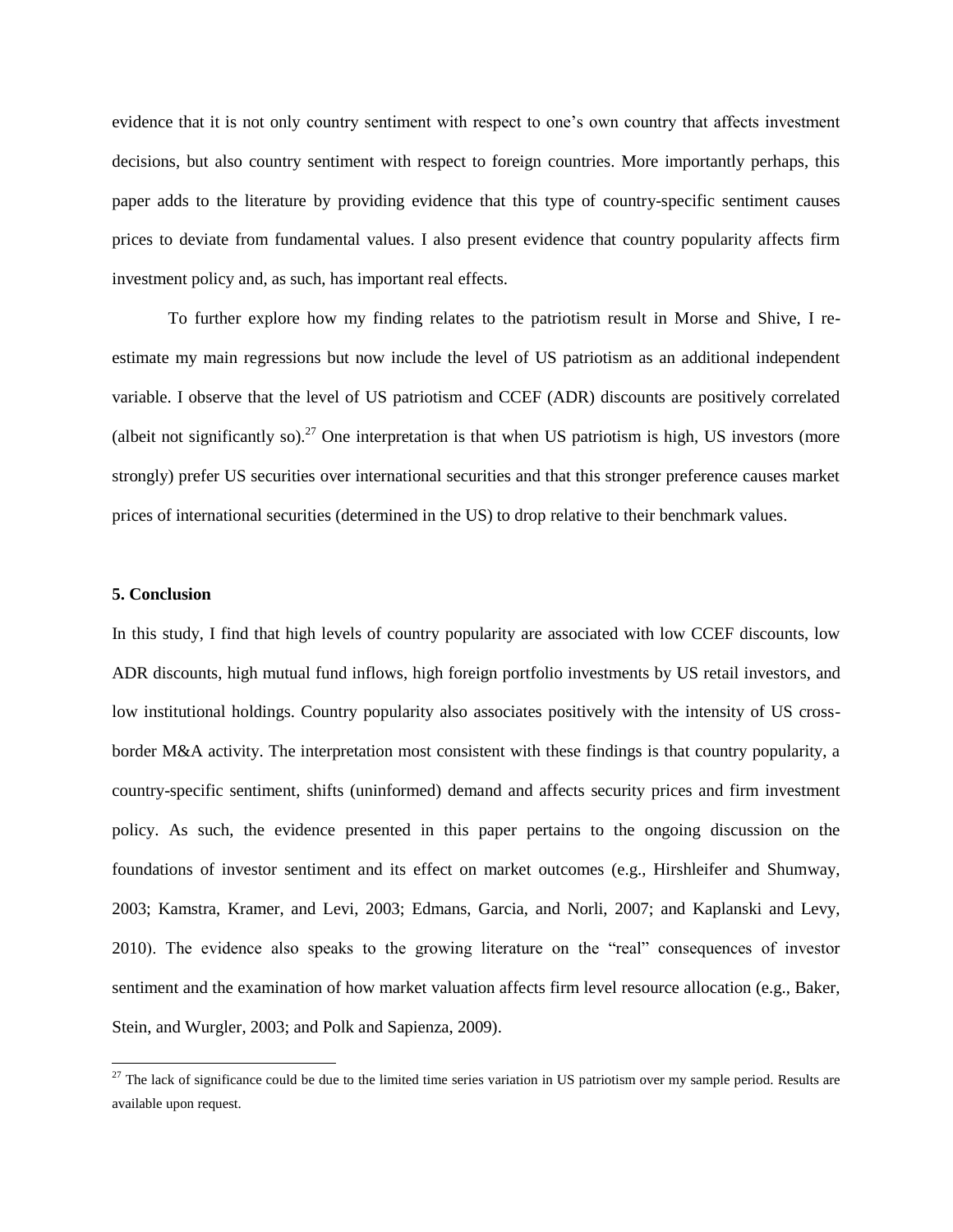evidence that it is not only country sentiment with respect to one's own country that affects investment decisions, but also country sentiment with respect to foreign countries. More importantly perhaps, this paper adds to the literature by providing evidence that this type of country-specific sentiment causes prices to deviate from fundamental values. I also present evidence that country popularity affects firm investment policy and, as such, has important real effects.

To further explore how my finding relates to the patriotism result in Morse and Shive, I re-estimate my main regressions but now include the level of US patriotism as an additional independent variable. I observe that the level of US patriotism and CCEF (ADR) discounts are positively correlated (albeit not significantly so).[27] One interpretation is that when US patriotism is high, US investors (more strongly) prefer US securities over international securities and that this stronger preference causes market prices of international securities (determined in the US) to drop relative to their benchmark values.

## 5. Conclusion

In this study, I find that high levels of country popularity are associated with low CCEF discounts, low ADR discounts, high mutual fund inflows, high foreign portfolio investments by US retail investors, and low institutional holdings. Country popularity also associates positively with the intensity of US cross-border M&A activity. The interpretation most consistent with these findings is that country popularity, a country-specific sentiment, shifts (uninformed) demand and affects security prices and firm investment policy. As such, the evidence presented in this paper pertains to the ongoing discussion on the foundations of investor sentiment and its effect on market outcomes (e.g., Hirshleifer and Shumway, 2003; Kamstra, Kramer, and Levi, 2003; Edmans, Garcia, and Norli, 2007; and Kaplanski and Levy, 2010). The evidence also speaks to the growing literature on the "real" consequences of investor sentiment and the examination of how market valuation affects firm level resource allocation (e.g., Baker, Stein, and Wurgler, 2003; and Polk and Sapienza, 2009).

[27] The lack of significance could be due to the limited time series variation in US patriotism over my sample period. Results are available upon request.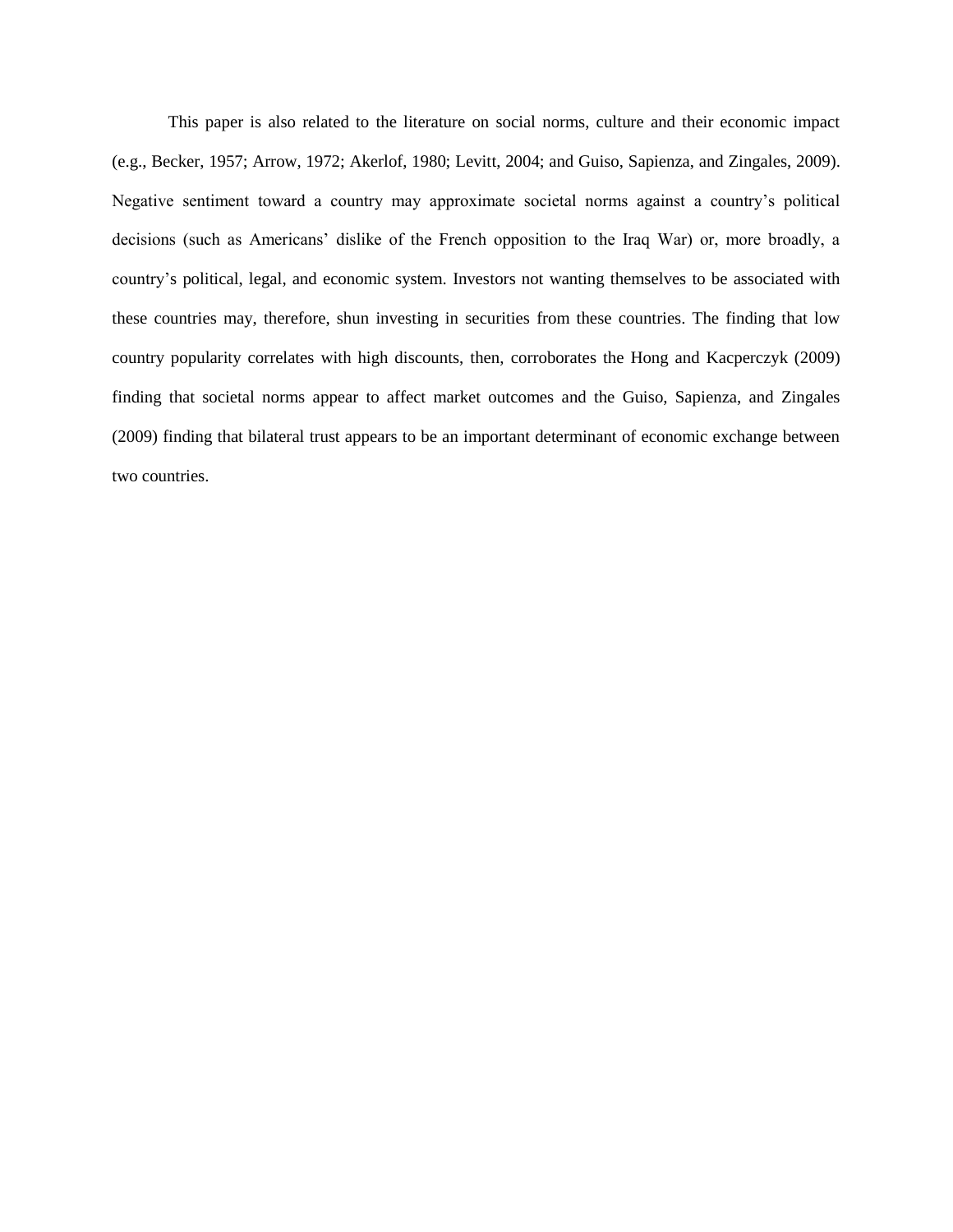This paper is also related to the literature on social norms, culture and their economic impact (e.g., Becker, 1957; Arrow, 1972; Akerlof, 1980; Levitt, 2004; and Guiso, Sapienza, and Zingales, 2009). Negative sentiment toward a country may approximate societal norms against a country's political decisions (such as Americans' dislike of the French opposition to the Iraq War) or, more broadly, a country's political, legal, and economic system. Investors not wanting themselves to be associated with these countries may, therefore, shun investing in securities from these countries. The finding that low country popularity correlates with high discounts, then, corroborates the Hong and Kacperczyk (2009) finding that societal norms appear to affect market outcomes and the Guiso, Sapienza, and Zingales (2009) finding that bilateral trust appears to be an important determinant of economic exchange between two countries.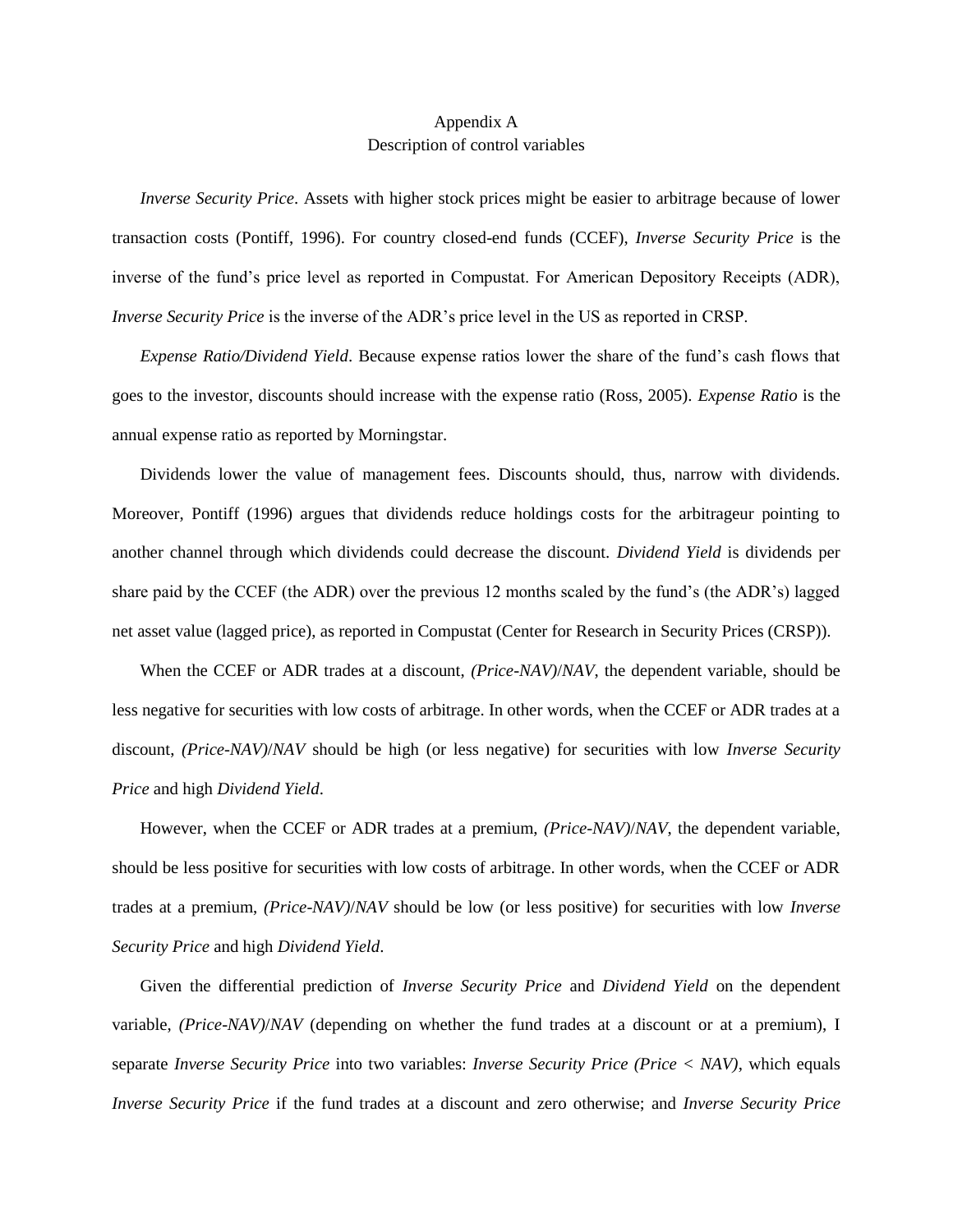Appendix A

Description of control variables

*Inverse Security Price*. Assets with higher stock prices might be easier to arbitrage because of lower transaction costs (Pontiff, 1996). For country closed-end funds (CCEF), *Inverse Security Price* is the inverse of the fund's price level as reported in Compustat. For American Depository Receipts (ADR), *Inverse Security Price* is the inverse of the ADR's price level in the US as reported in CRSP.

*Expense Ratio/Dividend Yield*. Because expense ratios lower the share of the fund's cash flows that goes to the investor, discounts should increase with the expense ratio (Ross, 2005). *Expense Ratio* is the annual expense ratio as reported by Morningstar.

Dividends lower the value of management fees. Discounts should, thus, narrow with dividends. Moreover, Pontiff (1996) argues that dividends reduce holdings costs for the arbitrageur pointing to another channel through which dividends could decrease the discount. *Dividend Yield* is dividends per share paid by the CCEF (the ADR) over the previous 12 months scaled by the fund's (the ADR's) lagged net asset value (lagged price), as reported in Compustat (Center for Research in Security Prices (CRSP)).

When the CCEF or ADR trades at a discount, *(Price-NAV)/NAV*, the dependent variable, should be less negative for securities with low costs of arbitrage. In other words, when the CCEF or ADR trades at a discount, *(Price-NAV)/NAV* should be high (or less negative) for securities with low *Inverse Security Price* and high *Dividend Yield*.

However, when the CCEF or ADR trades at a premium, *(Price-NAV)/NAV*, the dependent variable, should be less positive for securities with low costs of arbitrage. In other words, when the CCEF or ADR trades at a premium, *(Price-NAV)/NAV* should be low (or less positive) for securities with low *Inverse Security Price* and high *Dividend Yield*.

Given the differential prediction of *Inverse Security Price* and *Dividend Yield* on the dependent variable, *(Price-NAV)/NAV* (depending on whether the fund trades at a discount or at a premium), I separate *Inverse Security Price* into two variables: *Inverse Security Price (Price < NAV)*, which equals *Inverse Security Price* if the fund trades at a discount and zero otherwise; and *Inverse Security Price*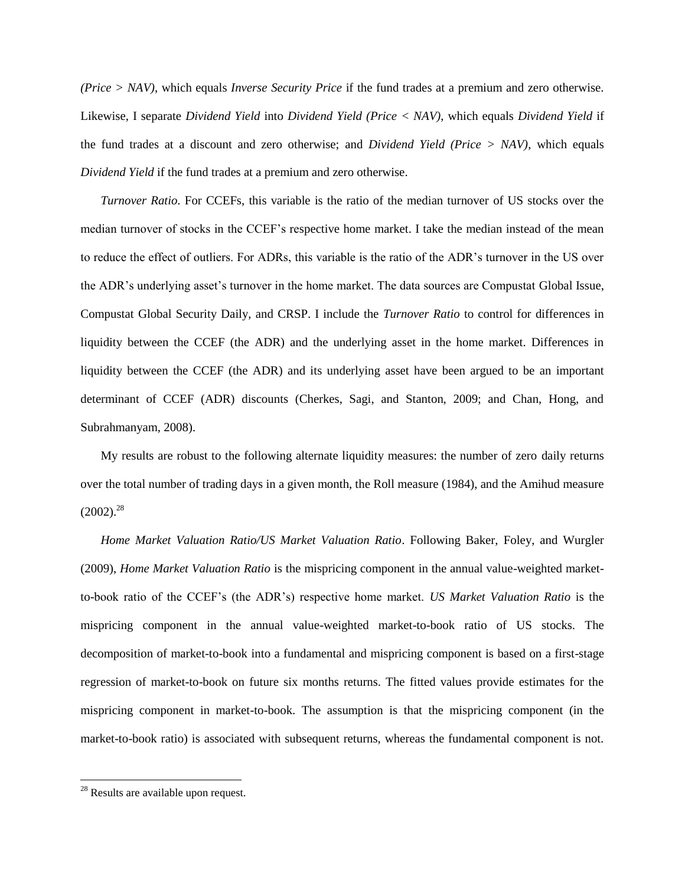*(Price > NAV)*, which equals *Inverse Security Price* if the fund trades at a premium and zero otherwise. Likewise, I separate *Dividend Yield* into *Dividend Yield (Price < NAV)*, which equals *Dividend Yield* if the fund trades at a discount and zero otherwise; and *Dividend Yield (Price > NAV)*, which equals *Dividend Yield* if the fund trades at a premium and zero otherwise.

*Turnover Ratio*. For CCEFs, this variable is the ratio of the median turnover of US stocks over the median turnover of stocks in the CCEF's respective home market. I take the median instead of the mean to reduce the effect of outliers. For ADRs, this variable is the ratio of the ADR's turnover in the US over the ADR's underlying asset's turnover in the home market. The data sources are Compustat Global Issue, Compustat Global Security Daily, and CRSP. I include the *Turnover Ratio* to control for differences in liquidity between the CCEF (the ADR) and the underlying asset in the home market. Differences in liquidity between the CCEF (the ADR) and its underlying asset have been argued to be an important determinant of CCEF (ADR) discounts (Cherkes, Sagi, and Stanton, 2009; and Chan, Hong, and Subrahmanyam, 2008).

My results are robust to the following alternate liquidity measures: the number of zero daily returns over the total number of trading days in a given month, the Roll measure (1984), and the Amihud measure (2002).[28]

*Home Market Valuation Ratio/US Market Valuation Ratio*. Following Baker, Foley, and Wurgler (2009), *Home Market Valuation Ratio* is the mispricing component in the annual value-weighted market-to-book ratio of the CCEF's (the ADR's) respective home market. *US Market Valuation Ratio* is the mispricing component in the annual value-weighted market-to-book ratio of US stocks. The decomposition of market-to-book into a fundamental and mispricing component is based on a first-stage regression of market-to-book on future six months returns. The fitted values provide estimates for the mispricing component in market-to-book. The assumption is that the mispricing component (in the market-to-book ratio) is associated with subsequent returns, whereas the fundamental component is not.

[28] Results are available upon request.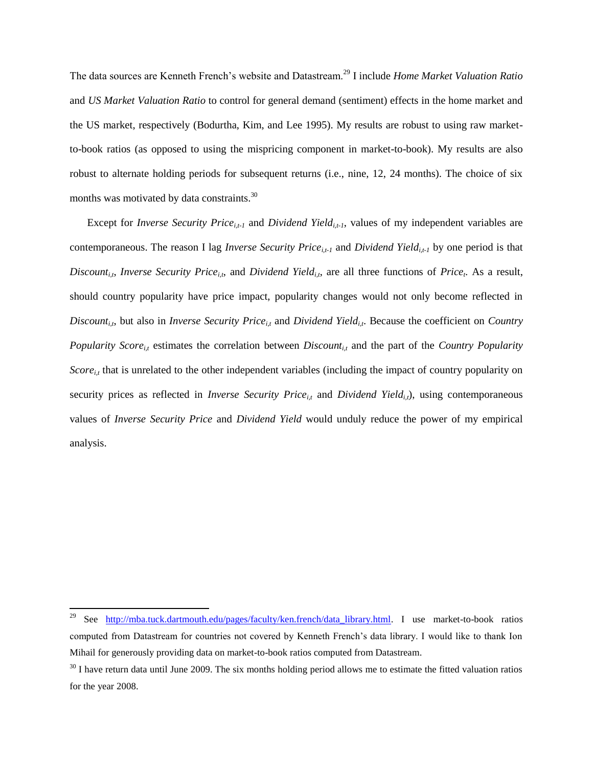The data sources are Kenneth French's website and Datastream.[29] I include *Home Market Valuation Ratio* and *US Market Valuation Ratio* to control for general demand (sentiment) effects in the home market and the US market, respectively (Bodurtha, Kim, and Lee 1995). My results are robust to using raw market-to-book ratios (as opposed to using the mispricing component in market-to-book). My results are also robust to alternate holding periods for subsequent returns (i.e., nine, 12, 24 months). The choice of six months was motivated by data constraints.[30]

Except for *Inverse Security Price*$_{i,t-1}$ and *Dividend Yield*$_{i,t-1}$, values of my independent variables are contemporaneous. The reason I lag *Inverse Security Price*$_{i,t-1}$ and *Dividend Yield*$_{i,t-1}$ by one period is that *Discount*$_{i,t}$, *Inverse Security Price*$_{i,t}$, and *Dividend Yield*$_{i,t}$, are all three functions of *Price*$_t$. As a result, should country popularity have price impact, popularity changes would not only become reflected in *Discount*$_{i,t}$, but also in *Inverse Security Price*$_{i,t}$ and *Dividend Yield*$_{i,t}$. Because the coefficient on *Country Popularity Score*$_{i,t}$ estimates the correlation between *Discount*$_{i,t}$ and the part of the *Country Popularity Score*$_{i,t}$ that is unrelated to the other independent variables (including the impact of country popularity on security prices as reflected in *Inverse Security Price*$_{i,t}$ and *Dividend Yield*$_{i,t}$), using contemporaneous values of *Inverse Security Price* and *Dividend Yield* would unduly reduce the power of my empirical analysis.

---

[29] See http://mba.tuck.dartmouth.edu/pages/faculty/ken.french/data_library.html. I use market-to-book ratios computed from Datastream for countries not covered by Kenneth French's data library. I would like to thank Ion Mihail for generously providing data on market-to-book ratios computed from Datastream.

[30] I have return data until June 2009. The six months holding period allows me to estimate the fitted valuation ratios for the year 2008.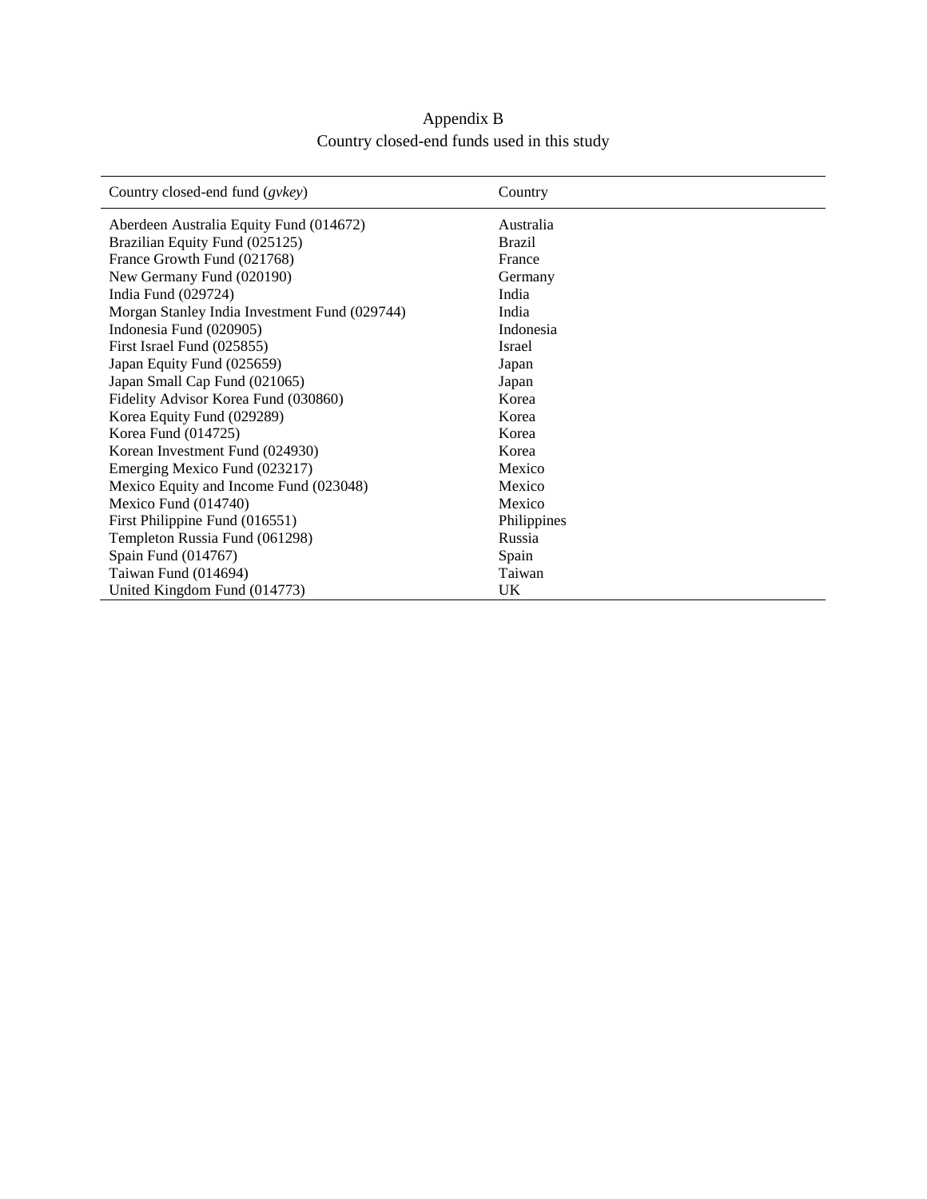# Appendix B

## Country closed-end funds used in this study

| Country closed-end fund (*gvkey*) | Country |
|---|---|
| Aberdeen Australia Equity Fund (014672) | Australia |
| Brazilian Equity Fund (025125) | Brazil |
| France Growth Fund (021768) | France |
| New Germany Fund (020190) | Germany |
| India Fund (029724) | India |
| Morgan Stanley India Investment Fund (029744) | India |
| Indonesia Fund (020905) | Indonesia |
| First Israel Fund (025855) | Israel |
| Japan Equity Fund (025659) | Japan |
| Japan Small Cap Fund (021065) | Japan |
| Fidelity Advisor Korea Fund (030860) | Korea |
| Korea Equity Fund (029289) | Korea |
| Korea Fund (014725) | Korea |
| Korean Investment Fund (024930) | Korea |
| Emerging Mexico Fund (023217) | Mexico |
| Mexico Equity and Income Fund (023048) | Mexico |
| Mexico Fund (014740) | Mexico |
| First Philippine Fund (016551) | Philippines |
| Templeton Russia Fund (061298) | Russia |
| Spain Fund (014767) | Spain |
| Taiwan Fund (014694) | Taiwan |
| United Kingdom Fund (014773) | UK |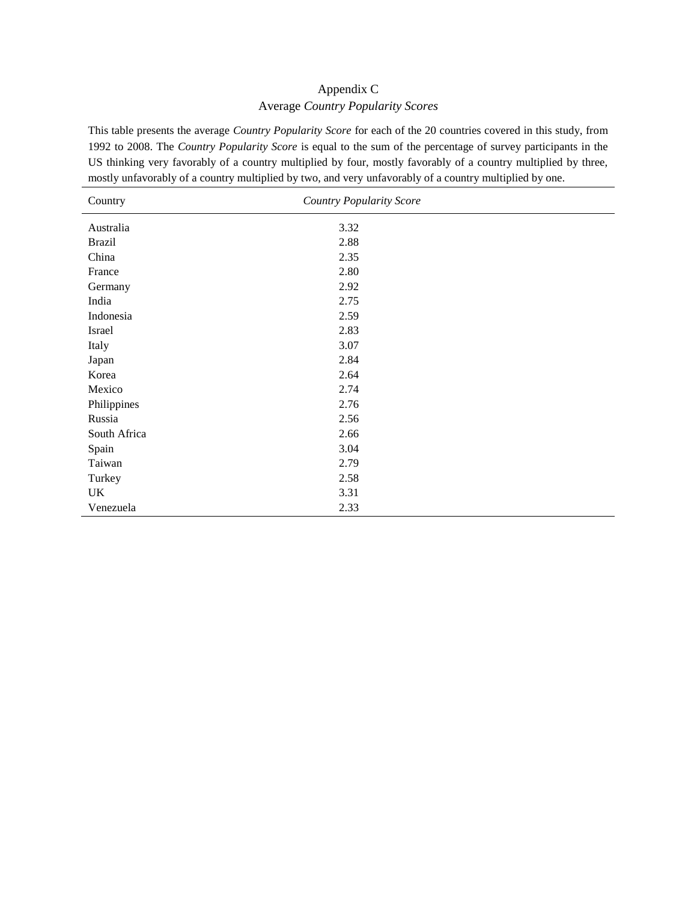# Appendix C
## Average *Country Popularity Scores*

This table presents the average *Country Popularity Score* for each of the 20 countries covered in this study, from 1992 to 2008. The *Country Popularity Score* is equal to the sum of the percentage of survey participants in the US thinking very favorably of a country multiplied by four, mostly favorably of a country multiplied by three, mostly unfavorably of a country multiplied by two, and very unfavorably of a country multiplied by one.

| Country | *Country Popularity Score* |
|---|---|
| Australia | 3.32 |
| Brazil | 2.88 |
| China | 2.35 |
| France | 2.80 |
| Germany | 2.92 |
| India | 2.75 |
| Indonesia | 2.59 |
| Israel | 2.83 |
| Italy | 3.07 |
| Japan | 2.84 |
| Korea | 2.64 |
| Mexico | 2.74 |
| Philippines | 2.76 |
| Russia | 2.56 |
| South Africa | 2.66 |
| Spain | 3.04 |
| Taiwan | 2.79 |
| Turkey | 2.58 |
| UK | 3.31 |
| Venezuela | 2.33 |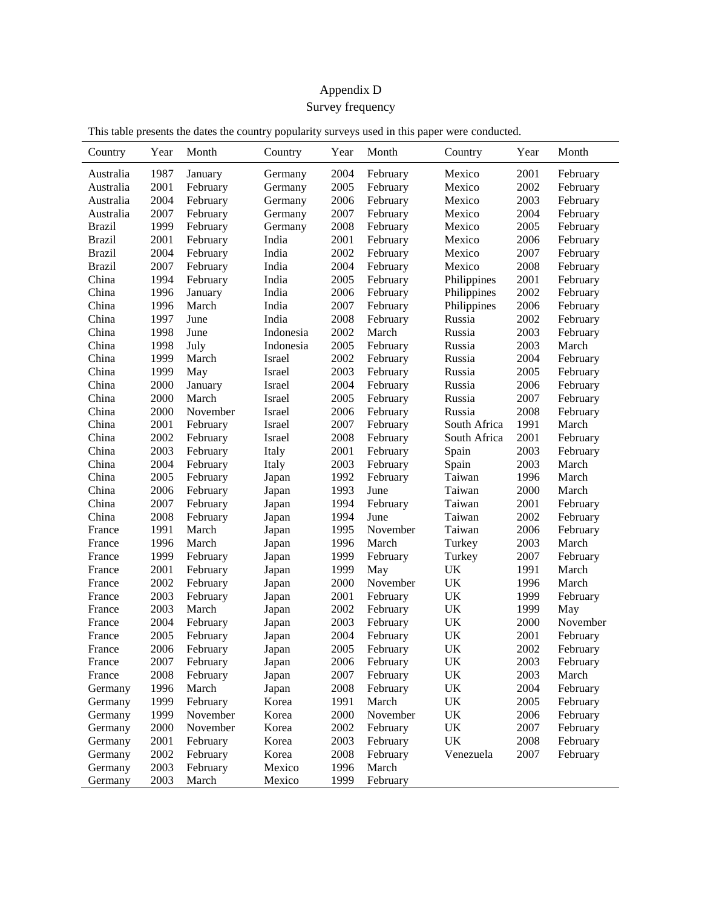# Appendix D

## Survey frequency

This table presents the dates the country popularity surveys used in this paper were conducted.

| Country | Year | Month | Country | Year | Month | Country | Year | Month |
|---|---|---|---|---|---|---|---|---|
| Australia | 1987 | January | Germany | 2004 | February | Mexico | 2001 | February |
| Australia | 2001 | February | Germany | 2005 | February | Mexico | 2002 | February |
| Australia | 2004 | February | Germany | 2006 | February | Mexico | 2003 | February |
| Australia | 2007 | February | Germany | 2007 | February | Mexico | 2004 | February |
| Brazil | 1999 | February | Germany | 2008 | February | Mexico | 2005 | February |
| Brazil | 2001 | February | India | 2001 | February | Mexico | 2006 | February |
| Brazil | 2004 | February | India | 2002 | February | Mexico | 2007 | February |
| Brazil | 2007 | February | India | 2004 | February | Mexico | 2008 | February |
| China | 1994 | February | India | 2005 | February | Philippines | 2001 | February |
| China | 1996 | January | India | 2006 | February | Philippines | 2002 | February |
| China | 1996 | March | India | 2007 | February | Philippines | 2006 | February |
| China | 1997 | June | India | 2008 | February | Russia | 2002 | February |
| China | 1998 | June | Indonesia | 2002 | March | Russia | 2003 | February |
| China | 1998 | July | Indonesia | 2005 | February | Russia | 2003 | March |
| China | 1999 | March | Israel | 2002 | February | Russia | 2004 | February |
| China | 1999 | May | Israel | 2003 | February | Russia | 2005 | February |
| China | 2000 | January | Israel | 2004 | February | Russia | 2006 | February |
| China | 2000 | March | Israel | 2005 | February | Russia | 2007 | February |
| China | 2000 | November | Israel | 2006 | February | Russia | 2008 | February |
| China | 2001 | February | Israel | 2007 | February | South Africa | 1991 | March |
| China | 2002 | February | Israel | 2008 | February | South Africa | 2001 | February |
| China | 2003 | February | Italy | 2001 | February | Spain | 2003 | February |
| China | 2004 | February | Italy | 2003 | February | Spain | 2003 | March |
| China | 2005 | February | Japan | 1992 | February | Taiwan | 1996 | March |
| China | 2006 | February | Japan | 1993 | June | Taiwan | 2000 | March |
| China | 2007 | February | Japan | 1994 | February | Taiwan | 2001 | February |
| China | 2008 | February | Japan | 1994 | June | Taiwan | 2002 | February |
| France | 1991 | March | Japan | 1995 | November | Taiwan | 2006 | February |
| France | 1996 | March | Japan | 1996 | March | Turkey | 2003 | March |
| France | 1999 | February | Japan | 1999 | February | Turkey | 2007 | February |
| France | 2001 | February | Japan | 1999 | May | UK | 1991 | March |
| France | 2002 | February | Japan | 2000 | November | UK | 1996 | March |
| France | 2003 | February | Japan | 2001 | February | UK | 1999 | February |
| France | 2003 | March | Japan | 2002 | February | UK | 1999 | May |
| France | 2004 | February | Japan | 2003 | February | UK | 2000 | November |
| France | 2005 | February | Japan | 2004 | February | UK | 2001 | February |
| France | 2006 | February | Japan | 2005 | February | UK | 2002 | February |
| France | 2007 | February | Japan | 2006 | February | UK | 2003 | February |
| France | 2008 | February | Japan | 2007 | February | UK | 2003 | March |
| Germany | 1996 | March | Japan | 2008 | February | UK | 2004 | February |
| Germany | 1999 | February | Korea | 1991 | March | UK | 2005 | February |
| Germany | 1999 | November | Korea | 2000 | November | UK | 2006 | February |
| Germany | 2000 | November | Korea | 2002 | February | UK | 2007 | February |
| Germany | 2001 | February | Korea | 2003 | February | UK | 2008 | February |
| Germany | 2002 | February | Korea | 2008 | February | Venezuela | 2007 | February |
| Germany | 2003 | February | Mexico | 1996 | March | | | |
| Germany | 2003 | March | Mexico | 1999 | February | | | |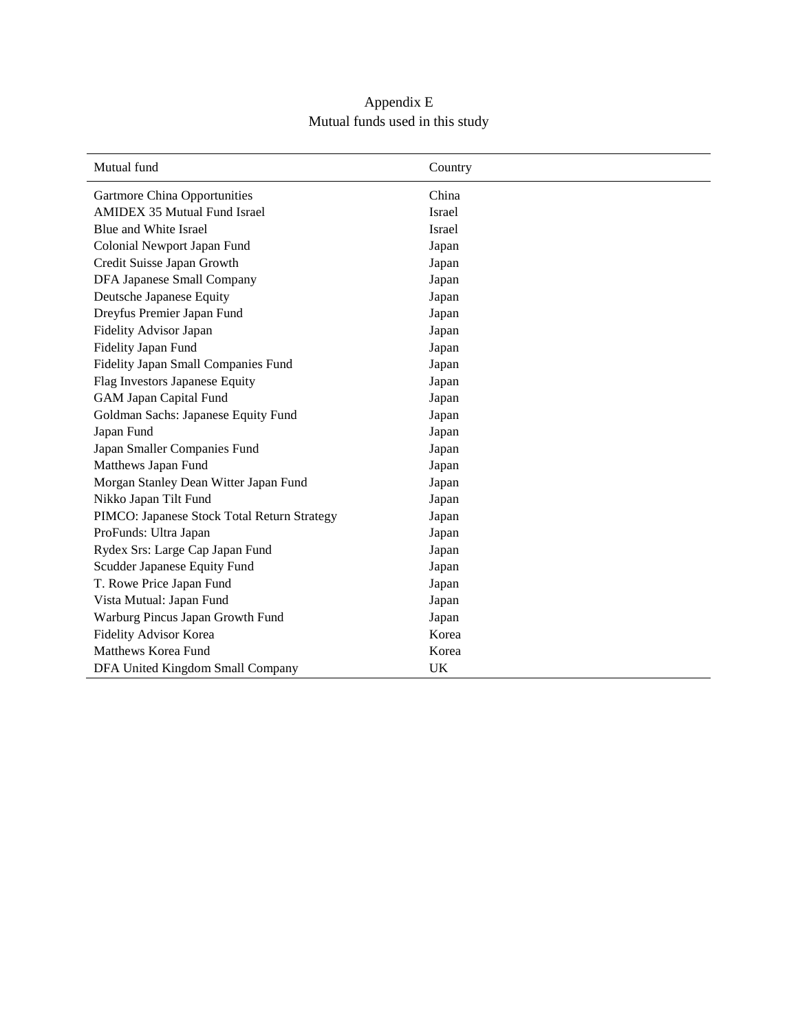# Appendix E

## Mutual funds used in this study

| Mutual fund | Country |
|---|---|
| Gartmore China Opportunities | China |
| AMIDEX 35 Mutual Fund Israel | Israel |
| Blue and White Israel | Israel |
| Colonial Newport Japan Fund | Japan |
| Credit Suisse Japan Growth | Japan |
| DFA Japanese Small Company | Japan |
| Deutsche Japanese Equity | Japan |
| Dreyfus Premier Japan Fund | Japan |
| Fidelity Advisor Japan | Japan |
| Fidelity Japan Fund | Japan |
| Fidelity Japan Small Companies Fund | Japan |
| Flag Investors Japanese Equity | Japan |
| GAM Japan Capital Fund | Japan |
| Goldman Sachs: Japanese Equity Fund | Japan |
| Japan Fund | Japan |
| Japan Smaller Companies Fund | Japan |
| Matthews Japan Fund | Japan |
| Morgan Stanley Dean Witter Japan Fund | Japan |
| Nikko Japan Tilt Fund | Japan |
| PIMCO: Japanese Stock Total Return Strategy | Japan |
| ProFunds: Ultra Japan | Japan |
| Rydex Srs: Large Cap Japan Fund | Japan |
| Scudder Japanese Equity Fund | Japan |
| T. Rowe Price Japan Fund | Japan |
| Vista Mutual: Japan Fund | Japan |
| Warburg Pincus Japan Growth Fund | Japan |
| Fidelity Advisor Korea | Korea |
| Matthews Korea Fund | Korea |
| DFA United Kingdom Small Company | UK |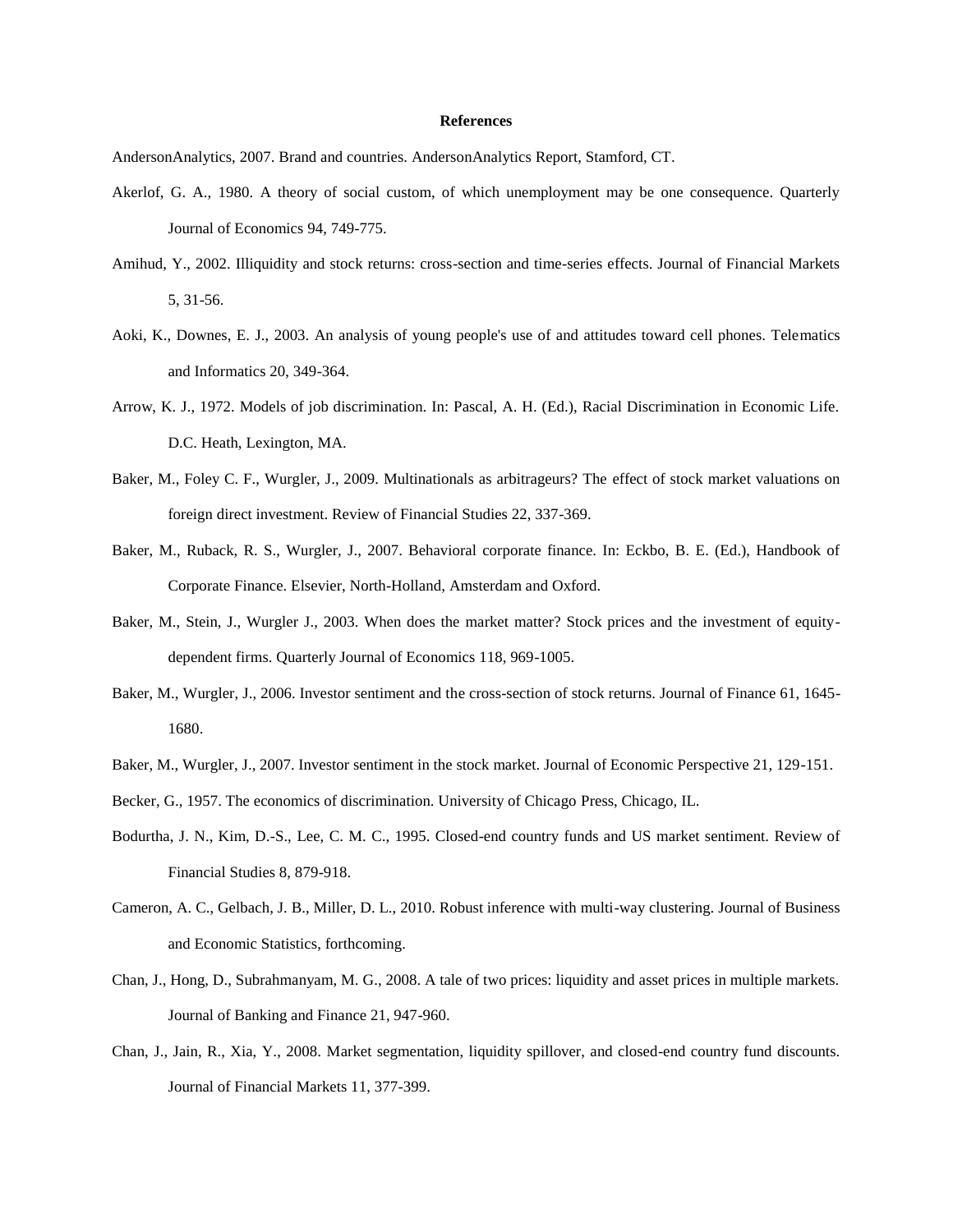# References

AndersonAnalytics, 2007. Brand and countries. AndersonAnalytics Report, Stamford, CT.

Akerlof, G. A., 1980. A theory of social custom, of which unemployment may be one consequence. Quarterly Journal of Economics 94, 749-775.

Amihud, Y., 2002. Illiquidity and stock returns: cross-section and time-series effects. Journal of Financial Markets 5, 31-56.

Aoki, K., Downes, E. J., 2003. An analysis of young people's use of and attitudes toward cell phones. Telematics and Informatics 20, 349-364.

Arrow, K. J., 1972. Models of job discrimination. In: Pascal, A. H. (Ed.), Racial Discrimination in Economic Life. D.C. Heath, Lexington, MA.

Baker, M., Foley C. F., Wurgler, J., 2009. Multinationals as arbitrageurs? The effect of stock market valuations on foreign direct investment. Review of Financial Studies 22, 337-369.

Baker, M., Ruback, R. S., Wurgler, J., 2007. Behavioral corporate finance. In: Eckbo, B. E. (Ed.), Handbook of Corporate Finance. Elsevier, North-Holland, Amsterdam and Oxford.

Baker, M., Stein, J., Wurgler J., 2003. When does the market matter? Stock prices and the investment of equity-dependent firms. Quarterly Journal of Economics 118, 969-1005.

Baker, M., Wurgler, J., 2006. Investor sentiment and the cross-section of stock returns. Journal of Finance 61, 1645-1680.

Baker, M., Wurgler, J., 2007. Investor sentiment in the stock market. Journal of Economic Perspective 21, 129-151.

Becker, G., 1957. The economics of discrimination. University of Chicago Press, Chicago, IL.

Bodurtha, J. N., Kim, D.-S., Lee, C. M. C., 1995. Closed-end country funds and US market sentiment. Review of Financial Studies 8, 879-918.

Cameron, A. C., Gelbach, J. B., Miller, D. L., 2010. Robust inference with multi-way clustering. Journal of Business and Economic Statistics, forthcoming.

Chan, J., Hong, D., Subrahmanyam, M. G., 2008. A tale of two prices: liquidity and asset prices in multiple markets. Journal of Banking and Finance 21, 947-960.

Chan, J., Jain, R., Xia, Y., 2008. Market segmentation, liquidity spillover, and closed-end country fund discounts. Journal of Financial Markets 11, 377-399.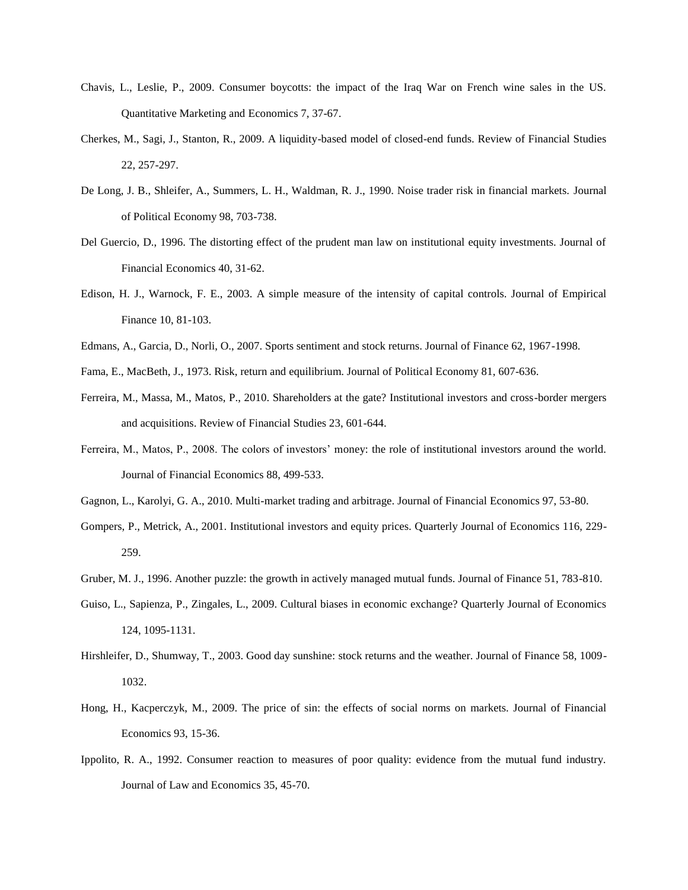Chavis, L., Leslie, P., 2009. Consumer boycotts: the impact of the Iraq War on French wine sales in the US. Quantitative Marketing and Economics 7, 37-67.

Cherkes, M., Sagi, J., Stanton, R., 2009. A liquidity-based model of closed-end funds. Review of Financial Studies 22, 257-297.

De Long, J. B., Shleifer, A., Summers, L. H., Waldman, R. J., 1990. Noise trader risk in financial markets. Journal of Political Economy 98, 703-738.

Del Guercio, D., 1996. The distorting effect of the prudent man law on institutional equity investments. Journal of Financial Economics 40, 31-62.

Edison, H. J., Warnock, F. E., 2003. A simple measure of the intensity of capital controls. Journal of Empirical Finance 10, 81-103.

Edmans, A., Garcia, D., Norli, O., 2007. Sports sentiment and stock returns. Journal of Finance 62, 1967-1998.

Fama, E., MacBeth, J., 1973. Risk, return and equilibrium. Journal of Political Economy 81, 607-636.

Ferreira, M., Massa, M., Matos, P., 2010. Shareholders at the gate? Institutional investors and cross-border mergers and acquisitions. Review of Financial Studies 23, 601-644.

Ferreira, M., Matos, P., 2008. The colors of investors' money: the role of institutional investors around the world. Journal of Financial Economics 88, 499-533.

Gagnon, L., Karolyi, G. A., 2010. Multi-market trading and arbitrage. Journal of Financial Economics 97, 53-80.

Gompers, P., Metrick, A., 2001. Institutional investors and equity prices. Quarterly Journal of Economics 116, 229-259.

Gruber, M. J., 1996. Another puzzle: the growth in actively managed mutual funds. Journal of Finance 51, 783-810.

Guiso, L., Sapienza, P., Zingales, L., 2009. Cultural biases in economic exchange? Quarterly Journal of Economics 124, 1095-1131.

Hirshleifer, D., Shumway, T., 2003. Good day sunshine: stock returns and the weather. Journal of Finance 58, 1009-1032.

Hong, H., Kacperczyk, M., 2009. The price of sin: the effects of social norms on markets. Journal of Financial Economics 93, 15-36.

Ippolito, R. A., 1992. Consumer reaction to measures of poor quality: evidence from the mutual fund industry. Journal of Law and Economics 35, 45-70.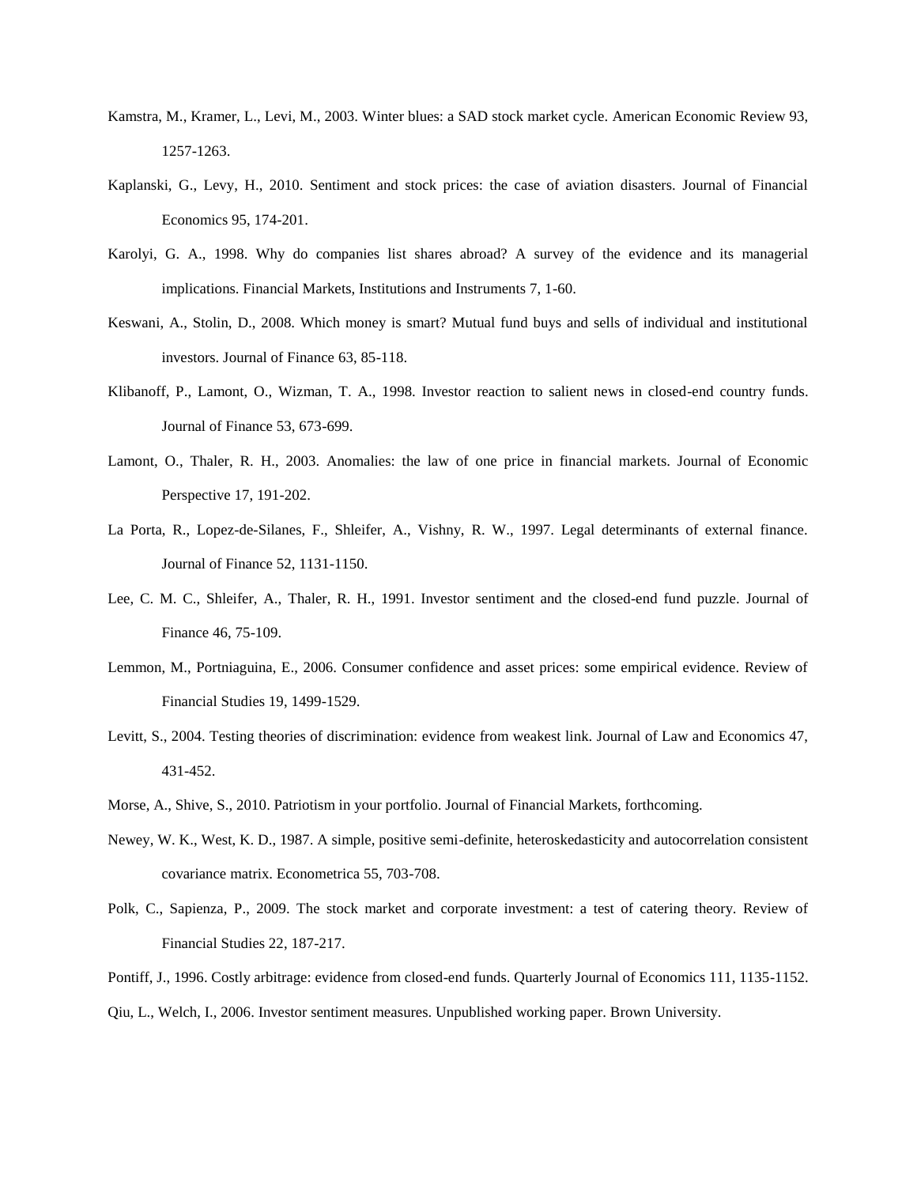Kamstra, M., Kramer, L., Levi, M., 2003. Winter blues: a SAD stock market cycle. American Economic Review 93, 1257-1263.

Kaplanski, G., Levy, H., 2010. Sentiment and stock prices: the case of aviation disasters. Journal of Financial Economics 95, 174-201.

Karolyi, G. A., 1998. Why do companies list shares abroad? A survey of the evidence and its managerial implications. Financial Markets, Institutions and Instruments 7, 1-60.

Keswani, A., Stolin, D., 2008. Which money is smart? Mutual fund buys and sells of individual and institutional investors. Journal of Finance 63, 85-118.

Klibanoff, P., Lamont, O., Wizman, T. A., 1998. Investor reaction to salient news in closed-end country funds. Journal of Finance 53, 673-699.

Lamont, O., Thaler, R. H., 2003. Anomalies: the law of one price in financial markets. Journal of Economic Perspective 17, 191-202.

La Porta, R., Lopez-de-Silanes, F., Shleifer, A., Vishny, R. W., 1997. Legal determinants of external finance. Journal of Finance 52, 1131-1150.

Lee, C. M. C., Shleifer, A., Thaler, R. H., 1991. Investor sentiment and the closed-end fund puzzle. Journal of Finance 46, 75-109.

Lemmon, M., Portniaguina, E., 2006. Consumer confidence and asset prices: some empirical evidence. Review of Financial Studies 19, 1499-1529.

Levitt, S., 2004. Testing theories of discrimination: evidence from weakest link. Journal of Law and Economics 47, 431-452.

Morse, A., Shive, S., 2010. Patriotism in your portfolio. Journal of Financial Markets, forthcoming.

Newey, W. K., West, K. D., 1987. A simple, positive semi-definite, heteroskedasticity and autocorrelation consistent covariance matrix. Econometrica 55, 703-708.

Polk, C., Sapienza, P., 2009. The stock market and corporate investment: a test of catering theory. Review of Financial Studies 22, 187-217.

Pontiff, J., 1996. Costly arbitrage: evidence from closed-end funds. Quarterly Journal of Economics 111, 1135-1152.

Qiu, L., Welch, I., 2006. Investor sentiment measures. Unpublished working paper. Brown University.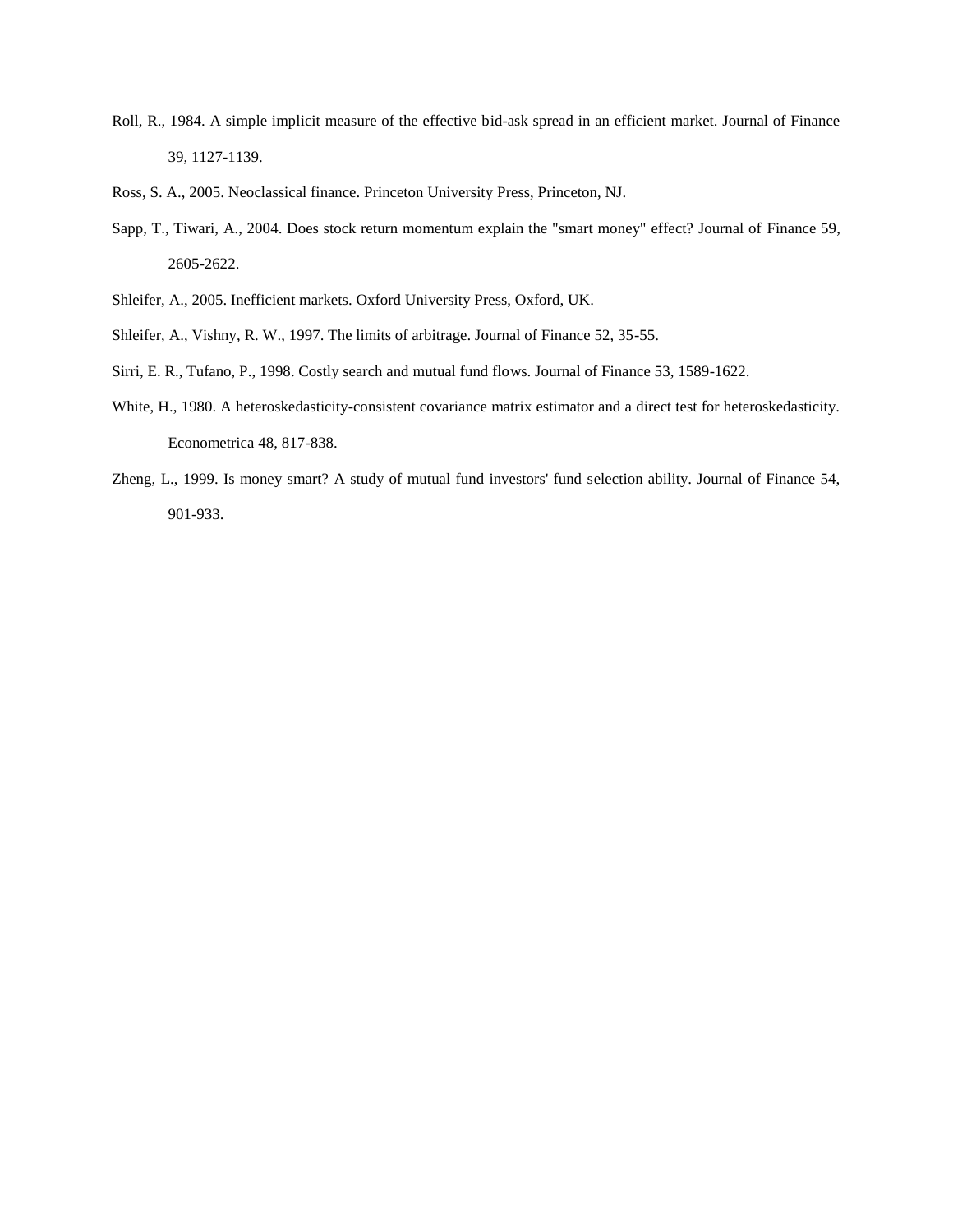Roll, R., 1984. A simple implicit measure of the effective bid-ask spread in an efficient market. Journal of Finance 39, 1127-1139.

Ross, S. A., 2005. Neoclassical finance. Princeton University Press, Princeton, NJ.

Sapp, T., Tiwari, A., 2004. Does stock return momentum explain the "smart money" effect? Journal of Finance 59, 2605-2622.

Shleifer, A., 2005. Inefficient markets. Oxford University Press, Oxford, UK.

Shleifer, A., Vishny, R. W., 1997. The limits of arbitrage. Journal of Finance 52, 35-55.

Sirri, E. R., Tufano, P., 1998. Costly search and mutual fund flows. Journal of Finance 53, 1589-1622.

White, H., 1980. A heteroskedasticity-consistent covariance matrix estimator and a direct test for heteroskedasticity. Econometrica 48, 817-838.

Zheng, L., 1999. Is money smart? A study of mutual fund investors' fund selection ability. Journal of Finance 54, 901-933.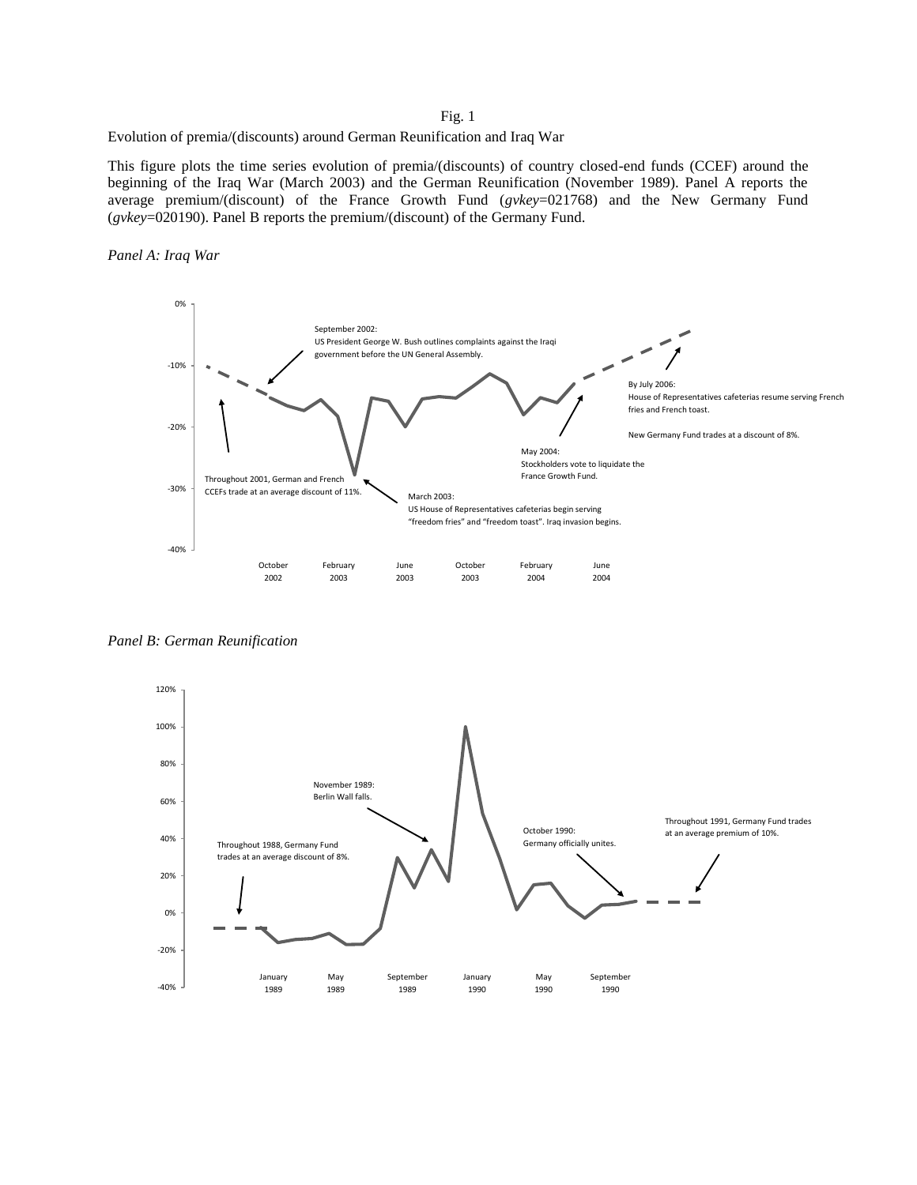Fig. 1

Evolution of premia/(discounts) around German Reunification and Iraq War

This figure plots the time series evolution of premia/(discounts) of country closed-end funds (CCEF) around the beginning of the Iraq War (March 2003) and the German Reunification (November 1989). Panel A reports the average premium/(discount) of the France Growth Fund (*gvkey*=021768) and the New Germany Fund (*gvkey*=020190). Panel B reports the premium/(discount) of the Germany Fund.

*Panel A: Iraq War*

0%

-10%

-20%

-30%

-40%

September 2002:
US President George W. Bush outlines complaints against the Iraqi government before the UN General Assembly.

By July 2006:
House of Representatives cafeterias resume serving French fries and French toast.

New Germany Fund trades at a discount of 8%.

May 2004:
Stockholders vote to liquidate the France Growth Fund.

Throughout 2001, German and French CCEFs trade at an average discount of 11%.

March 2003:
US House of Representatives cafeterias begin serving "freedom fries" and "freedom toast". Iraq invasion begins.

October 2002 | February 2003 | June 2003 | October 2003 | February 2004 | June 2004

*Panel B: German Reunification*

120%

100%

80%

60%

40%

20%

0%

-20%

-40%

November 1989:
Berlin Wall falls.

Throughout 1988, Germany Fund trades at an average discount of 8%.

October 1990:
Germany officially unites.

Throughout 1991, Germany Fund trades at an average premium of 10%.

January 1989 | May 1989 | September 1989 | January 1990 | May 1990 | September 1990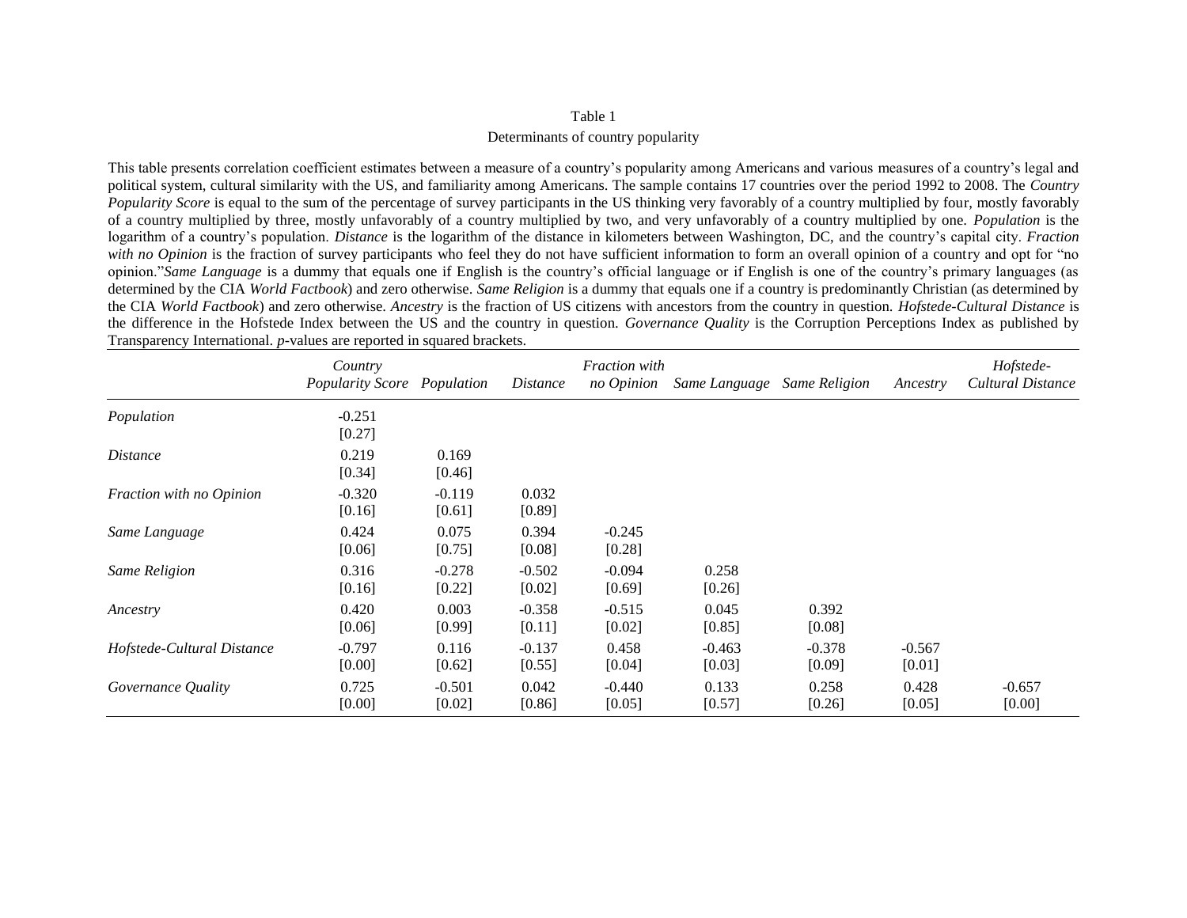Table 1

Determinants of country popularity

This table presents correlation coefficient estimates between a measure of a country's popularity among Americans and various measures of a country's legal and political system, cultural similarity with the US, and familiarity among Americans. The sample contains 17 countries over the period 1992 to 2008. The *Country Popularity Score* is equal to the sum of the percentage of survey participants in the US thinking very favorably of a country multiplied by four, mostly favorably of a country multiplied by three, mostly unfavorably of a country multiplied by two, and very unfavorably of a country multiplied by one. *Population* is the logarithm of a country's population. *Distance* is the logarithm of the distance in kilometers between Washington, DC, and the country's capital city. *Fraction with no Opinion* is the fraction of survey participants who feel they do not have sufficient information to form an overall opinion of a country and opt for "no opinion."*Same Language* is a dummy that equals one if English is the country's official language or if English is one of the country's primary languages (as determined by the CIA *World Factbook*) and zero otherwise. *Same Religion* is a dummy that equals one if a country is predominantly Christian (as determined by the CIA *World Factbook*) and zero otherwise. *Ancestry* is the fraction of US citizens with ancestors from the country in question. *Hofstede-Cultural Distance* is the difference in the Hofstede Index between the US and the country in question. *Governance Quality* is the Corruption Perceptions Index as published by Transparency International. *p*-values are reported in squared brackets.

| | *Country Popularity Score* | *Population* | *Distance* | *Fraction with no Opinion* | *Same Language* | *Same Religion* | *Ancestry* | *Hofstede-Cultural Distance* |
|---|---|---|---|---|---|---|---|---|
| *Population* | -0.251 | | | | | | | |
| | [0.27] | | | | | | | |
| *Distance* | 0.219 | 0.169 | | | | | | |
| | [0.34] | [0.46] | | | | | | |
| *Fraction with no Opinion* | -0.320 | -0.119 | 0.032 | | | | | |
| | [0.16] | [0.61] | [0.89] | | | | | |
| *Same Language* | 0.424 | 0.075 | 0.394 | -0.245 | | | | |
| | [0.06] | [0.75] | [0.08] | [0.28] | | | | |
| *Same Religion* | 0.316 | -0.278 | -0.502 | -0.094 | 0.258 | | | |
| | [0.16] | [0.22] | [0.02] | [0.69] | [0.26] | | | |
| *Ancestry* | 0.420 | 0.003 | -0.358 | -0.515 | 0.045 | 0.392 | | |
| | [0.06] | [0.99] | [0.11] | [0.02] | [0.85] | [0.08] | | |
| *Hofstede-Cultural Distance* | -0.797 | 0.116 | -0.137 | 0.458 | -0.463 | -0.378 | -0.567 | |
| | [0.00] | [0.62] | [0.55] | [0.04] | [0.03] | [0.09] | [0.01] | |
| *Governance Quality* | 0.725 | -0.501 | 0.042 | -0.440 | 0.133 | 0.258 | 0.428 | -0.657 |
| | [0.00] | [0.02] | [0.86] | [0.05] | [0.57] | [0.26] | [0.05] | [0.00] |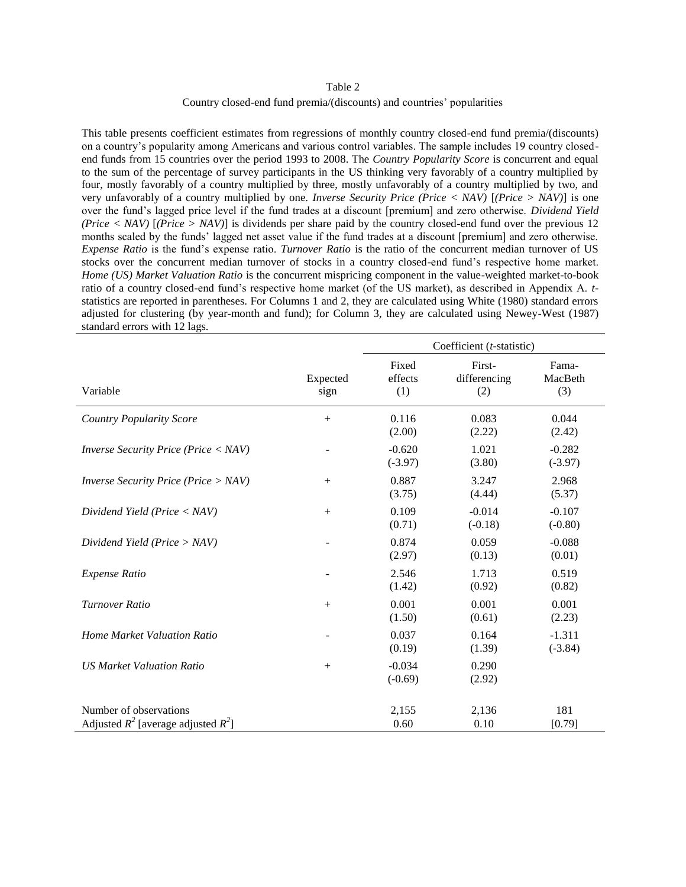Table 2

Country closed-end fund premia/(discounts) and countries' popularities

This table presents coefficient estimates from regressions of monthly country closed-end fund premia/(discounts) on a country's popularity among Americans and various control variables. The sample includes 19 country closed-end funds from 15 countries over the period 1993 to 2008. The *Country Popularity Score* is concurrent and equal to the sum of the percentage of survey participants in the US thinking very favorably of a country multiplied by four, mostly favorably of a country multiplied by three, mostly unfavorably of a country multiplied by two, and very unfavorably of a country multiplied by one. *Inverse Security Price (Price < NAV)* [*(Price > NAV)*] is one over the fund's lagged price level if the fund trades at a discount [premium] and zero otherwise. *Dividend Yield (Price < NAV)* [*(Price > NAV)*] is dividends per share paid by the country closed-end fund over the previous 12 months scaled by the funds' lagged net asset value if the fund trades at a discount [premium] and zero otherwise. *Expense Ratio* is the fund's expense ratio. *Turnover Ratio* is the ratio of the concurrent median turnover of US stocks over the concurrent median turnover of stocks in a country closed-end fund's respective home market. *Home (US) Market Valuation Ratio* is the concurrent mispricing component in the value-weighted market-to-book ratio of a country closed-end fund's respective home market (of the US market), as described in Appendix A. *t*-statistics are reported in parentheses. For Columns 1 and 2, they are calculated using White (1980) standard errors adjusted for clustering (by year-month and fund); for Column 3, they are calculated using Newey-West (1987) standard errors with 12 lags.

| | | Coefficient (*t*-statistic) | | |
|---|---|---|---|---|
| Variable | Expected sign | Fixed effects (1) | First-differencing (2) | Fama-MacBeth (3) |
| *Country Popularity Score* | + | 0.116 (2.00) | 0.083 (2.22) | 0.044 (2.42) |
| *Inverse Security Price (Price < NAV)* | - | -0.620 (-3.97) | 1.021 (3.80) | -0.282 (-3.97) |
| *Inverse Security Price (Price > NAV)* | + | 0.887 (3.75) | 3.247 (4.44) | 2.968 (5.37) |
| *Dividend Yield (Price < NAV)* | + | 0.109 (0.71) | -0.014 (-0.18) | -0.107 (-0.80) |
| *Dividend Yield (Price > NAV)* | - | 0.874 (2.97) | 0.059 (0.13) | -0.088 (0.01) |
| *Expense Ratio* | - | 2.546 (1.42) | 1.713 (0.92) | 0.519 (0.82) |
| *Turnover Ratio* | + | 0.001 (1.50) | 0.001 (0.61) | 0.001 (2.23) |
| *Home Market Valuation Ratio* | - | 0.037 (0.19) | 0.164 (1.39) | -1.311 (-3.84) |
| *US Market Valuation Ratio* | + | -0.034 (-0.69) | 0.290 (2.92) | |
| Number of observations | | 2,155 | 2,136 | 181 |
| Adjusted $R^2$ [average adjusted $R^2$] | | 0.60 | 0.10 | [0.79] |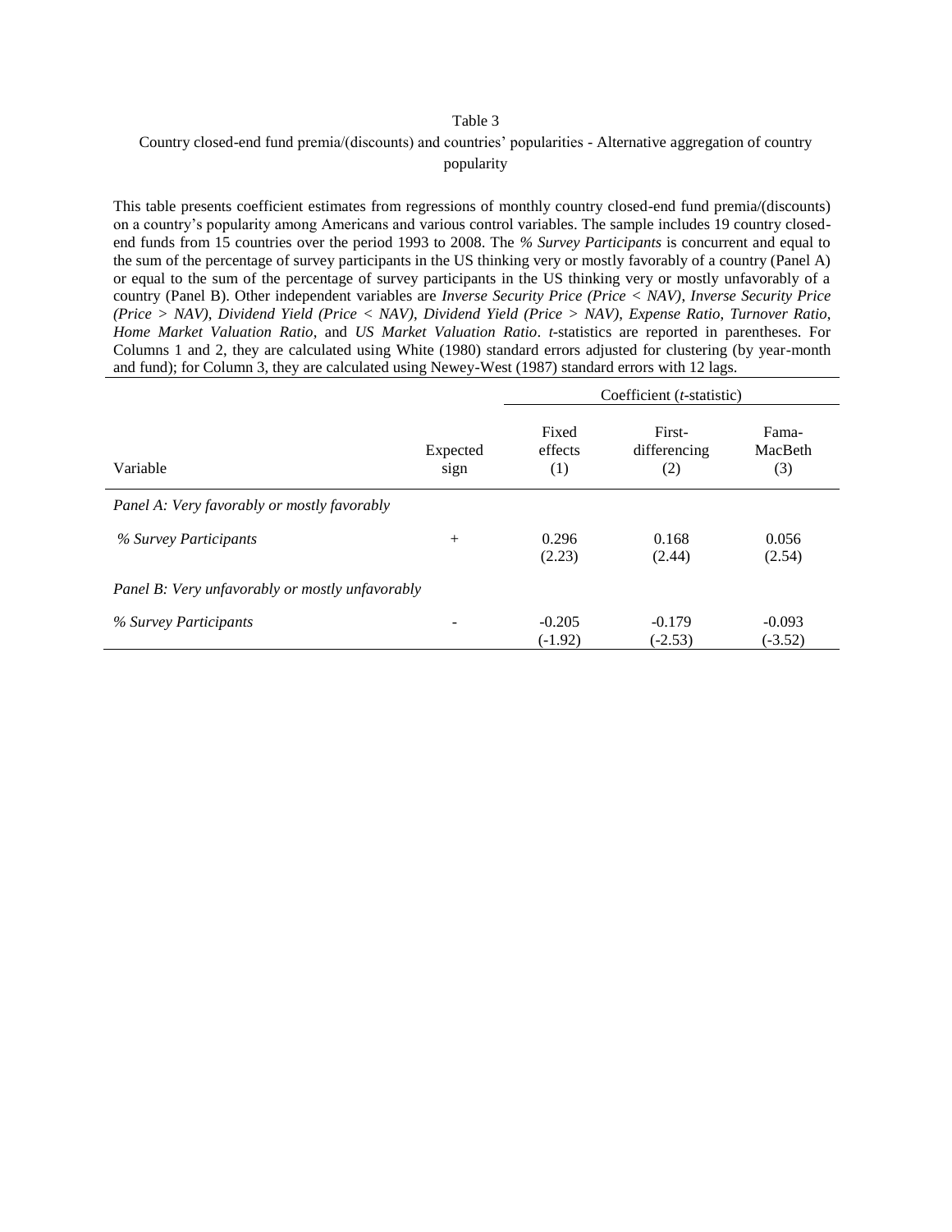Table 3

Country closed-end fund premia/(discounts) and countries' popularities - Alternative aggregation of country popularity

This table presents coefficient estimates from regressions of monthly country closed-end fund premia/(discounts) on a country's popularity among Americans and various control variables. The sample includes 19 country closed-end funds from 15 countries over the period 1993 to 2008. The *% Survey Participants* is concurrent and equal to the sum of the percentage of survey participants in the US thinking very or mostly favorably of a country (Panel A) or equal to the sum of the percentage of survey participants in the US thinking very or mostly unfavorably of a country (Panel B). Other independent variables are *Inverse Security Price (Price < NAV)*, *Inverse Security Price (Price > NAV)*, *Dividend Yield (Price < NAV)*, *Dividend Yield (Price > NAV)*, *Expense Ratio*, *Turnover Ratio*, *Home Market Valuation Ratio*, and *US Market Valuation Ratio*. *t*-statistics are reported in parentheses. For Columns 1 and 2, they are calculated using White (1980) standard errors adjusted for clustering (by year-month and fund); for Column 3, they are calculated using Newey-West (1987) standard errors with 12 lags.

| | | Coefficient (*t*-statistic) | | |
|---|---|---|---|---|
| Variable | Expected sign | Fixed effects (1) | First-differencing (2) | Fama-MacBeth (3) |
| *Panel A: Very favorably or mostly favorably* | | | | |
| *% Survey Participants* | + | 0.296 (2.23) | 0.168 (2.44) | 0.056 (2.54) |
| *Panel B: Very unfavorably or mostly unfavorably* | | | | |
| *% Survey Participants* | - | -0.205 (-1.92) | -0.179 (-2.53) | -0.093 (-3.52) |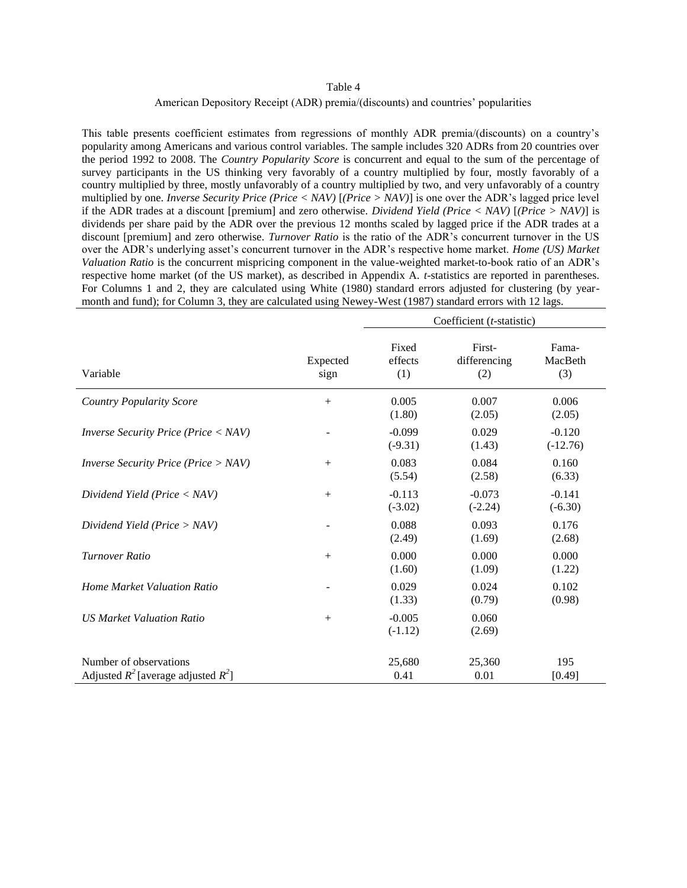Table 4

American Depository Receipt (ADR) premia/(discounts) and countries' popularities

This table presents coefficient estimates from regressions of monthly ADR premia/(discounts) on a country's popularity among Americans and various control variables. The sample includes 320 ADRs from 20 countries over the period 1992 to 2008. The *Country Popularity Score* is concurrent and equal to the sum of the percentage of survey participants in the US thinking very favorably of a country multiplied by four, mostly favorably of a country multiplied by three, mostly unfavorably of a country multiplied by two, and very unfavorably of a country multiplied by one. *Inverse Security Price (Price < NAV)* [*(Price > NAV)*] is one over the ADR's lagged price level if the ADR trades at a discount [premium] and zero otherwise. *Dividend Yield (Price < NAV)* [*(Price > NAV)*] is dividends per share paid by the ADR over the previous 12 months scaled by lagged price if the ADR trades at a discount [premium] and zero otherwise. *Turnover Ratio* is the ratio of the ADR's concurrent turnover in the US over the ADR's underlying asset's concurrent turnover in the ADR's respective home market. *Home (US) Market Valuation Ratio* is the concurrent mispricing component in the value-weighted market-to-book ratio of an ADR's respective home market (of the US market), as described in Appendix A. *t*-statistics are reported in parentheses. For Columns 1 and 2, they are calculated using White (1980) standard errors adjusted for clustering (by year-month and fund); for Column 3, they are calculated using Newey-West (1987) standard errors with 12 lags.

| | | Coefficient (*t*-statistic) | | |
|---|---|---|---|---|
| Variable | Expected sign | Fixed effects (1) | First-differencing (2) | Fama-MacBeth (3) |
| *Country Popularity Score* | + | 0.005<br>(1.80) | 0.007<br>(2.05) | 0.006<br>(2.05) |
| *Inverse Security Price (Price < NAV)* | - | -0.099<br>(-9.31) | 0.029<br>(1.43) | -0.120<br>(-12.76) |
| *Inverse Security Price (Price > NAV)* | + | 0.083<br>(5.54) | 0.084<br>(2.58) | 0.160<br>(6.33) |
| *Dividend Yield (Price < NAV)* | + | -0.113<br>(-3.02) | -0.073<br>(-2.24) | -0.141<br>(-6.30) |
| *Dividend Yield (Price > NAV)* | - | 0.088<br>(2.49) | 0.093<br>(1.69) | 0.176<br>(2.68) |
| *Turnover Ratio* | + | 0.000<br>(1.60) | 0.000<br>(1.09) | 0.000<br>(1.22) |
| *Home Market Valuation Ratio* | - | 0.029<br>(1.33) | 0.024<br>(0.79) | 0.102<br>(0.98) |
| *US Market Valuation Ratio* | + | -0.005<br>(-1.12) | 0.060<br>(2.69) | |
| Number of observations | | 25,680 | 25,360 | 195 |
| Adjusted $R^2$ [average adjusted $R^2$] | | 0.41 | 0.01 | [0.49] |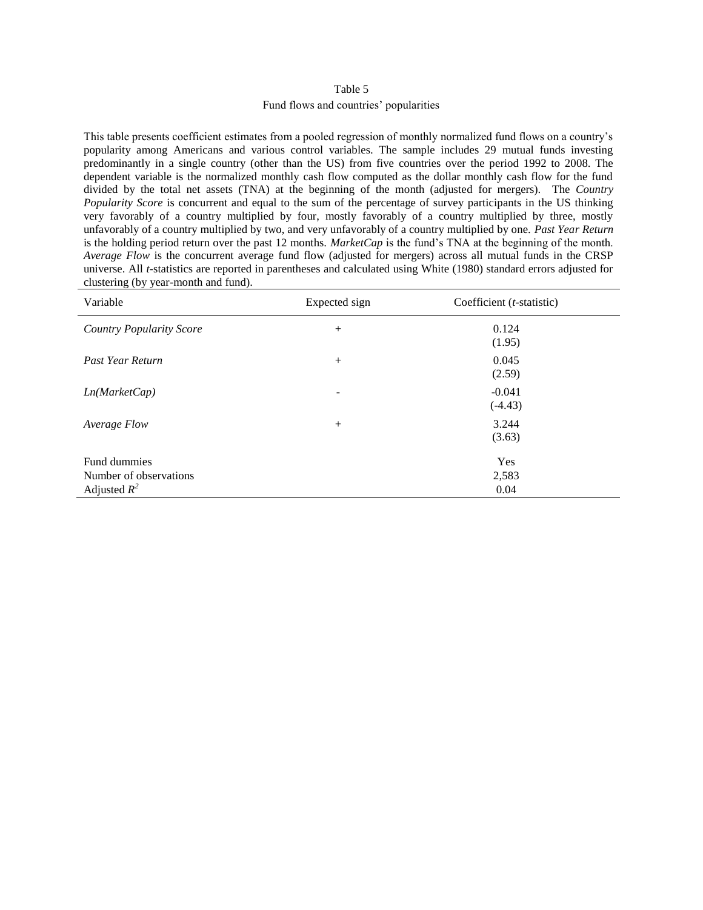Table 5

Fund flows and countries' popularities

This table presents coefficient estimates from a pooled regression of monthly normalized fund flows on a country's popularity among Americans and various control variables. The sample includes 29 mutual funds investing predominantly in a single country (other than the US) from five countries over the period 1992 to 2008. The dependent variable is the normalized monthly cash flow computed as the dollar monthly cash flow for the fund divided by the total net assets (TNA) at the beginning of the month (adjusted for mergers). The *Country Popularity Score* is concurrent and equal to the sum of the percentage of survey participants in the US thinking very favorably of a country multiplied by four, mostly favorably of a country multiplied by three, mostly unfavorably of a country multiplied by two, and very unfavorably of a country multiplied by one. *Past Year Return* is the holding period return over the past 12 months. *MarketCap* is the fund's TNA at the beginning of the month. *Average Flow* is the concurrent average fund flow (adjusted for mergers) across all mutual funds in the CRSP universe. All *t*-statistics are reported in parentheses and calculated using White (1980) standard errors adjusted for clustering (by year-month and fund).

| Variable | Expected sign | Coefficient (*t*-statistic) |
|---|---|---|
| *Country Popularity Score* | + | 0.124<br>(1.95) |
| *Past Year Return* | + | 0.045<br>(2.59) |
| *Ln(MarketCap)* | - | -0.041<br>(-4.43) |
| *Average Flow* | + | 3.244<br>(3.63) |
| Fund dummies | | Yes |
| Number of observations | | 2,583 |
| Adjusted $R^2$ | | 0.04 |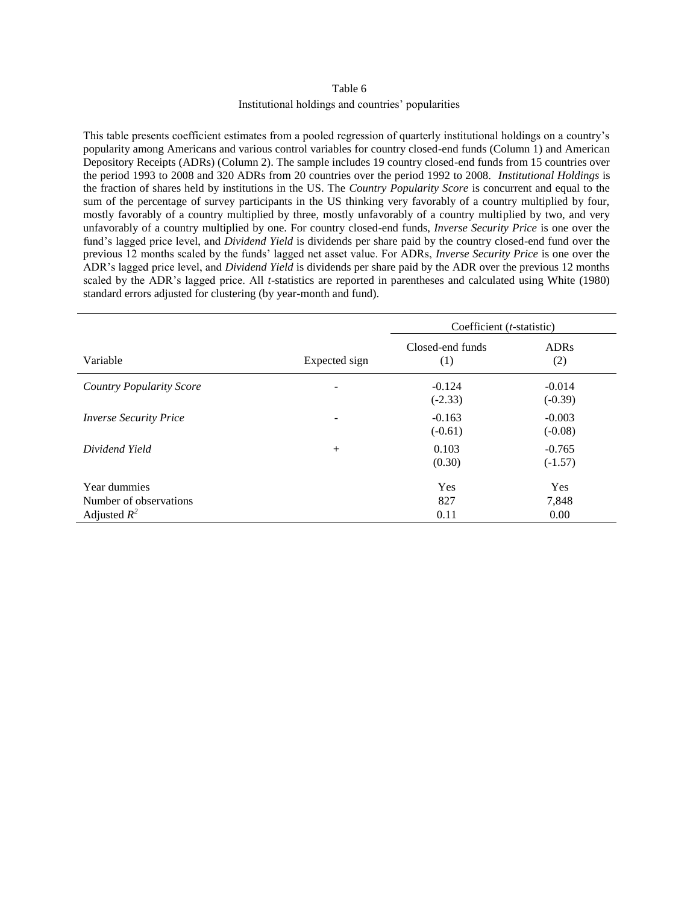Table 6

Institutional holdings and countries' popularities

This table presents coefficient estimates from a pooled regression of quarterly institutional holdings on a country's popularity among Americans and various control variables for country closed-end funds (Column 1) and American Depository Receipts (ADRs) (Column 2). The sample includes 19 country closed-end funds from 15 countries over the period 1993 to 2008 and 320 ADRs from 20 countries over the period 1992 to 2008. *Institutional Holdings* is the fraction of shares held by institutions in the US. The *Country Popularity Score* is concurrent and equal to the sum of the percentage of survey participants in the US thinking very favorably of a country multiplied by four, mostly favorably of a country multiplied by three, mostly unfavorably of a country multiplied by two, and very unfavorably of a country multiplied by one. For country closed-end funds, *Inverse Security Price* is one over the fund's lagged price level, and *Dividend Yield* is dividends per share paid by the country closed-end fund over the previous 12 months scaled by the funds' lagged net asset value. For ADRs, *Inverse Security Price* is one over the ADR's lagged price level, and *Dividend Yield* is dividends per share paid by the ADR over the previous 12 months scaled by the ADR's lagged price. All *t*-statistics are reported in parentheses and calculated using White (1980) standard errors adjusted for clustering (by year-month and fund).

| | | Coefficient (*t*-statistic) | |
|---|---|---|---|
| Variable | Expected sign | Closed-end funds (1) | ADRs (2) |
| *Country Popularity Score* | - | -0.124 | -0.014 |
| | | (-2.33) | (-0.39) |
| *Inverse Security Price* | - | -0.163 | -0.003 |
| | | (-0.61) | (-0.08) |
| *Dividend Yield* | + | 0.103 | -0.765 |
| | | (0.30) | (-1.57) |
| Year dummies | | Yes | Yes |
| Number of observations | | 827 | 7,848 |
| Adjusted $R^2$ | | 0.11 | 0.00 |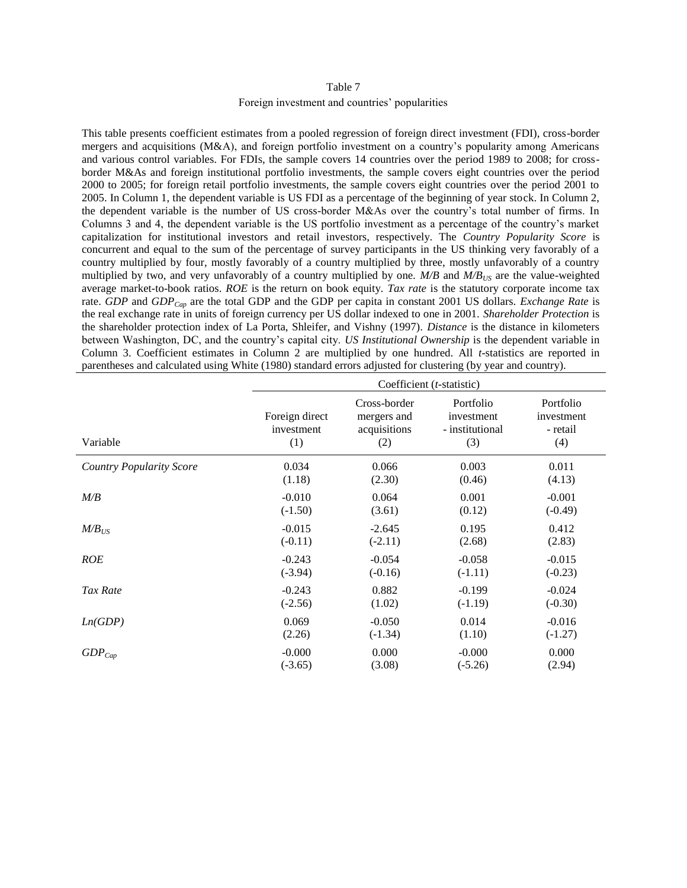Table 7

Foreign investment and countries' popularities

This table presents coefficient estimates from a pooled regression of foreign direct investment (FDI), cross-border mergers and acquisitions (M&A), and foreign portfolio investment on a country's popularity among Americans and various control variables. For FDIs, the sample covers 14 countries over the period 1989 to 2008; for cross-border M&As and foreign institutional portfolio investments, the sample covers eight countries over the period 2000 to 2005; for foreign retail portfolio investments, the sample covers eight countries over the period 2001 to 2005. In Column 1, the dependent variable is US FDI as a percentage of the beginning of year stock. In Column 2, the dependent variable is the number of US cross-border M&As over the country's total number of firms. In Columns 3 and 4, the dependent variable is the US portfolio investment as a percentage of the country's market capitalization for institutional investors and retail investors, respectively. The *Country Popularity Score* is concurrent and equal to the sum of the percentage of survey participants in the US thinking very favorably of a country multiplied by four, mostly favorably of a country multiplied by three, mostly unfavorably of a country multiplied by two, and very unfavorably of a country multiplied by one. *M/B* and $M/B_{US}$ are the value-weighted average market-to-book ratios. *ROE* is the return on book equity. *Tax rate* is the statutory corporate income tax rate. *GDP* and $GDP_{Cap}$ are the total GDP and the GDP per capita in constant 2001 US dollars. *Exchange Rate* is the real exchange rate in units of foreign currency per US dollar indexed to one in 2001. *Shareholder Protection* is the shareholder protection index of La Porta, Shleifer, and Vishny (1997). *Distance* is the distance in kilometers between Washington, DC, and the country's capital city. *US Institutional Ownership* is the dependent variable in Column 3. Coefficient estimates in Column 2 are multiplied by one hundred. All *t*-statistics are reported in parentheses and calculated using White (1980) standard errors adjusted for clustering (by year and country).

| | Coefficient (*t*-statistic) | | | |
|---|---|---|---|---|
| Variable | Foreign direct investment (1) | Cross-border mergers and acquisitions (2) | Portfolio investment - institutional (3) | Portfolio investment - retail (4) |
| *Country Popularity Score* | 0.034 | 0.066 | 0.003 | 0.011 |
| | (1.18) | (2.30) | (0.46) | (4.13) |
| *M/B* | -0.010 | 0.064 | 0.001 | -0.001 |
| | (-1.50) | (3.61) | (0.12) | (-0.49) |
| $M/B_{US}$ | -0.015 | -2.645 | 0.195 | 0.412 |
| | (-0.11) | (-2.11) | (2.68) | (2.83) |
| *ROE* | -0.243 | -0.054 | -0.058 | -0.015 |
| | (-3.94) | (-0.16) | (-1.11) | (-0.23) |
| *Tax Rate* | -0.243 | 0.882 | -0.199 | -0.024 |
| | (-2.56) | (1.02) | (-1.19) | (-0.30) |
| *Ln(GDP)* | 0.069 | -0.050 | 0.014 | -0.016 |
| | (2.26) | (-1.34) | (1.10) | (-1.27) |
| $GDP_{Cap}$ | -0.000 | 0.000 | -0.000 | 0.000 |
| | (-3.65) | (3.08) | (-5.26) | (2.94) |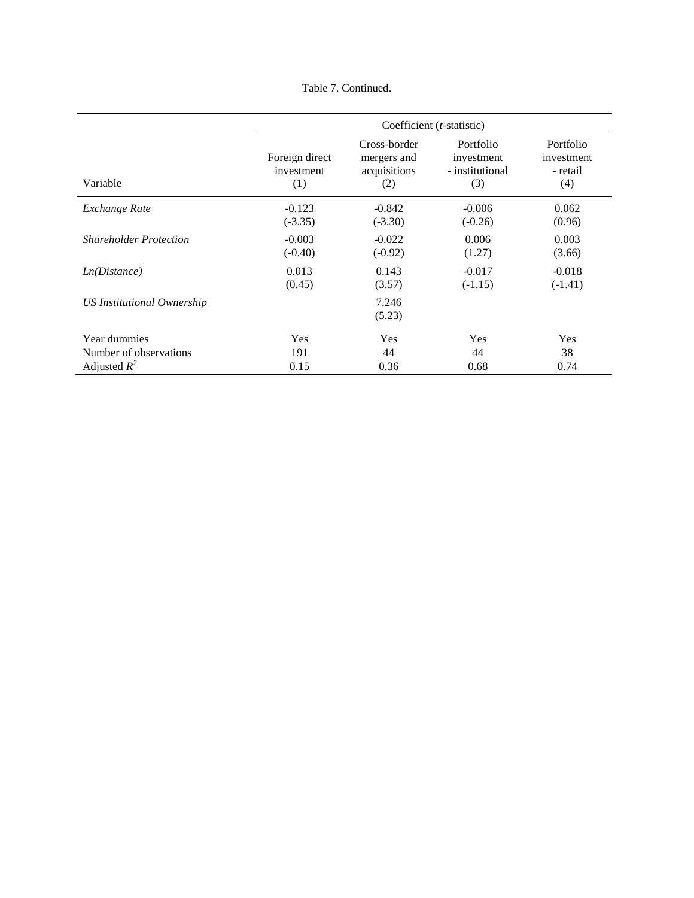Table 7. Continued.

| | Coefficient (*t*-statistic) | | | |
|---|---|---|---|---|
| Variable | Foreign direct investment (1) | Cross-border mergers and acquisitions (2) | Portfolio investment - institutional (3) | Portfolio investment - retail (4) |
| *Exchange Rate* | -0.123 | -0.842 | -0.006 | 0.062 |
| | (-3.35) | (-3.30) | (-0.26) | (0.96) |
| *Shareholder Protection* | -0.003 | -0.022 | 0.006 | 0.003 |
| | (-0.40) | (-0.92) | (1.27) | (3.66) |
| *Ln(Distance)* | 0.013 | 0.143 | -0.017 | -0.018 |
| | (0.45) | (3.57) | (-1.15) | (-1.41) |
| *US Institutional Ownership* | | 7.246 | | |
| | | (5.23) | | |
| Year dummies | Yes | Yes | Yes | Yes |
| Number of observations | 191 | 44 | 44 | 38 |
| Adjusted $R^2$ | 0.15 | 0.36 | 0.68 | 0.74 |